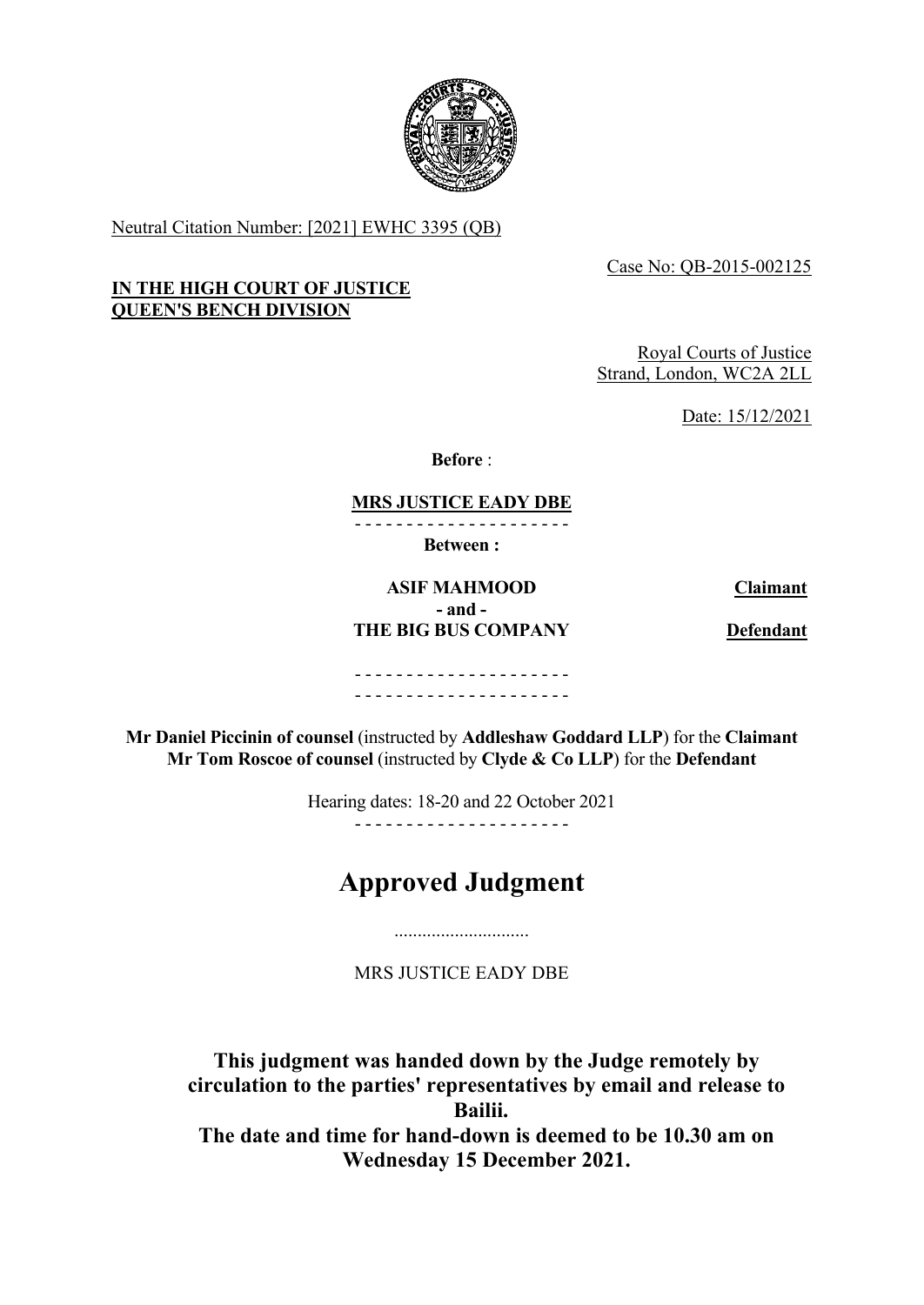Neutral Citation Number: [2021] EWHC 3395 (QB)

Case No: QB-2015-002125

**IN THE HIGH COURT OF JUSTICE**
**QUEEN'S BENCH DIVISION**

Royal Courts of Justice
Strand, London, WC2A 2LL

Date: 15/12/2021

**Before** :

**MRS JUSTICE EADY DBE**

- - - - - - - - - - - - - - - - - - - - -

**Between :**

| | | |
|---|---|---|
| **ASIF MAHMOOD** | | **Claimant** |
| **- and -** | | |
| **THE BIG BUS COMPANY** | | **Defendant** |

- - - - - - - - - - - - - - - - - - - - -
- - - - - - - - - - - - - - - - - - - - -

**Mr Daniel Piccinin of counsel** (instructed by **Addleshaw Goddard LLP**) for the **Claimant**
**Mr Tom Roscoe of counsel** (instructed by **Clyde & Co LLP**) for the **Defendant**

Hearing dates: 18-20 and 22 October 2021

- - - - - - - - - - - - - - - - - - - - -

# Approved Judgment

.............................

MRS JUSTICE EADY DBE

**This judgment was handed down by the Judge remotely by circulation to the parties' representatives by email and release to Bailii.**
**The date and time for hand-down is deemed to be 10.30 am on Wednesday 15 December 2021.**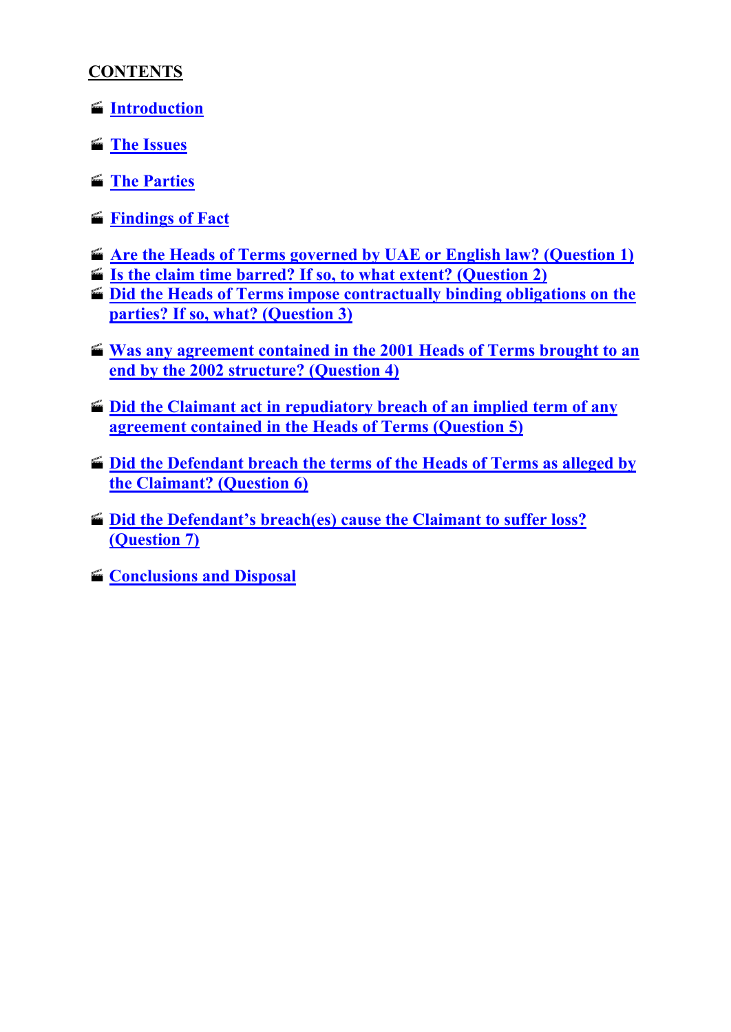**CONTENTS**

- **Introduction**
- **The Issues**
- **The Parties**
- **Findings of Fact**
- **Are the Heads of Terms governed by UAE or English law? (Question 1)**
- **Is the claim time barred? If so, to what extent? (Question 2)**
- **Did the Heads of Terms impose contractually binding obligations on the parties? If so, what? (Question 3)**
- **Was any agreement contained in the 2001 Heads of Terms brought to an end by the 2002 structure? (Question 4)**
- **Did the Claimant act in repudiatory breach of an implied term of any agreement contained in the Heads of Terms (Question 5)**
- **Did the Defendant breach the terms of the Heads of Terms as alleged by the Claimant? (Question 6)**
- **Did the Defendant's breach(es) cause the Claimant to suffer loss? (Question 7)**
- **Conclusions and Disposal**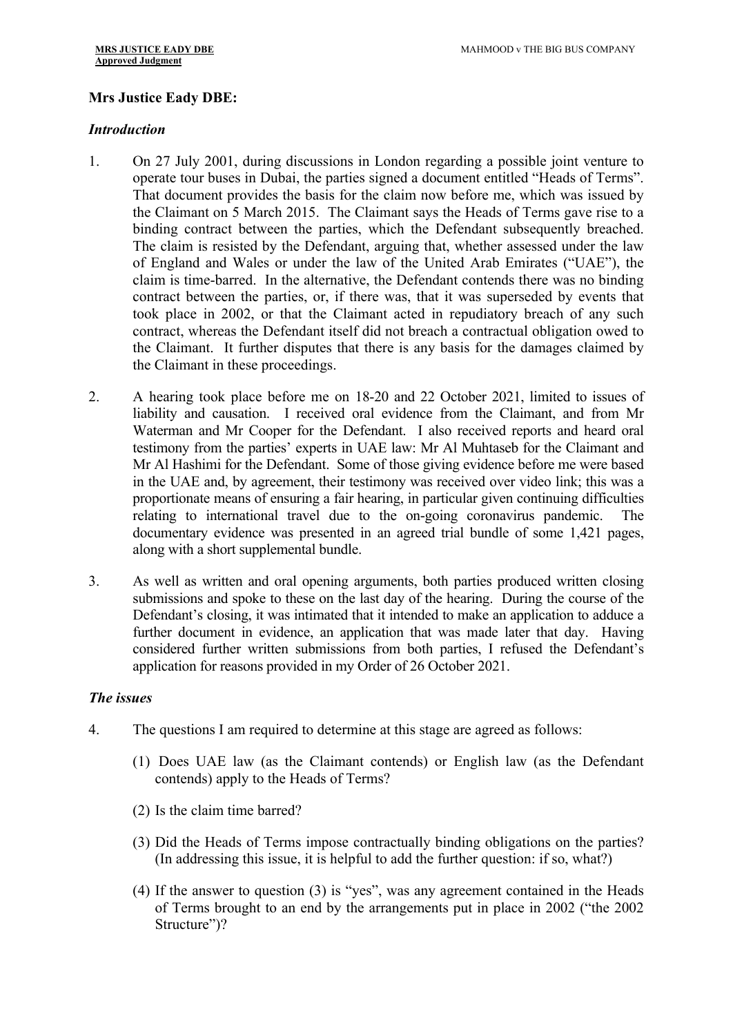**Mrs Justice Eady DBE:**

***Introduction***

1. On 27 July 2001, during discussions in London regarding a possible joint venture to operate tour buses in Dubai, the parties signed a document entitled "Heads of Terms". That document provides the basis for the claim now before me, which was issued by the Claimant on 5 March 2015. The Claimant says the Heads of Terms gave rise to a binding contract between the parties, which the Defendant subsequently breached. The claim is resisted by the Defendant, arguing that, whether assessed under the law of England and Wales or under the law of the United Arab Emirates ("UAE"), the claim is time-barred. In the alternative, the Defendant contends there was no binding contract between the parties, or, if there was, that it was superseded by events that took place in 2002, or that the Claimant acted in repudiatory breach of any such contract, whereas the Defendant itself did not breach a contractual obligation owed to the Claimant. It further disputes that there is any basis for the damages claimed by the Claimant in these proceedings.

2. A hearing took place before me on 18-20 and 22 October 2021, limited to issues of liability and causation. I received oral evidence from the Claimant, and from Mr Waterman and Mr Cooper for the Defendant. I also received reports and heard oral testimony from the parties' experts in UAE law: Mr Al Muhtaseb for the Claimant and Mr Al Hashimi for the Defendant. Some of those giving evidence before me were based in the UAE and, by agreement, their testimony was received over video link; this was a proportionate means of ensuring a fair hearing, in particular given continuing difficulties relating to international travel due to the on-going coronavirus pandemic. The documentary evidence was presented in an agreed trial bundle of some 1,421 pages, along with a short supplemental bundle.

3. As well as written and oral opening arguments, both parties produced written closing submissions and spoke to these on the last day of the hearing. During the course of the Defendant's closing, it was intimated that it intended to make an application to adduce a further document in evidence, an application that was made later that day. Having considered further written submissions from both parties, I refused the Defendant's application for reasons provided in my Order of 26 October 2021.

***The issues***

4. The questions I am required to determine at this stage are agreed as follows:

   (1) Does UAE law (as the Claimant contends) or English law (as the Defendant contends) apply to the Heads of Terms?

   (2) Is the claim time barred?

   (3) Did the Heads of Terms impose contractually binding obligations on the parties? (In addressing this issue, it is helpful to add the further question: if so, what?)

   (4) If the answer to question (3) is "yes", was any agreement contained in the Heads of Terms brought to an end by the arrangements put in place in 2002 ("the 2002 Structure")?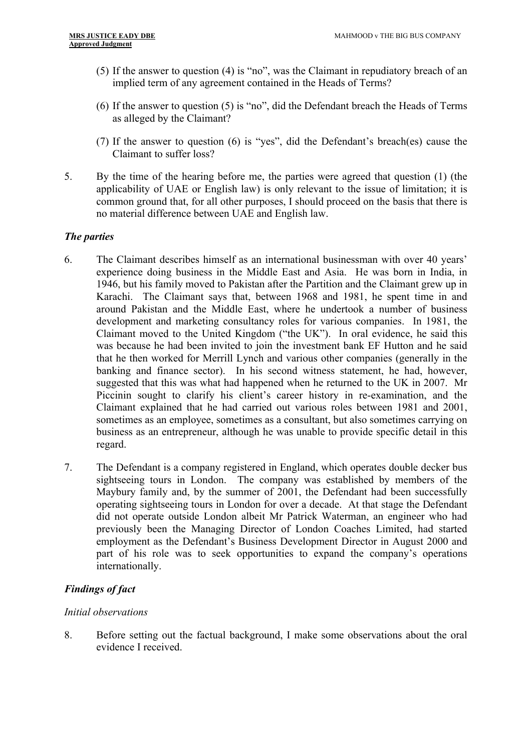(5) If the answer to question (4) is "no", was the Claimant in repudiatory breach of an implied term of any agreement contained in the Heads of Terms?

(6) If the answer to question (5) is "no", did the Defendant breach the Heads of Terms as alleged by the Claimant?

(7) If the answer to question (6) is "yes", did the Defendant's breach(es) cause the Claimant to suffer loss?

5. By the time of the hearing before me, the parties were agreed that question (1) (the applicability of UAE or English law) is only relevant to the issue of limitation; it is common ground that, for all other purposes, I should proceed on the basis that there is no material difference between UAE and English law.

### *The parties*

6. The Claimant describes himself as an international businessman with over 40 years' experience doing business in the Middle East and Asia. He was born in India, in 1946, but his family moved to Pakistan after the Partition and the Claimant grew up in Karachi. The Claimant says that, between 1968 and 1981, he spent time in and around Pakistan and the Middle East, where he undertook a number of business development and marketing consultancy roles for various companies. In 1981, the Claimant moved to the United Kingdom ("the UK"). In oral evidence, he said this was because he had been invited to join the investment bank EF Hutton and he said that he then worked for Merrill Lynch and various other companies (generally in the banking and finance sector). In his second witness statement, he had, however, suggested that this was what had happened when he returned to the UK in 2007. Mr Piccinin sought to clarify his client's career history in re-examination, and the Claimant explained that he had carried out various roles between 1981 and 2001, sometimes as an employee, sometimes as a consultant, but also sometimes carrying on business as an entrepreneur, although he was unable to provide specific detail in this regard.

7. The Defendant is a company registered in England, which operates double decker bus sightseeing tours in London. The company was established by members of the Maybury family and, by the summer of 2001, the Defendant had been successfully operating sightseeing tours in London for over a decade. At that stage the Defendant did not operate outside London albeit Mr Patrick Waterman, an engineer who had previously been the Managing Director of London Coaches Limited, had started employment as the Defendant's Business Development Director in August 2000 and part of his role was to seek opportunities to expand the company's operations internationally.

### *Findings of fact*

#### *Initial observations*

8. Before setting out the factual background, I make some observations about the oral evidence I received.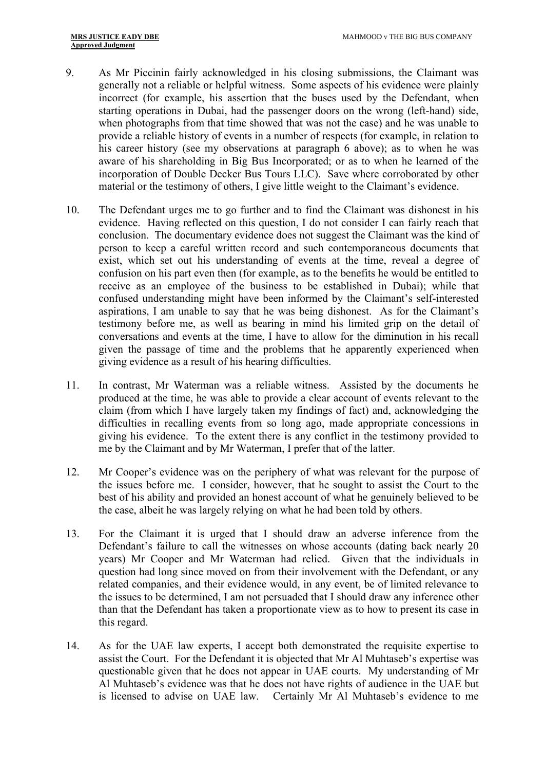9. As Mr Piccinin fairly acknowledged in his closing submissions, the Claimant was generally not a reliable or helpful witness. Some aspects of his evidence were plainly incorrect (for example, his assertion that the buses used by the Defendant, when starting operations in Dubai, had the passenger doors on the wrong (left-hand) side, when photographs from that time showed that was not the case) and he was unable to provide a reliable history of events in a number of respects (for example, in relation to his career history (see my observations at paragraph 6 above); as to when he was aware of his shareholding in Big Bus Incorporated; or as to when he learned of the incorporation of Double Decker Bus Tours LLC). Save where corroborated by other material or the testimony of others, I give little weight to the Claimant's evidence.

10. The Defendant urges me to go further and to find the Claimant was dishonest in his evidence. Having reflected on this question, I do not consider I can fairly reach that conclusion. The documentary evidence does not suggest the Claimant was the kind of person to keep a careful written record and such contemporaneous documents that exist, which set out his understanding of events at the time, reveal a degree of confusion on his part even then (for example, as to the benefits he would be entitled to receive as an employee of the business to be established in Dubai); while that confused understanding might have been informed by the Claimant's self-interested aspirations, I am unable to say that he was being dishonest. As for the Claimant's testimony before me, as well as bearing in mind his limited grip on the detail of conversations and events at the time, I have to allow for the diminution in his recall given the passage of time and the problems that he apparently experienced when giving evidence as a result of his hearing difficulties.

11. In contrast, Mr Waterman was a reliable witness. Assisted by the documents he produced at the time, he was able to provide a clear account of events relevant to the claim (from which I have largely taken my findings of fact) and, acknowledging the difficulties in recalling events from so long ago, made appropriate concessions in giving his evidence. To the extent there is any conflict in the testimony provided to me by the Claimant and by Mr Waterman, I prefer that of the latter.

12. Mr Cooper's evidence was on the periphery of what was relevant for the purpose of the issues before me. I consider, however, that he sought to assist the Court to the best of his ability and provided an honest account of what he genuinely believed to be the case, albeit he was largely relying on what he had been told by others.

13. For the Claimant it is urged that I should draw an adverse inference from the Defendant's failure to call the witnesses on whose accounts (dating back nearly 20 years) Mr Cooper and Mr Waterman had relied. Given that the individuals in question had long since moved on from their involvement with the Defendant, or any related companies, and their evidence would, in any event, be of limited relevance to the issues to be determined, I am not persuaded that I should draw any inference other than that the Defendant has taken a proportionate view as to how to present its case in this regard.

14. As for the UAE law experts, I accept both demonstrated the requisite expertise to assist the Court. For the Defendant it is objected that Mr Al Muhtaseb's expertise was questionable given that he does not appear in UAE courts. My understanding of Mr Al Muhtaseb's evidence was that he does not have rights of audience in the UAE but is licensed to advise on UAE law. Certainly Mr Al Muhtaseb's evidence to me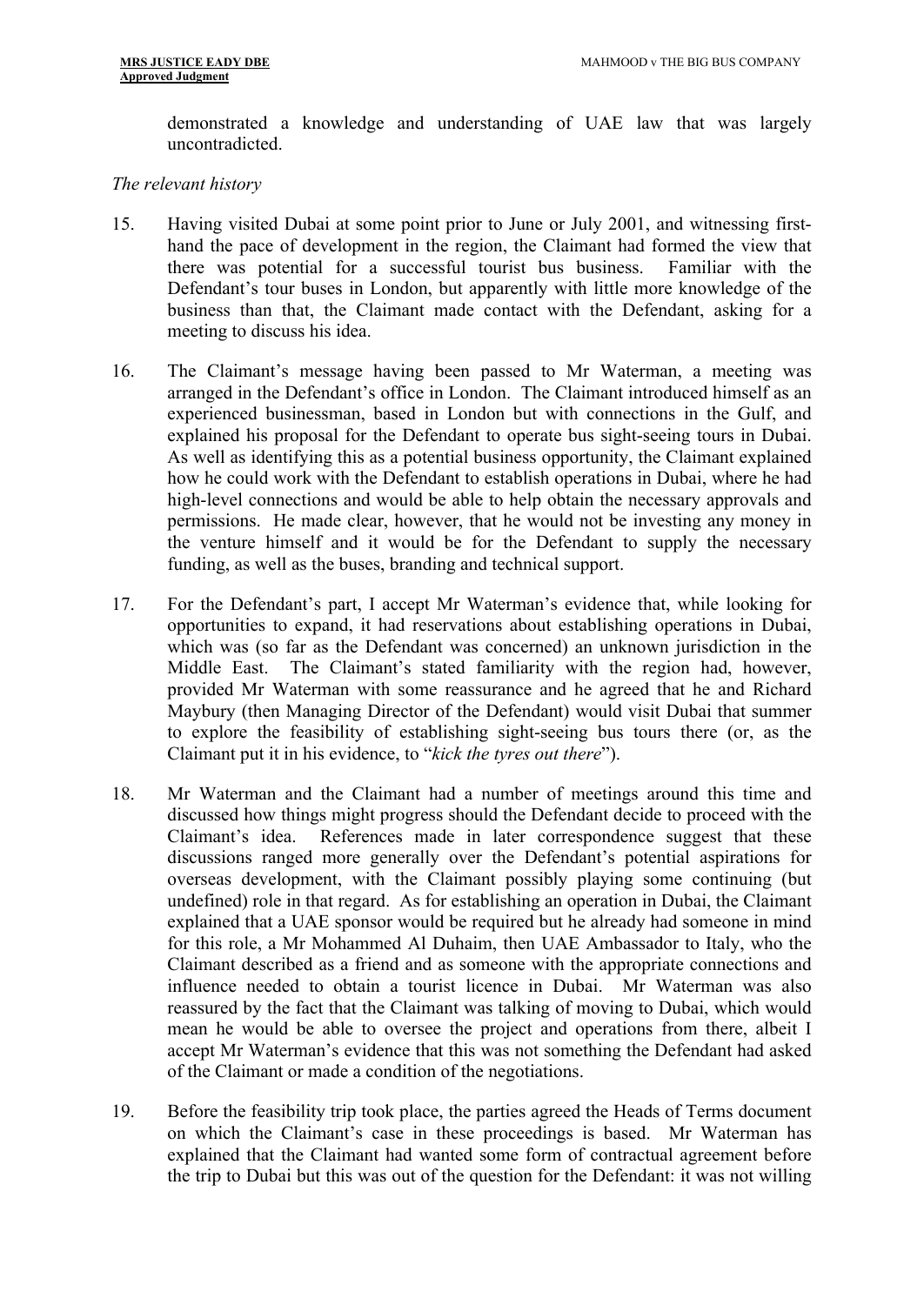demonstrated a knowledge and understanding of UAE law that was largely uncontradicted.

*The relevant history*

15. Having visited Dubai at some point prior to June or July 2001, and witnessing first-hand the pace of development in the region, the Claimant had formed the view that there was potential for a successful tourist bus business. Familiar with the Defendant's tour buses in London, but apparently with little more knowledge of the business than that, the Claimant made contact with the Defendant, asking for a meeting to discuss his idea.

16. The Claimant's message having been passed to Mr Waterman, a meeting was arranged in the Defendant's office in London. The Claimant introduced himself as an experienced businessman, based in London but with connections in the Gulf, and explained his proposal for the Defendant to operate bus sight-seeing tours in Dubai. As well as identifying this as a potential business opportunity, the Claimant explained how he could work with the Defendant to establish operations in Dubai, where he had high-level connections and would be able to help obtain the necessary approvals and permissions. He made clear, however, that he would not be investing any money in the venture himself and it would be for the Defendant to supply the necessary funding, as well as the buses, branding and technical support.

17. For the Defendant's part, I accept Mr Waterman's evidence that, while looking for opportunities to expand, it had reservations about establishing operations in Dubai, which was (so far as the Defendant was concerned) an unknown jurisdiction in the Middle East. The Claimant's stated familiarity with the region had, however, provided Mr Waterman with some reassurance and he agreed that he and Richard Maybury (then Managing Director of the Defendant) would visit Dubai that summer to explore the feasibility of establishing sight-seeing bus tours there (or, as the Claimant put it in his evidence, to "*kick the tyres out there*").

18. Mr Waterman and the Claimant had a number of meetings around this time and discussed how things might progress should the Defendant decide to proceed with the Claimant's idea. References made in later correspondence suggest that these discussions ranged more generally over the Defendant's potential aspirations for overseas development, with the Claimant possibly playing some continuing (but undefined) role in that regard. As for establishing an operation in Dubai, the Claimant explained that a UAE sponsor would be required but he already had someone in mind for this role, a Mr Mohammed Al Duhaim, then UAE Ambassador to Italy, who the Claimant described as a friend and as someone with the appropriate connections and influence needed to obtain a tourist licence in Dubai. Mr Waterman was also reassured by the fact that the Claimant was talking of moving to Dubai, which would mean he would be able to oversee the project and operations from there, albeit I accept Mr Waterman's evidence that this was not something the Defendant had asked of the Claimant or made a condition of the negotiations.

19. Before the feasibility trip took place, the parties agreed the Heads of Terms document on which the Claimant's case in these proceedings is based. Mr Waterman has explained that the Claimant had wanted some form of contractual agreement before the trip to Dubai but this was out of the question for the Defendant: it was not willing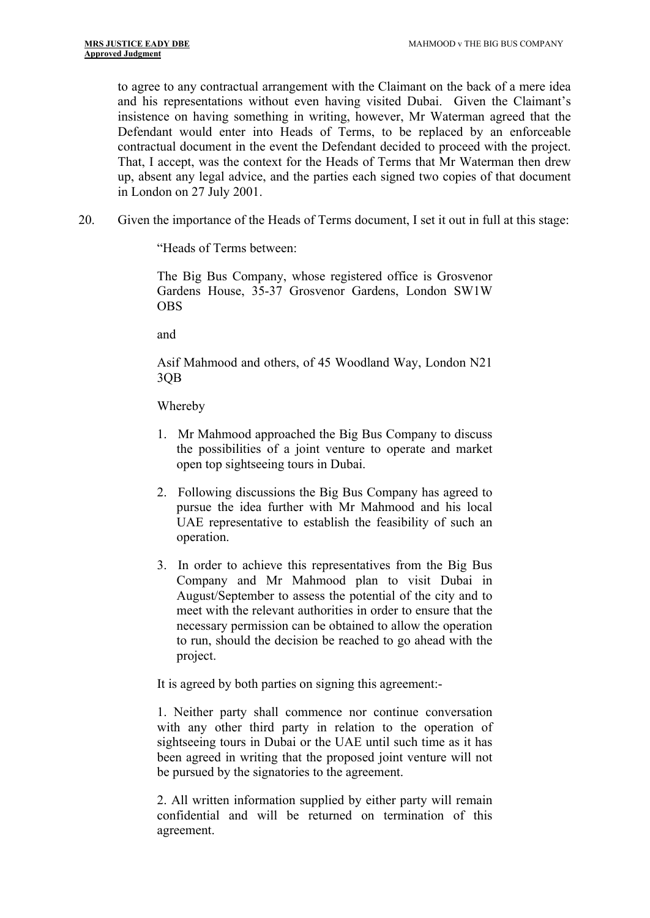to agree to any contractual arrangement with the Claimant on the back of a mere idea and his representations without even having visited Dubai. Given the Claimant's insistence on having something in writing, however, Mr Waterman agreed that the Defendant would enter into Heads of Terms, to be replaced by an enforceable contractual document in the event the Defendant decided to proceed with the project. That, I accept, was the context for the Heads of Terms that Mr Waterman then drew up, absent any legal advice, and the parties each signed two copies of that document in London on 27 July 2001.

20. Given the importance of the Heads of Terms document, I set it out in full at this stage:

> "Heads of Terms between:
>
> The Big Bus Company, whose registered office is Grosvenor Gardens House, 35-37 Grosvenor Gardens, London SW1W OBS
>
> and
>
> Asif Mahmood and others, of 45 Woodland Way, London N21 3QB
>
> Whereby
>
> 1. Mr Mahmood approached the Big Bus Company to discuss the possibilities of a joint venture to operate and market open top sightseeing tours in Dubai.
>
> 2. Following discussions the Big Bus Company has agreed to pursue the idea further with Mr Mahmood and his local UAE representative to establish the feasibility of such an operation.
>
> 3. In order to achieve this representatives from the Big Bus Company and Mr Mahmood plan to visit Dubai in August/September to assess the potential of the city and to meet with the relevant authorities in order to ensure that the necessary permission can be obtained to allow the operation to run, should the decision be reached to go ahead with the project.
>
> It is agreed by both parties on signing this agreement:-
>
> 1. Neither party shall commence nor continue conversation with any other third party in relation to the operation of sightseeing tours in Dubai or the UAE until such time as it has been agreed in writing that the proposed joint venture will not be pursued by the signatories to the agreement.
>
> 2. All written information supplied by either party will remain confidential and will be returned on termination of this agreement.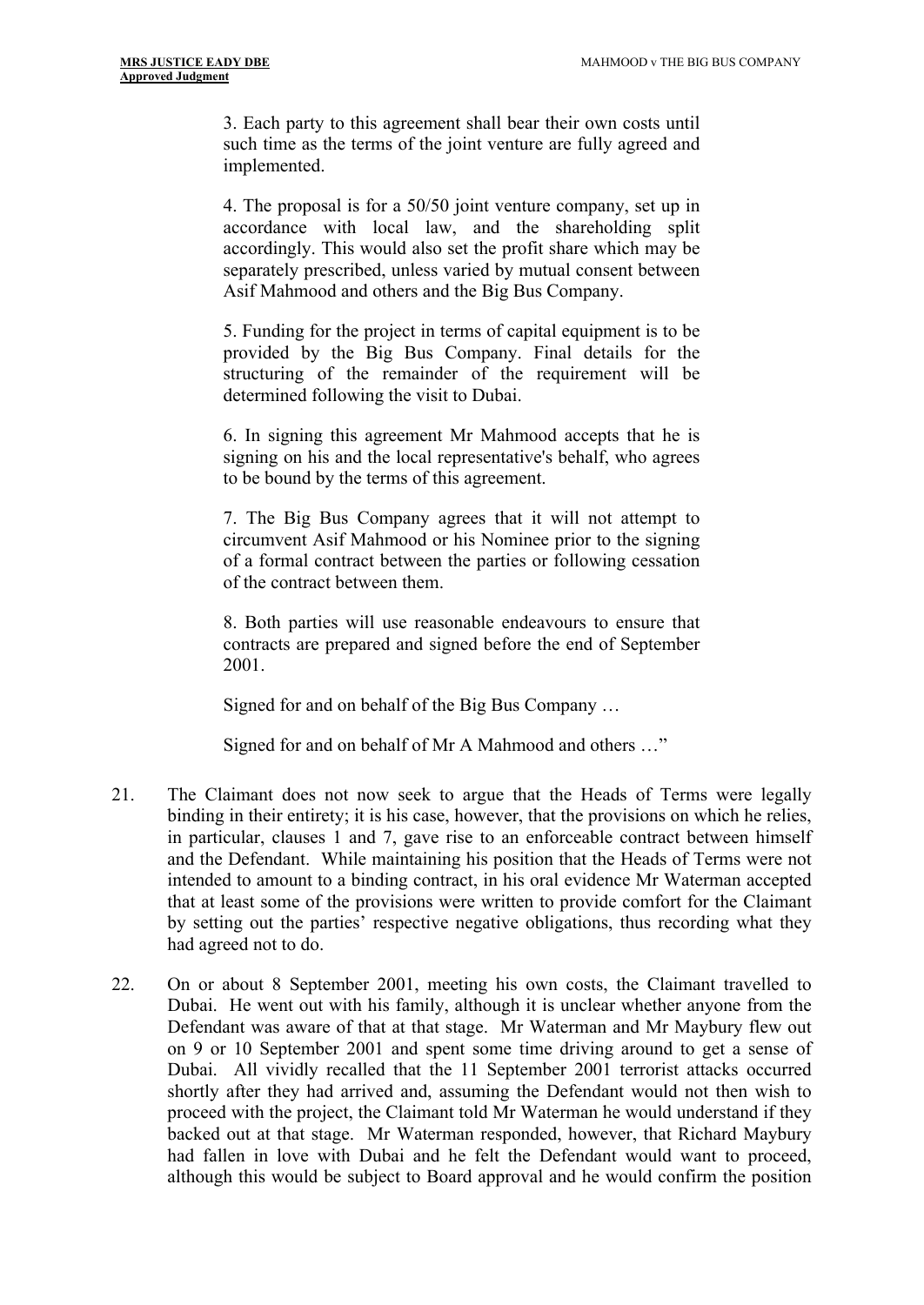> 3. Each party to this agreement shall bear their own costs until such time as the terms of the joint venture are fully agreed and implemented.
>
> 4. The proposal is for a 50/50 joint venture company, set up in accordance with local law, and the shareholding split accordingly. This would also set the profit share which may be separately prescribed, unless varied by mutual consent between Asif Mahmood and others and the Big Bus Company.
>
> 5. Funding for the project in terms of capital equipment is to be provided by the Big Bus Company. Final details for the structuring of the remainder of the requirement will be determined following the visit to Dubai.
>
> 6. In signing this agreement Mr Mahmood accepts that he is signing on his and the local representative's behalf, who agrees to be bound by the terms of this agreement.
>
> 7. The Big Bus Company agrees that it will not attempt to circumvent Asif Mahmood or his Nominee prior to the signing of a formal contract between the parties or following cessation of the contract between them.
>
> 8. Both parties will use reasonable endeavours to ensure that contracts are prepared and signed before the end of September 2001.
>
> Signed for and on behalf of the Big Bus Company …
>
> Signed for and on behalf of Mr A Mahmood and others …"

21. The Claimant does not now seek to argue that the Heads of Terms were legally binding in their entirety; it is his case, however, that the provisions on which he relies, in particular, clauses 1 and 7, gave rise to an enforceable contract between himself and the Defendant. While maintaining his position that the Heads of Terms were not intended to amount to a binding contract, in his oral evidence Mr Waterman accepted that at least some of the provisions were written to provide comfort for the Claimant by setting out the parties' respective negative obligations, thus recording what they had agreed not to do.

22. On or about 8 September 2001, meeting his own costs, the Claimant travelled to Dubai. He went out with his family, although it is unclear whether anyone from the Defendant was aware of that at that stage. Mr Waterman and Mr Maybury flew out on 9 or 10 September 2001 and spent some time driving around to get a sense of Dubai. All vividly recalled that the 11 September 2001 terrorist attacks occurred shortly after they had arrived and, assuming the Defendant would not then wish to proceed with the project, the Claimant told Mr Waterman he would understand if they backed out at that stage. Mr Waterman responded, however, that Richard Maybury had fallen in love with Dubai and he felt the Defendant would want to proceed, although this would be subject to Board approval and he would confirm the position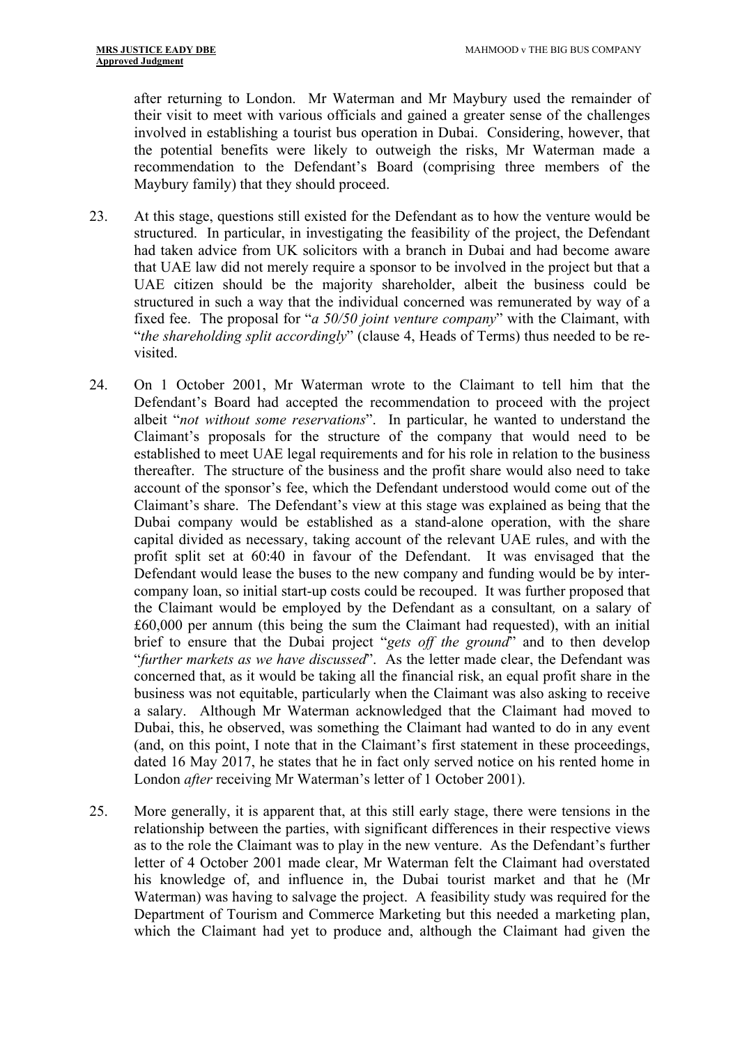after returning to London. Mr Waterman and Mr Maybury used the remainder of their visit to meet with various officials and gained a greater sense of the challenges involved in establishing a tourist bus operation in Dubai. Considering, however, that the potential benefits were likely to outweigh the risks, Mr Waterman made a recommendation to the Defendant's Board (comprising three members of the Maybury family) that they should proceed.

23. At this stage, questions still existed for the Defendant as to how the venture would be structured. In particular, in investigating the feasibility of the project, the Defendant had taken advice from UK solicitors with a branch in Dubai and had become aware that UAE law did not merely require a sponsor to be involved in the project but that a UAE citizen should be the majority shareholder, albeit the business could be structured in such a way that the individual concerned was remunerated by way of a fixed fee. The proposal for "*a 50/50 joint venture company*" with the Claimant, with "*the shareholding split accordingly*" (clause 4, Heads of Terms) thus needed to be re-visited.

24. On 1 October 2001, Mr Waterman wrote to the Claimant to tell him that the Defendant's Board had accepted the recommendation to proceed with the project albeit "*not without some reservations*". In particular, he wanted to understand the Claimant's proposals for the structure of the company that would need to be established to meet UAE legal requirements and for his role in relation to the business thereafter. The structure of the business and the profit share would also need to take account of the sponsor's fee, which the Defendant understood would come out of the Claimant's share. The Defendant's view at this stage was explained as being that the Dubai company would be established as a stand-alone operation, with the share capital divided as necessary, taking account of the relevant UAE rules, and with the profit split set at 60:40 in favour of the Defendant. It was envisaged that the Defendant would lease the buses to the new company and funding would be by inter-company loan, so initial start-up costs could be recouped. It was further proposed that the Claimant would be employed by the Defendant as a consultant, on a salary of £60,000 per annum (this being the sum the Claimant had requested), with an initial brief to ensure that the Dubai project "*gets off the ground*" and to then develop "*further markets as we have discussed*". As the letter made clear, the Defendant was concerned that, as it would be taking all the financial risk, an equal profit share in the business was not equitable, particularly when the Claimant was also asking to receive a salary. Although Mr Waterman acknowledged that the Claimant had moved to Dubai, this, he observed, was something the Claimant had wanted to do in any event (and, on this point, I note that in the Claimant's first statement in these proceedings, dated 16 May 2017, he states that he in fact only served notice on his rented home in London *after* receiving Mr Waterman's letter of 1 October 2001).

25. More generally, it is apparent that, at this still early stage, there were tensions in the relationship between the parties, with significant differences in their respective views as to the role the Claimant was to play in the new venture. As the Defendant's further letter of 4 October 2001 made clear, Mr Waterman felt the Claimant had overstated his knowledge of, and influence in, the Dubai tourist market and that he (Mr Waterman) was having to salvage the project. A feasibility study was required for the Department of Tourism and Commerce Marketing but this needed a marketing plan, which the Claimant had yet to produce and, although the Claimant had given the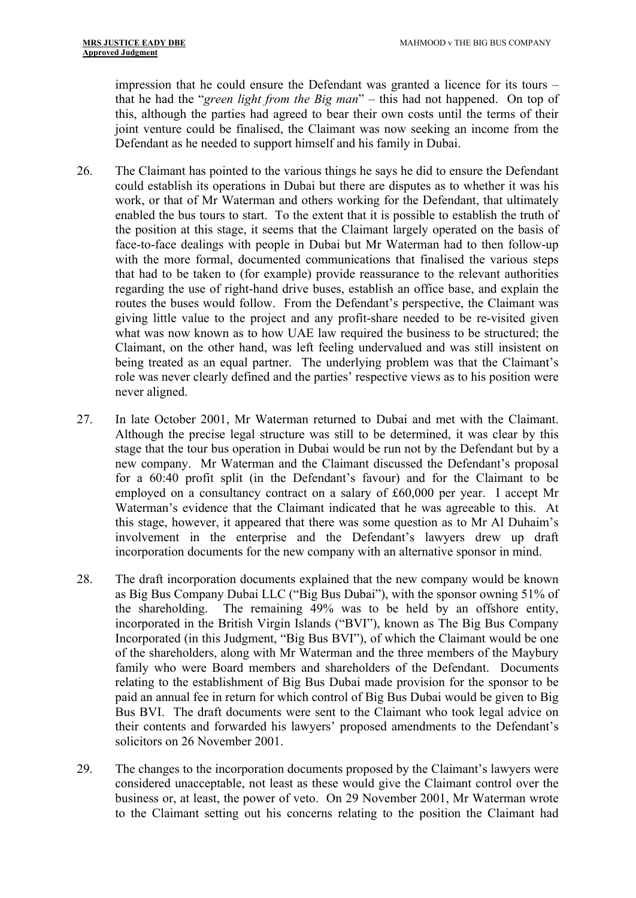impression that he could ensure the Defendant was granted a licence for its tours – that he had the "*green light from the Big man*" – this had not happened. On top of this, although the parties had agreed to bear their own costs until the terms of their joint venture could be finalised, the Claimant was now seeking an income from the Defendant as he needed to support himself and his family in Dubai.

26. The Claimant has pointed to the various things he says he did to ensure the Defendant could establish its operations in Dubai but there are disputes as to whether it was his work, or that of Mr Waterman and others working for the Defendant, that ultimately enabled the bus tours to start. To the extent that it is possible to establish the truth of the position at this stage, it seems that the Claimant largely operated on the basis of face-to-face dealings with people in Dubai but Mr Waterman had to then follow-up with the more formal, documented communications that finalised the various steps that had to be taken to (for example) provide reassurance to the relevant authorities regarding the use of right-hand drive buses, establish an office base, and explain the routes the buses would follow. From the Defendant's perspective, the Claimant was giving little value to the project and any profit-share needed to be re-visited given what was now known as to how UAE law required the business to be structured; the Claimant, on the other hand, was left feeling undervalued and was still insistent on being treated as an equal partner. The underlying problem was that the Claimant's role was never clearly defined and the parties' respective views as to his position were never aligned.

27. In late October 2001, Mr Waterman returned to Dubai and met with the Claimant. Although the precise legal structure was still to be determined, it was clear by this stage that the tour bus operation in Dubai would be run not by the Defendant but by a new company. Mr Waterman and the Claimant discussed the Defendant's proposal for a 60:40 profit split (in the Defendant's favour) and for the Claimant to be employed on a consultancy contract on a salary of £60,000 per year. I accept Mr Waterman's evidence that the Claimant indicated that he was agreeable to this. At this stage, however, it appeared that there was some question as to Mr Al Duhaim's involvement in the enterprise and the Defendant's lawyers drew up draft incorporation documents for the new company with an alternative sponsor in mind.

28. The draft incorporation documents explained that the new company would be known as Big Bus Company Dubai LLC ("Big Bus Dubai"), with the sponsor owning 51% of the shareholding. The remaining 49% was to be held by an offshore entity, incorporated in the British Virgin Islands ("BVI"), known as The Big Bus Company Incorporated (in this Judgment, "Big Bus BVI"), of which the Claimant would be one of the shareholders, along with Mr Waterman and the three members of the Maybury family who were Board members and shareholders of the Defendant. Documents relating to the establishment of Big Bus Dubai made provision for the sponsor to be paid an annual fee in return for which control of Big Bus Dubai would be given to Big Bus BVI. The draft documents were sent to the Claimant who took legal advice on their contents and forwarded his lawyers' proposed amendments to the Defendant's solicitors on 26 November 2001.

29. The changes to the incorporation documents proposed by the Claimant's lawyers were considered unacceptable, not least as these would give the Claimant control over the business or, at least, the power of veto. On 29 November 2001, Mr Waterman wrote to the Claimant setting out his concerns relating to the position the Claimant had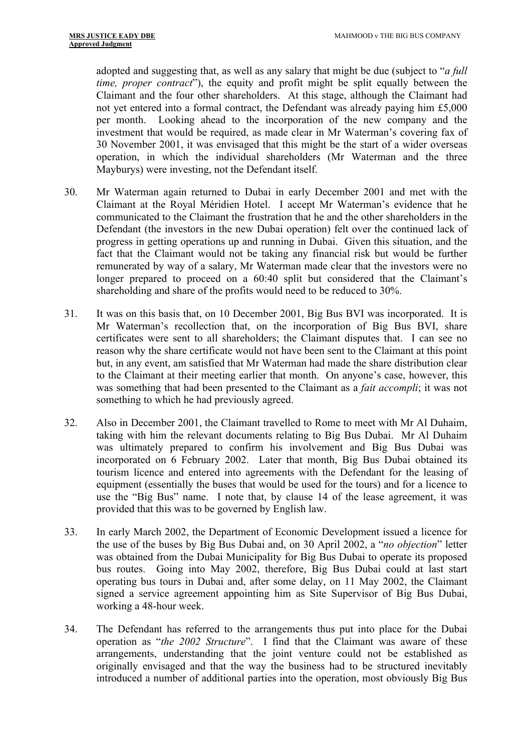adopted and suggesting that, as well as any salary that might be due (subject to "*a full time, proper contract*"), the equity and profit might be split equally between the Claimant and the four other shareholders. At this stage, although the Claimant had not yet entered into a formal contract, the Defendant was already paying him £5,000 per month. Looking ahead to the incorporation of the new company and the investment that would be required, as made clear in Mr Waterman's covering fax of 30 November 2001, it was envisaged that this might be the start of a wider overseas operation, in which the individual shareholders (Mr Waterman and the three Mayburys) were investing, not the Defendant itself.

30. Mr Waterman again returned to Dubai in early December 2001 and met with the Claimant at the Royal Méridien Hotel. I accept Mr Waterman's evidence that he communicated to the Claimant the frustration that he and the other shareholders in the Defendant (the investors in the new Dubai operation) felt over the continued lack of progress in getting operations up and running in Dubai. Given this situation, and the fact that the Claimant would not be taking any financial risk but would be further remunerated by way of a salary, Mr Waterman made clear that the investors were no longer prepared to proceed on a 60:40 split but considered that the Claimant's shareholding and share of the profits would need to be reduced to 30%.

31. It was on this basis that, on 10 December 2001, Big Bus BVI was incorporated. It is Mr Waterman's recollection that, on the incorporation of Big Bus BVI, share certificates were sent to all shareholders; the Claimant disputes that. I can see no reason why the share certificate would not have been sent to the Claimant at this point but, in any event, am satisfied that Mr Waterman had made the share distribution clear to the Claimant at their meeting earlier that month. On anyone's case, however, this was something that had been presented to the Claimant as a *fait accompli*; it was not something to which he had previously agreed.

32. Also in December 2001, the Claimant travelled to Rome to meet with Mr Al Duhaim, taking with him the relevant documents relating to Big Bus Dubai. Mr Al Duhaim was ultimately prepared to confirm his involvement and Big Bus Dubai was incorporated on 6 February 2002. Later that month, Big Bus Dubai obtained its tourism licence and entered into agreements with the Defendant for the leasing of equipment (essentially the buses that would be used for the tours) and for a licence to use the "Big Bus" name. I note that, by clause 14 of the lease agreement, it was provided that this was to be governed by English law.

33. In early March 2002, the Department of Economic Development issued a licence for the use of the buses by Big Bus Dubai and, on 30 April 2002, a "*no objection*" letter was obtained from the Dubai Municipality for Big Bus Dubai to operate its proposed bus routes. Going into May 2002, therefore, Big Bus Dubai could at last start operating bus tours in Dubai and, after some delay, on 11 May 2002, the Claimant signed a service agreement appointing him as Site Supervisor of Big Bus Dubai, working a 48-hour week.

34. The Defendant has referred to the arrangements thus put into place for the Dubai operation as "*the 2002 Structure*". I find that the Claimant was aware of these arrangements, understanding that the joint venture could not be established as originally envisaged and that the way the business had to be structured inevitably introduced a number of additional parties into the operation, most obviously Big Bus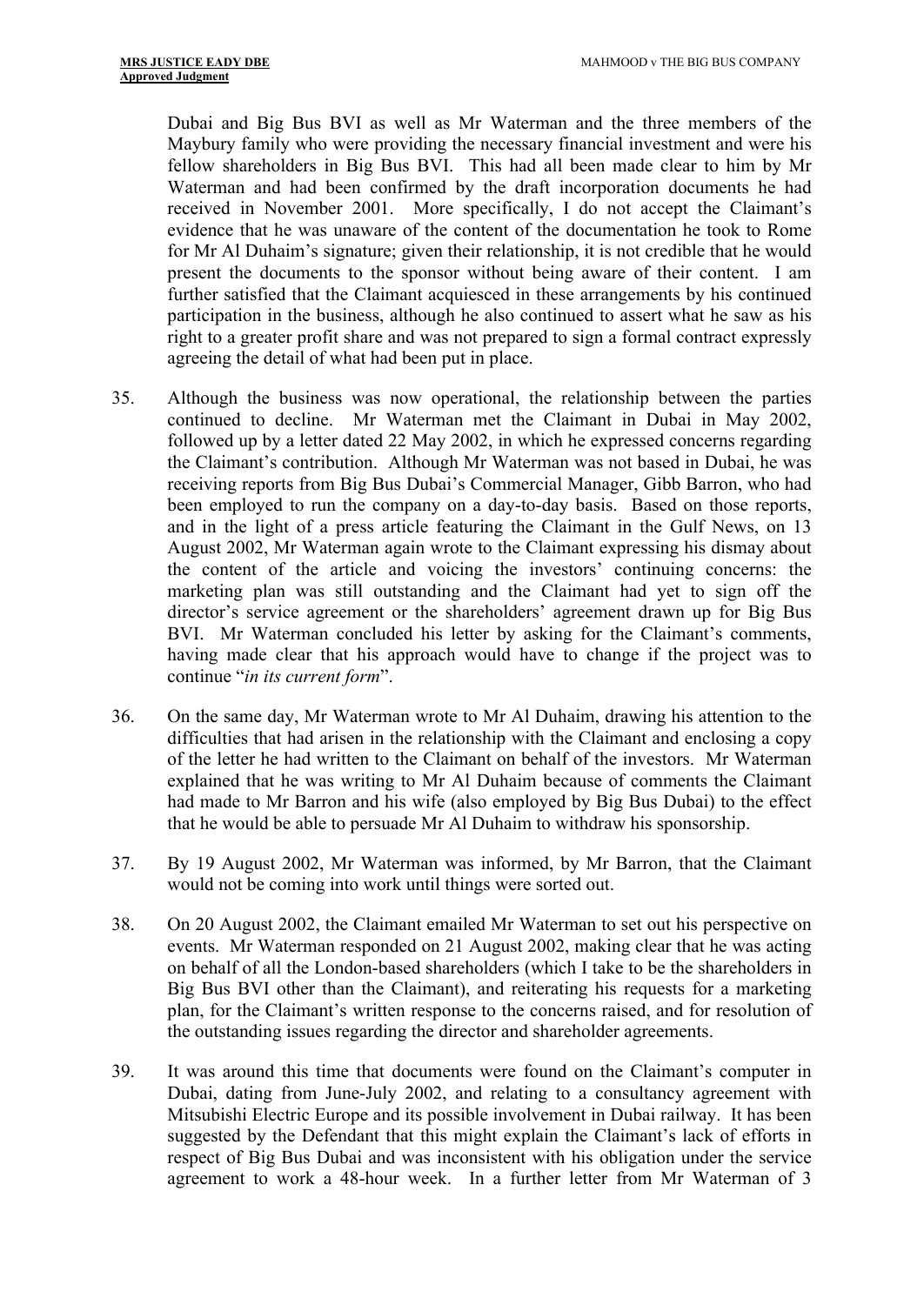Dubai and Big Bus BVI as well as Mr Waterman and the three members of the Maybury family who were providing the necessary financial investment and were his fellow shareholders in Big Bus BVI. This had all been made clear to him by Mr Waterman and had been confirmed by the draft incorporation documents he had received in November 2001. More specifically, I do not accept the Claimant's evidence that he was unaware of the content of the documentation he took to Rome for Mr Al Duhaim's signature; given their relationship, it is not credible that he would present the documents to the sponsor without being aware of their content. I am further satisfied that the Claimant acquiesced in these arrangements by his continued participation in the business, although he also continued to assert what he saw as his right to a greater profit share and was not prepared to sign a formal contract expressly agreeing the detail of what had been put in place.

35. Although the business was now operational, the relationship between the parties continued to decline. Mr Waterman met the Claimant in Dubai in May 2002, followed up by a letter dated 22 May 2002, in which he expressed concerns regarding the Claimant's contribution. Although Mr Waterman was not based in Dubai, he was receiving reports from Big Bus Dubai's Commercial Manager, Gibb Barron, who had been employed to run the company on a day-to-day basis. Based on those reports, and in the light of a press article featuring the Claimant in the Gulf News, on 13 August 2002, Mr Waterman again wrote to the Claimant expressing his dismay about the content of the article and voicing the investors' continuing concerns: the marketing plan was still outstanding and the Claimant had yet to sign off the director's service agreement or the shareholders' agreement drawn up for Big Bus BVI. Mr Waterman concluded his letter by asking for the Claimant's comments, having made clear that his approach would have to change if the project was to continue "*in its current form*".

36. On the same day, Mr Waterman wrote to Mr Al Duhaim, drawing his attention to the difficulties that had arisen in the relationship with the Claimant and enclosing a copy of the letter he had written to the Claimant on behalf of the investors. Mr Waterman explained that he was writing to Mr Al Duhaim because of comments the Claimant had made to Mr Barron and his wife (also employed by Big Bus Dubai) to the effect that he would be able to persuade Mr Al Duhaim to withdraw his sponsorship.

37. By 19 August 2002, Mr Waterman was informed, by Mr Barron, that the Claimant would not be coming into work until things were sorted out.

38. On 20 August 2002, the Claimant emailed Mr Waterman to set out his perspective on events. Mr Waterman responded on 21 August 2002, making clear that he was acting on behalf of all the London-based shareholders (which I take to be the shareholders in Big Bus BVI other than the Claimant), and reiterating his requests for a marketing plan, for the Claimant's written response to the concerns raised, and for resolution of the outstanding issues regarding the director and shareholder agreements.

39. It was around this time that documents were found on the Claimant's computer in Dubai, dating from June-July 2002, and relating to a consultancy agreement with Mitsubishi Electric Europe and its possible involvement in Dubai railway. It has been suggested by the Defendant that this might explain the Claimant's lack of efforts in respect of Big Bus Dubai and was inconsistent with his obligation under the service agreement to work a 48-hour week. In a further letter from Mr Waterman of 3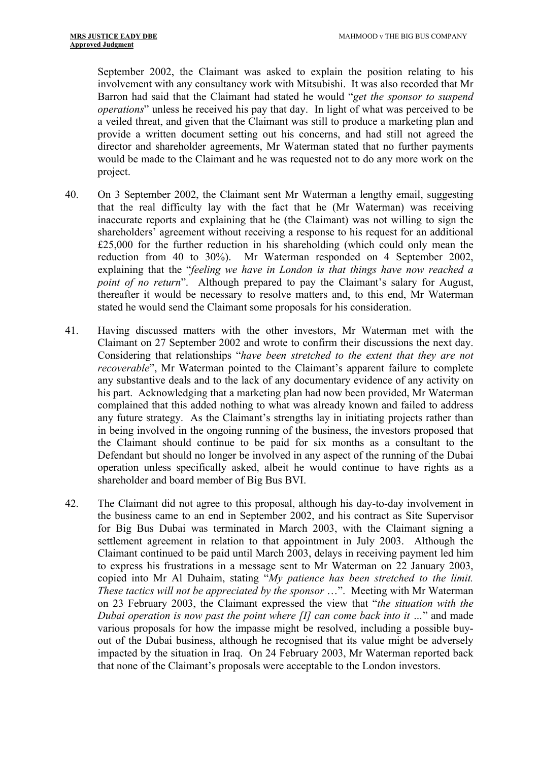September 2002, the Claimant was asked to explain the position relating to his involvement with any consultancy work with Mitsubishi. It was also recorded that Mr Barron had said that the Claimant had stated he would "*get the sponsor to suspend operations*" unless he received his pay that day. In light of what was perceived to be a veiled threat, and given that the Claimant was still to produce a marketing plan and provide a written document setting out his concerns, and had still not agreed the director and shareholder agreements, Mr Waterman stated that no further payments would be made to the Claimant and he was requested not to do any more work on the project.

40. On 3 September 2002, the Claimant sent Mr Waterman a lengthy email, suggesting that the real difficulty lay with the fact that he (Mr Waterman) was receiving inaccurate reports and explaining that he (the Claimant) was not willing to sign the shareholders' agreement without receiving a response to his request for an additional £25,000 for the further reduction in his shareholding (which could only mean the reduction from 40 to 30%). Mr Waterman responded on 4 September 2002, explaining that the "*feeling we have in London is that things have now reached a point of no return*". Although prepared to pay the Claimant's salary for August, thereafter it would be necessary to resolve matters and, to this end, Mr Waterman stated he would send the Claimant some proposals for his consideration.

41. Having discussed matters with the other investors, Mr Waterman met with the Claimant on 27 September 2002 and wrote to confirm their discussions the next day. Considering that relationships "*have been stretched to the extent that they are not recoverable*", Mr Waterman pointed to the Claimant's apparent failure to complete any substantive deals and to the lack of any documentary evidence of any activity on his part. Acknowledging that a marketing plan had now been provided, Mr Waterman complained that this added nothing to what was already known and failed to address any future strategy. As the Claimant's strengths lay in initiating projects rather than in being involved in the ongoing running of the business, the investors proposed that the Claimant should continue to be paid for six months as a consultant to the Defendant but should no longer be involved in any aspect of the running of the Dubai operation unless specifically asked, albeit he would continue to have rights as a shareholder and board member of Big Bus BVI.

42. The Claimant did not agree to this proposal, although his day-to-day involvement in the business came to an end in September 2002, and his contract as Site Supervisor for Big Bus Dubai was terminated in March 2003, with the Claimant signing a settlement agreement in relation to that appointment in July 2003. Although the Claimant continued to be paid until March 2003, delays in receiving payment led him to express his frustrations in a message sent to Mr Waterman on 22 January 2003, copied into Mr Al Duhaim, stating "*My patience has been stretched to the limit. These tactics will not be appreciated by the sponsor* …". Meeting with Mr Waterman on 23 February 2003, the Claimant expressed the view that "*the situation with the Dubai operation is now past the point where [I] can come back into it …*" and made various proposals for how the impasse might be resolved, including a possible buy-out of the Dubai business, although he recognised that its value might be adversely impacted by the situation in Iraq. On 24 February 2003, Mr Waterman reported back that none of the Claimant's proposals were acceptable to the London investors.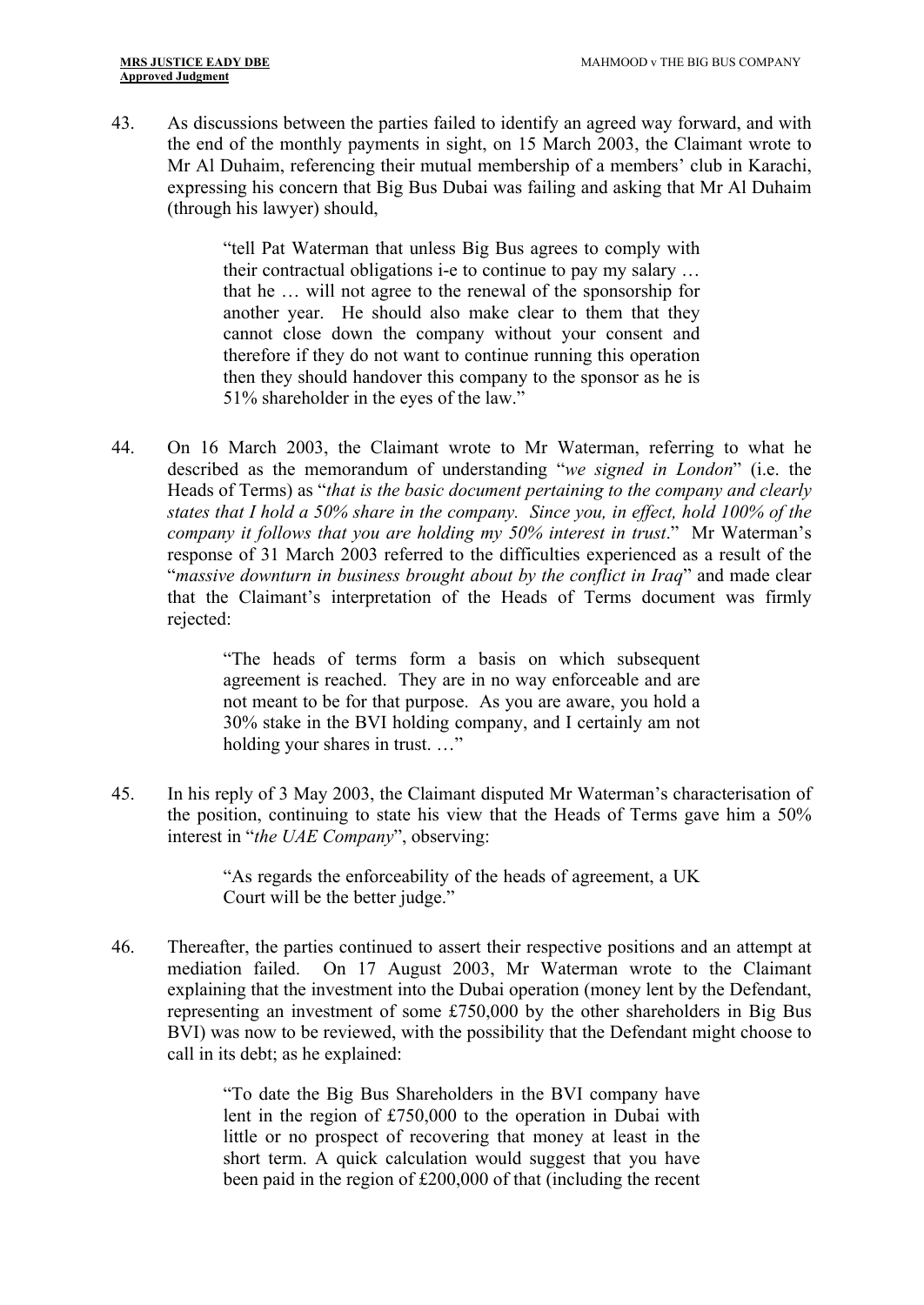43. As discussions between the parties failed to identify an agreed way forward, and with the end of the monthly payments in sight, on 15 March 2003, the Claimant wrote to Mr Al Duhaim, referencing their mutual membership of a members' club in Karachi, expressing his concern that Big Bus Dubai was failing and asking that Mr Al Duhaim (through his lawyer) should,

> "tell Pat Waterman that unless Big Bus agrees to comply with their contractual obligations i-e to continue to pay my salary … that he … will not agree to the renewal of the sponsorship for another year. He should also make clear to them that they cannot close down the company without your consent and therefore if they do not want to continue running this operation then they should handover this company to the sponsor as he is 51% shareholder in the eyes of the law."

44. On 16 March 2003, the Claimant wrote to Mr Waterman, referring to what he described as the memorandum of understanding "*we signed in London*" (i.e. the Heads of Terms) as "*that is the basic document pertaining to the company and clearly states that I hold a 50% share in the company. Since you, in effect, hold 100% of the company it follows that you are holding my 50% interest in trust*." Mr Waterman's response of 31 March 2003 referred to the difficulties experienced as a result of the "*massive downturn in business brought about by the conflict in Iraq*" and made clear that the Claimant's interpretation of the Heads of Terms document was firmly rejected:

> "The heads of terms form a basis on which subsequent agreement is reached. They are in no way enforceable and are not meant to be for that purpose. As you are aware, you hold a 30% stake in the BVI holding company, and I certainly am not holding your shares in trust. …"

45. In his reply of 3 May 2003, the Claimant disputed Mr Waterman's characterisation of the position, continuing to state his view that the Heads of Terms gave him a 50% interest in "*the UAE Company*", observing:

> "As regards the enforceability of the heads of agreement, a UK Court will be the better judge."

46. Thereafter, the parties continued to assert their respective positions and an attempt at mediation failed. On 17 August 2003, Mr Waterman wrote to the Claimant explaining that the investment into the Dubai operation (money lent by the Defendant, representing an investment of some £750,000 by the other shareholders in Big Bus BVI) was now to be reviewed, with the possibility that the Defendant might choose to call in its debt; as he explained:

> "To date the Big Bus Shareholders in the BVI company have lent in the region of £750,000 to the operation in Dubai with little or no prospect of recovering that money at least in the short term. A quick calculation would suggest that you have been paid in the region of £200,000 of that (including the recent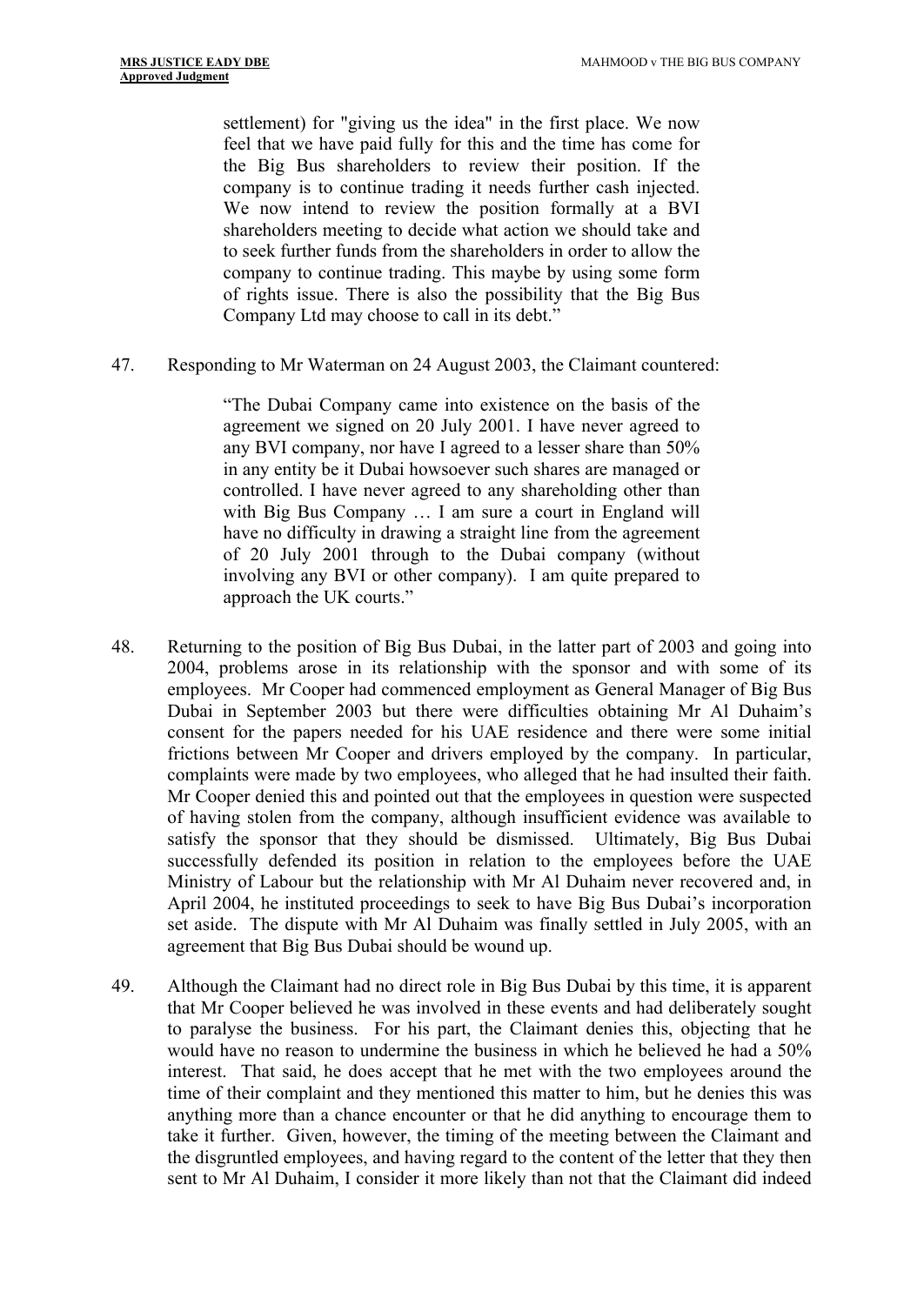> settlement) for "giving us the idea" in the first place. We now feel that we have paid fully for this and the time has come for the Big Bus shareholders to review their position. If the company is to continue trading it needs further cash injected. We now intend to review the position formally at a BVI shareholders meeting to decide what action we should take and to seek further funds from the shareholders in order to allow the company to continue trading. This maybe by using some form of rights issue. There is also the possibility that the Big Bus Company Ltd may choose to call in its debt."

47. Responding to Mr Waterman on 24 August 2003, the Claimant countered:

> "The Dubai Company came into existence on the basis of the agreement we signed on 20 July 2001. I have never agreed to any BVI company, nor have I agreed to a lesser share than 50% in any entity be it Dubai howsoever such shares are managed or controlled. I have never agreed to any shareholding other than with Big Bus Company … I am sure a court in England will have no difficulty in drawing a straight line from the agreement of 20 July 2001 through to the Dubai company (without involving any BVI or other company). I am quite prepared to approach the UK courts."

48. Returning to the position of Big Bus Dubai, in the latter part of 2003 and going into 2004, problems arose in its relationship with the sponsor and with some of its employees. Mr Cooper had commenced employment as General Manager of Big Bus Dubai in September 2003 but there were difficulties obtaining Mr Al Duhaim's consent for the papers needed for his UAE residence and there were some initial frictions between Mr Cooper and drivers employed by the company. In particular, complaints were made by two employees, who alleged that he had insulted their faith. Mr Cooper denied this and pointed out that the employees in question were suspected of having stolen from the company, although insufficient evidence was available to satisfy the sponsor that they should be dismissed. Ultimately, Big Bus Dubai successfully defended its position in relation to the employees before the UAE Ministry of Labour but the relationship with Mr Al Duhaim never recovered and, in April 2004, he instituted proceedings to seek to have Big Bus Dubai's incorporation set aside. The dispute with Mr Al Duhaim was finally settled in July 2005, with an agreement that Big Bus Dubai should be wound up.

49. Although the Claimant had no direct role in Big Bus Dubai by this time, it is apparent that Mr Cooper believed he was involved in these events and had deliberately sought to paralyse the business. For his part, the Claimant denies this, objecting that he would have no reason to undermine the business in which he believed he had a 50% interest. That said, he does accept that he met with the two employees around the time of their complaint and they mentioned this matter to him, but he denies this was anything more than a chance encounter or that he did anything to encourage them to take it further. Given, however, the timing of the meeting between the Claimant and the disgruntled employees, and having regard to the content of the letter that they then sent to Mr Al Duhaim, I consider it more likely than not that the Claimant did indeed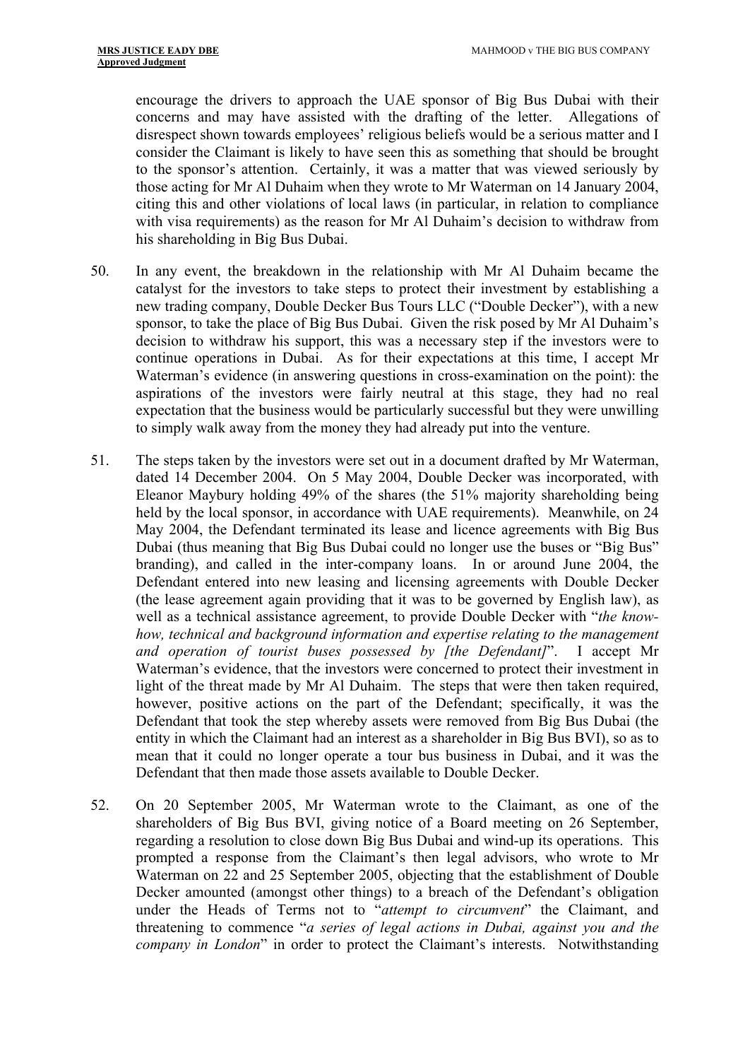encourage the drivers to approach the UAE sponsor of Big Bus Dubai with their concerns and may have assisted with the drafting of the letter. Allegations of disrespect shown towards employees' religious beliefs would be a serious matter and I consider the Claimant is likely to have seen this as something that should be brought to the sponsor's attention. Certainly, it was a matter that was viewed seriously by those acting for Mr Al Duhaim when they wrote to Mr Waterman on 14 January 2004, citing this and other violations of local laws (in particular, in relation to compliance with visa requirements) as the reason for Mr Al Duhaim's decision to withdraw from his shareholding in Big Bus Dubai.

50. In any event, the breakdown in the relationship with Mr Al Duhaim became the catalyst for the investors to take steps to protect their investment by establishing a new trading company, Double Decker Bus Tours LLC ("Double Decker"), with a new sponsor, to take the place of Big Bus Dubai. Given the risk posed by Mr Al Duhaim's decision to withdraw his support, this was a necessary step if the investors were to continue operations in Dubai. As for their expectations at this time, I accept Mr Waterman's evidence (in answering questions in cross-examination on the point): the aspirations of the investors were fairly neutral at this stage, they had no real expectation that the business would be particularly successful but they were unwilling to simply walk away from the money they had already put into the venture.

51. The steps taken by the investors were set out in a document drafted by Mr Waterman, dated 14 December 2004. On 5 May 2004, Double Decker was incorporated, with Eleanor Maybury holding 49% of the shares (the 51% majority shareholding being held by the local sponsor, in accordance with UAE requirements). Meanwhile, on 24 May 2004, the Defendant terminated its lease and licence agreements with Big Bus Dubai (thus meaning that Big Bus Dubai could no longer use the buses or "Big Bus" branding), and called in the inter-company loans. In or around June 2004, the Defendant entered into new leasing and licensing agreements with Double Decker (the lease agreement again providing that it was to be governed by English law), as well as a technical assistance agreement, to provide Double Decker with "*the know-how, technical and background information and expertise relating to the management and operation of tourist buses possessed by [the Defendant]*". I accept Mr Waterman's evidence, that the investors were concerned to protect their investment in light of the threat made by Mr Al Duhaim. The steps that were then taken required, however, positive actions on the part of the Defendant; specifically, it was the Defendant that took the step whereby assets were removed from Big Bus Dubai (the entity in which the Claimant had an interest as a shareholder in Big Bus BVI), so as to mean that it could no longer operate a tour bus business in Dubai, and it was the Defendant that then made those assets available to Double Decker.

52. On 20 September 2005, Mr Waterman wrote to the Claimant, as one of the shareholders of Big Bus BVI, giving notice of a Board meeting on 26 September, regarding a resolution to close down Big Bus Dubai and wind-up its operations. This prompted a response from the Claimant's then legal advisors, who wrote to Mr Waterman on 22 and 25 September 2005, objecting that the establishment of Double Decker amounted (amongst other things) to a breach of the Defendant's obligation under the Heads of Terms not to "*attempt to circumvent*" the Claimant, and threatening to commence "*a series of legal actions in Dubai, against you and the company in London*" in order to protect the Claimant's interests. Notwithstanding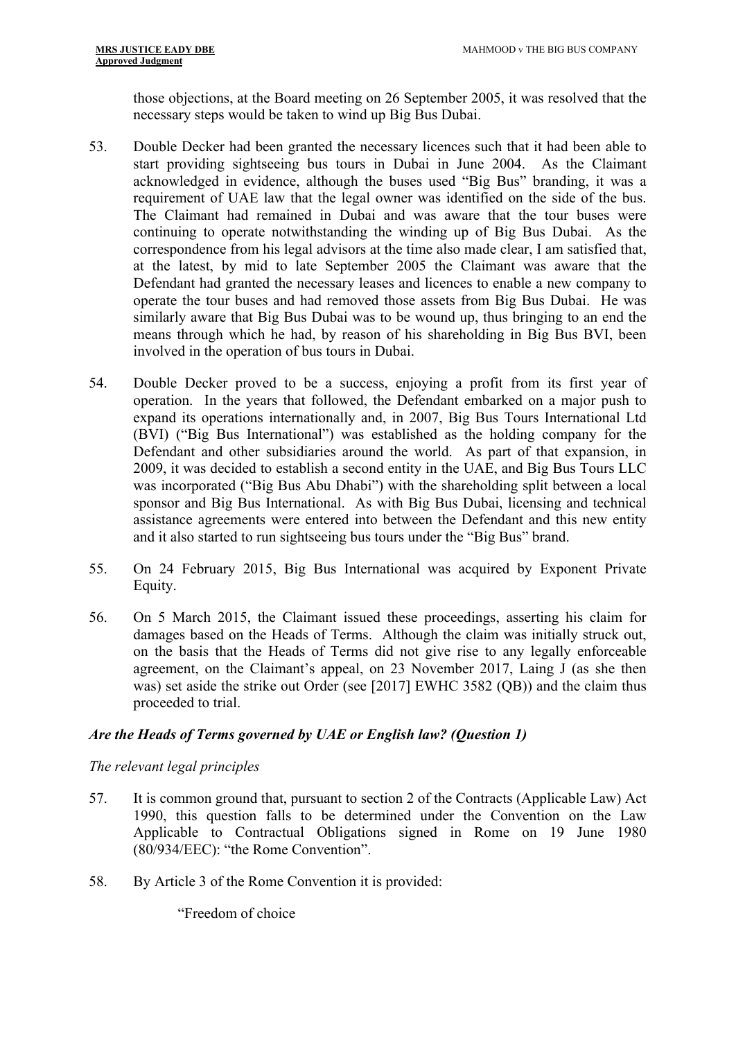those objections, at the Board meeting on 26 September 2005, it was resolved that the necessary steps would be taken to wind up Big Bus Dubai.

53. Double Decker had been granted the necessary licences such that it had been able to start providing sightseeing bus tours in Dubai in June 2004. As the Claimant acknowledged in evidence, although the buses used "Big Bus" branding, it was a requirement of UAE law that the legal owner was identified on the side of the bus. The Claimant had remained in Dubai and was aware that the tour buses were continuing to operate notwithstanding the winding up of Big Bus Dubai. As the correspondence from his legal advisors at the time also made clear, I am satisfied that, at the latest, by mid to late September 2005 the Claimant was aware that the Defendant had granted the necessary leases and licences to enable a new company to operate the tour buses and had removed those assets from Big Bus Dubai. He was similarly aware that Big Bus Dubai was to be wound up, thus bringing to an end the means through which he had, by reason of his shareholding in Big Bus BVI, been involved in the operation of bus tours in Dubai.

54. Double Decker proved to be a success, enjoying a profit from its first year of operation. In the years that followed, the Defendant embarked on a major push to expand its operations internationally and, in 2007, Big Bus Tours International Ltd (BVI) ("Big Bus International") was established as the holding company for the Defendant and other subsidiaries around the world. As part of that expansion, in 2009, it was decided to establish a second entity in the UAE, and Big Bus Tours LLC was incorporated ("Big Bus Abu Dhabi") with the shareholding split between a local sponsor and Big Bus International. As with Big Bus Dubai, licensing and technical assistance agreements were entered into between the Defendant and this new entity and it also started to run sightseeing bus tours under the "Big Bus" brand.

55. On 24 February 2015, Big Bus International was acquired by Exponent Private Equity.

56. On 5 March 2015, the Claimant issued these proceedings, asserting his claim for damages based on the Heads of Terms. Although the claim was initially struck out, on the basis that the Heads of Terms did not give rise to any legally enforceable agreement, on the Claimant's appeal, on 23 November 2017, Laing J (as she then was) set aside the strike out Order (see [2017] EWHC 3582 (QB)) and the claim thus proceeded to trial.

### *Are the Heads of Terms governed by UAE or English law? (Question 1)*

*The relevant legal principles*

57. It is common ground that, pursuant to section 2 of the Contracts (Applicable Law) Act 1990, this question falls to be determined under the Convention on the Law Applicable to Contractual Obligations signed in Rome on 19 June 1980 (80/934/EEC): "the Rome Convention".

58. By Article 3 of the Rome Convention it is provided:

> "Freedom of choice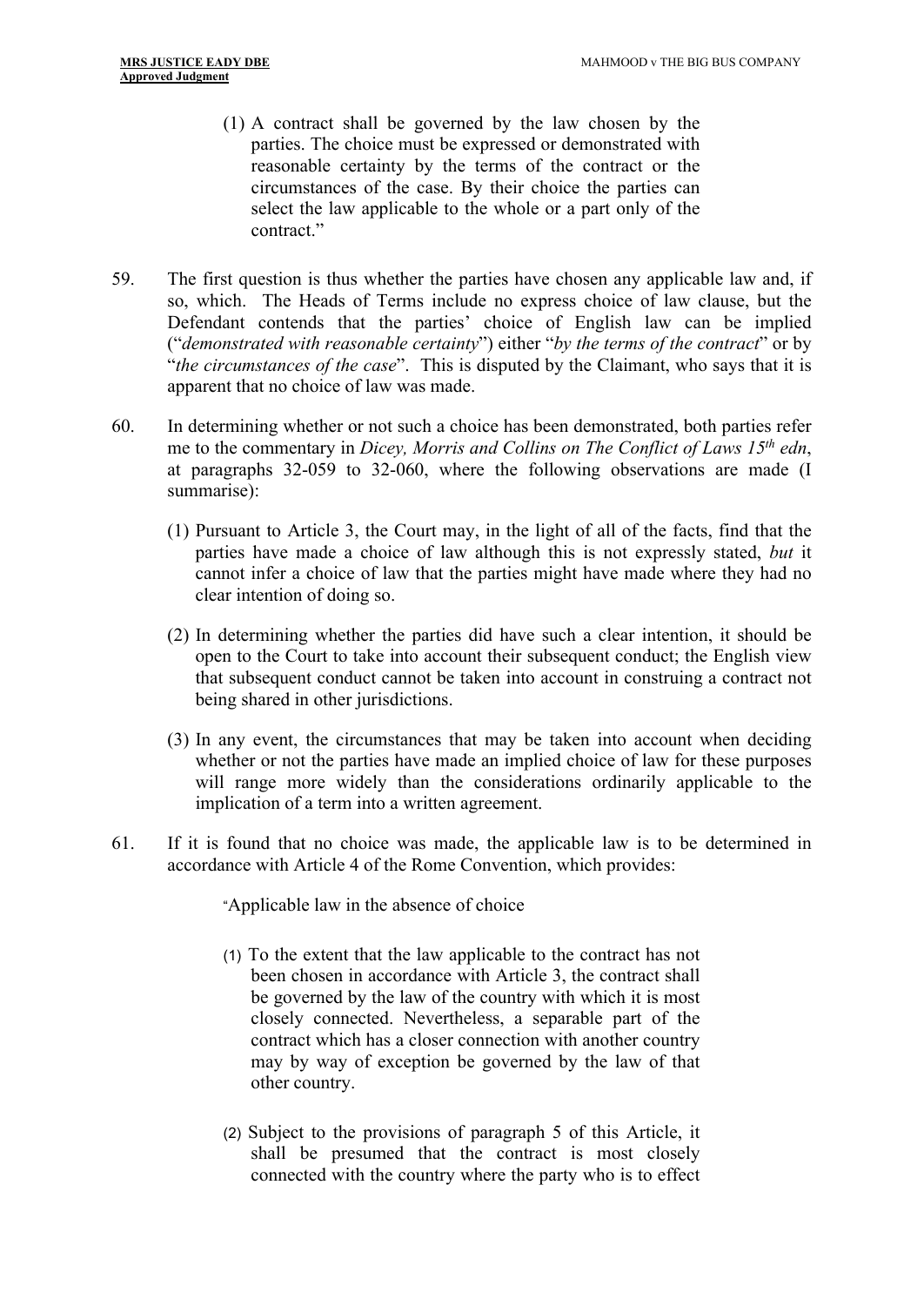> (1) A contract shall be governed by the law chosen by the parties. The choice must be expressed or demonstrated with reasonable certainty by the terms of the contract or the circumstances of the case. By their choice the parties can select the law applicable to the whole or a part only of the contract."

59. The first question is thus whether the parties have chosen any applicable law and, if so, which. The Heads of Terms include no express choice of law clause, but the Defendant contends that the parties' choice of English law can be implied ("*demonstrated with reasonable certainty*") either "*by the terms of the contract*" or by "*the circumstances of the case*". This is disputed by the Claimant, who says that it is apparent that no choice of law was made.

60. In determining whether or not such a choice has been demonstrated, both parties refer me to the commentary in *Dicey, Morris and Collins on The Conflict of Laws 15th edn*, at paragraphs 32-059 to 32-060, where the following observations are made (I summarise):

   (1) Pursuant to Article 3, the Court may, in the light of all of the facts, find that the parties have made a choice of law although this is not expressly stated, *but* it cannot infer a choice of law that the parties might have made where they had no clear intention of doing so.

   (2) In determining whether the parties did have such a clear intention, it should be open to the Court to take into account their subsequent conduct; the English view that subsequent conduct cannot be taken into account in construing a contract not being shared in other jurisdictions.

   (3) In any event, the circumstances that may be taken into account when deciding whether or not the parties have made an implied choice of law for these purposes will range more widely than the considerations ordinarily applicable to the implication of a term into a written agreement.

61. If it is found that no choice was made, the applicable law is to be determined in accordance with Article 4 of the Rome Convention, which provides:

> "Applicable law in the absence of choice
>
> (1) To the extent that the law applicable to the contract has not been chosen in accordance with Article 3, the contract shall be governed by the law of the country with which it is most closely connected. Nevertheless, a separable part of the contract which has a closer connection with another country may by way of exception be governed by the law of that other country.
>
> (2) Subject to the provisions of paragraph 5 of this Article, it shall be presumed that the contract is most closely connected with the country where the party who is to effect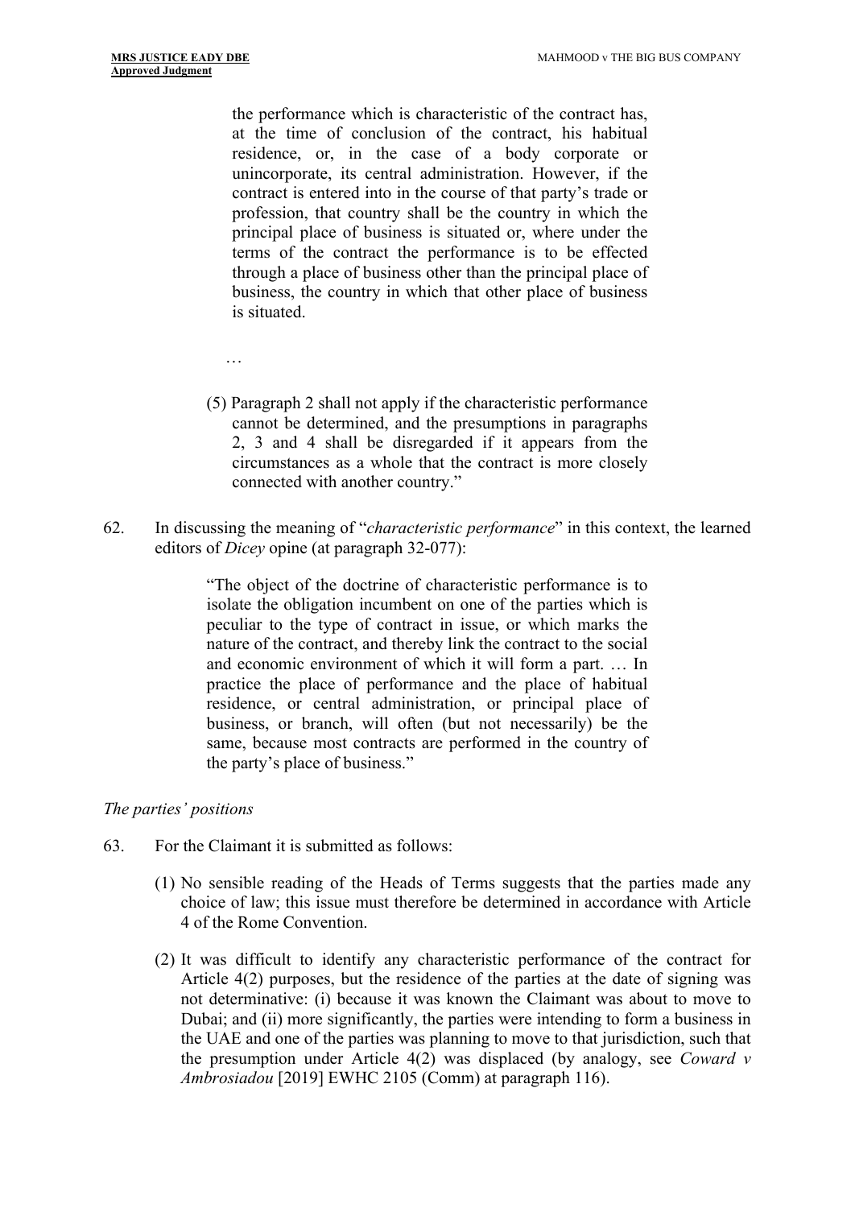> the performance which is characteristic of the contract has, at the time of conclusion of the contract, his habitual residence, or, in the case of a body corporate or unincorporate, its central administration. However, if the contract is entered into in the course of that party's trade or profession, that country shall be the country in which the principal place of business is situated or, where under the terms of the contract the performance is to be effected through a place of business other than the principal place of business, the country in which that other place of business is situated.
>
> …
>
> (5) Paragraph 2 shall not apply if the characteristic performance cannot be determined, and the presumptions in paragraphs 2, 3 and 4 shall be disregarded if it appears from the circumstances as a whole that the contract is more closely connected with another country."

62. In discussing the meaning of "*characteristic performance*" in this context, the learned editors of *Dicey* opine (at paragraph 32-077):

> "The object of the doctrine of characteristic performance is to isolate the obligation incumbent on one of the parties which is peculiar to the type of contract in issue, or which marks the nature of the contract, and thereby link the contract to the social and economic environment of which it will form a part. … In practice the place of performance and the place of habitual residence, or central administration, or principal place of business, or branch, will often (but not necessarily) be the same, because most contracts are performed in the country of the party's place of business."

*The parties' positions*

63. For the Claimant it is submitted as follows:

    (1) No sensible reading of the Heads of Terms suggests that the parties made any choice of law; this issue must therefore be determined in accordance with Article 4 of the Rome Convention.

    (2) It was difficult to identify any characteristic performance of the contract for Article 4(2) purposes, but the residence of the parties at the date of signing was not determinative: (i) because it was known the Claimant was about to move to Dubai; and (ii) more significantly, the parties were intending to form a business in the UAE and one of the parties was planning to move to that jurisdiction, such that the presumption under Article 4(2) was displaced (by analogy, see *Coward v Ambrosiadou* [2019] EWHC 2105 (Comm) at paragraph 116).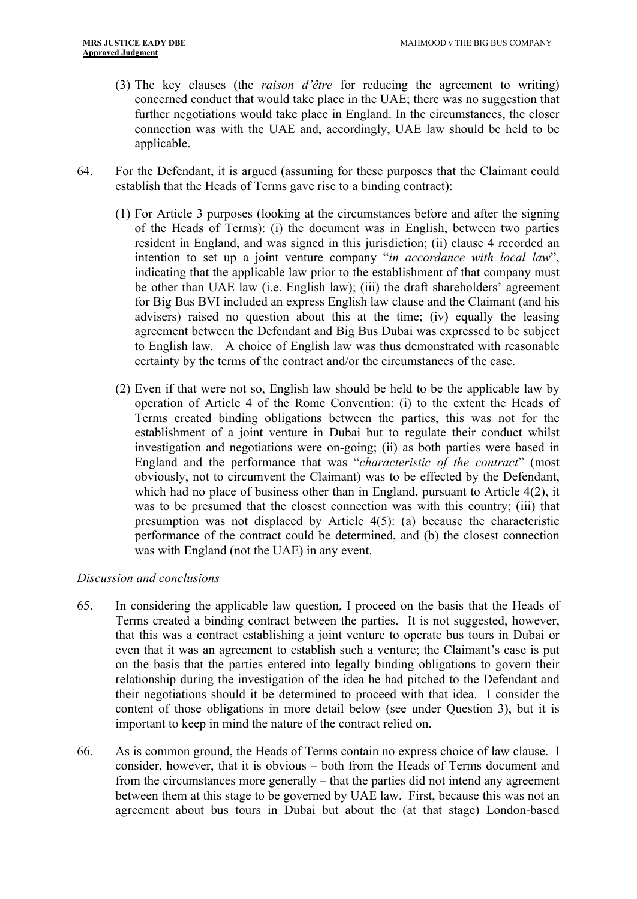(3) The key clauses (the *raison d'être* for reducing the agreement to writing) concerned conduct that would take place in the UAE; there was no suggestion that further negotiations would take place in England. In the circumstances, the closer connection was with the UAE and, accordingly, UAE law should be held to be applicable.

64. For the Defendant, it is argued (assuming for these purposes that the Claimant could establish that the Heads of Terms gave rise to a binding contract):

(1) For Article 3 purposes (looking at the circumstances before and after the signing of the Heads of Terms): (i) the document was in English, between two parties resident in England, and was signed in this jurisdiction; (ii) clause 4 recorded an intention to set up a joint venture company "*in accordance with local law*", indicating that the applicable law prior to the establishment of that company must be other than UAE law (i.e. English law); (iii) the draft shareholders' agreement for Big Bus BVI included an express English law clause and the Claimant (and his advisers) raised no question about this at the time; (iv) equally the leasing agreement between the Defendant and Big Bus Dubai was expressed to be subject to English law. A choice of English law was thus demonstrated with reasonable certainty by the terms of the contract and/or the circumstances of the case.

(2) Even if that were not so, English law should be held to be the applicable law by operation of Article 4 of the Rome Convention: (i) to the extent the Heads of Terms created binding obligations between the parties, this was not for the establishment of a joint venture in Dubai but to regulate their conduct whilst investigation and negotiations were on-going; (ii) as both parties were based in England and the performance that was "*characteristic of the contract*" (most obviously, not to circumvent the Claimant) was to be effected by the Defendant, which had no place of business other than in England, pursuant to Article 4(2), it was to be presumed that the closest connection was with this country; (iii) that presumption was not displaced by Article 4(5): (a) because the characteristic performance of the contract could be determined, and (b) the closest connection was with England (not the UAE) in any event.

*Discussion and conclusions*

65. In considering the applicable law question, I proceed on the basis that the Heads of Terms created a binding contract between the parties. It is not suggested, however, that this was a contract establishing a joint venture to operate bus tours in Dubai or even that it was an agreement to establish such a venture; the Claimant's case is put on the basis that the parties entered into legally binding obligations to govern their relationship during the investigation of the idea he had pitched to the Defendant and their negotiations should it be determined to proceed with that idea. I consider the content of those obligations in more detail below (see under Question 3), but it is important to keep in mind the nature of the contract relied on.

66. As is common ground, the Heads of Terms contain no express choice of law clause. I consider, however, that it is obvious – both from the Heads of Terms document and from the circumstances more generally – that the parties did not intend any agreement between them at this stage to be governed by UAE law. First, because this was not an agreement about bus tours in Dubai but about the (at that stage) London-based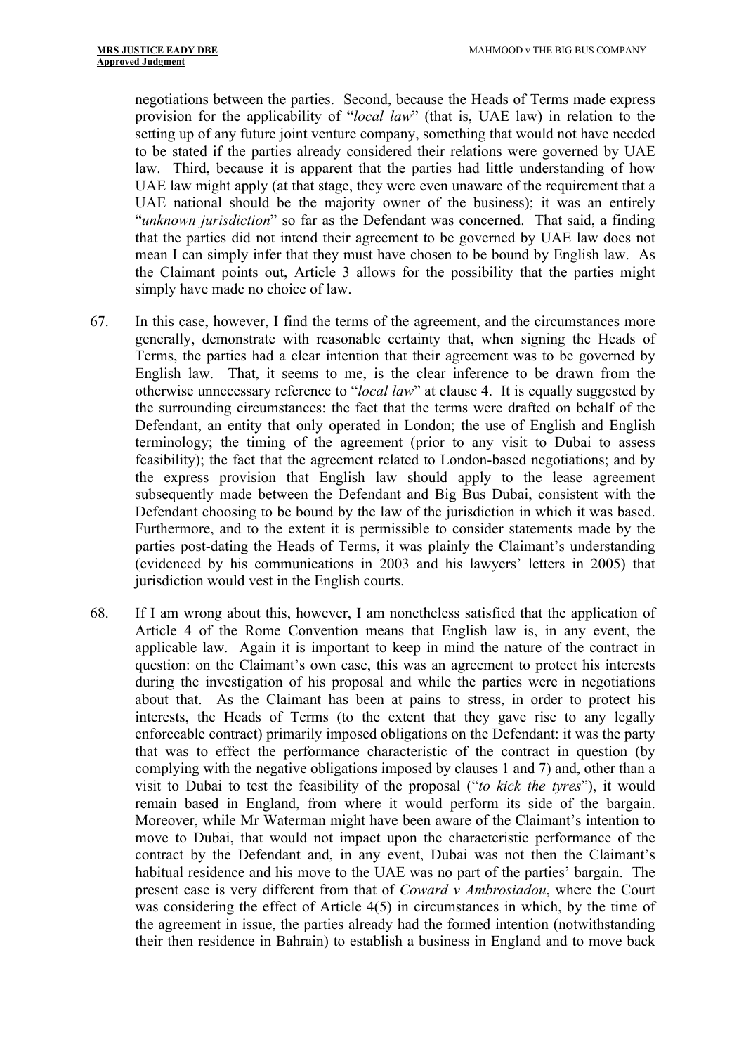negotiations between the parties. Second, because the Heads of Terms made express provision for the applicability of "*local law*" (that is, UAE law) in relation to the setting up of any future joint venture company, something that would not have needed to be stated if the parties already considered their relations were governed by UAE law. Third, because it is apparent that the parties had little understanding of how UAE law might apply (at that stage, they were even unaware of the requirement that a UAE national should be the majority owner of the business); it was an entirely "*unknown jurisdiction*" so far as the Defendant was concerned. That said, a finding that the parties did not intend their agreement to be governed by UAE law does not mean I can simply infer that they must have chosen to be bound by English law. As the Claimant points out, Article 3 allows for the possibility that the parties might simply have made no choice of law.

67. In this case, however, I find the terms of the agreement, and the circumstances more generally, demonstrate with reasonable certainty that, when signing the Heads of Terms, the parties had a clear intention that their agreement was to be governed by English law. That, it seems to me, is the clear inference to be drawn from the otherwise unnecessary reference to "*local law*" at clause 4. It is equally suggested by the surrounding circumstances: the fact that the terms were drafted on behalf of the Defendant, an entity that only operated in London; the use of English and English terminology; the timing of the agreement (prior to any visit to Dubai to assess feasibility); the fact that the agreement related to London-based negotiations; and by the express provision that English law should apply to the lease agreement subsequently made between the Defendant and Big Bus Dubai, consistent with the Defendant choosing to be bound by the law of the jurisdiction in which it was based. Furthermore, and to the extent it is permissible to consider statements made by the parties post-dating the Heads of Terms, it was plainly the Claimant's understanding (evidenced by his communications in 2003 and his lawyers' letters in 2005) that jurisdiction would vest in the English courts.

68. If I am wrong about this, however, I am nonetheless satisfied that the application of Article 4 of the Rome Convention means that English law is, in any event, the applicable law. Again it is important to keep in mind the nature of the contract in question: on the Claimant's own case, this was an agreement to protect his interests during the investigation of his proposal and while the parties were in negotiations about that. As the Claimant has been at pains to stress, in order to protect his interests, the Heads of Terms (to the extent that they gave rise to any legally enforceable contract) primarily imposed obligations on the Defendant: it was the party that was to effect the performance characteristic of the contract in question (by complying with the negative obligations imposed by clauses 1 and 7) and, other than a visit to Dubai to test the feasibility of the proposal ("*to kick the tyres*"), it would remain based in England, from where it would perform its side of the bargain. Moreover, while Mr Waterman might have been aware of the Claimant's intention to move to Dubai, that would not impact upon the characteristic performance of the contract by the Defendant and, in any event, Dubai was not then the Claimant's habitual residence and his move to the UAE was no part of the parties' bargain. The present case is very different from that of *Coward v Ambrosiadou*, where the Court was considering the effect of Article 4(5) in circumstances in which, by the time of the agreement in issue, the parties already had the formed intention (notwithstanding their then residence in Bahrain) to establish a business in England and to move back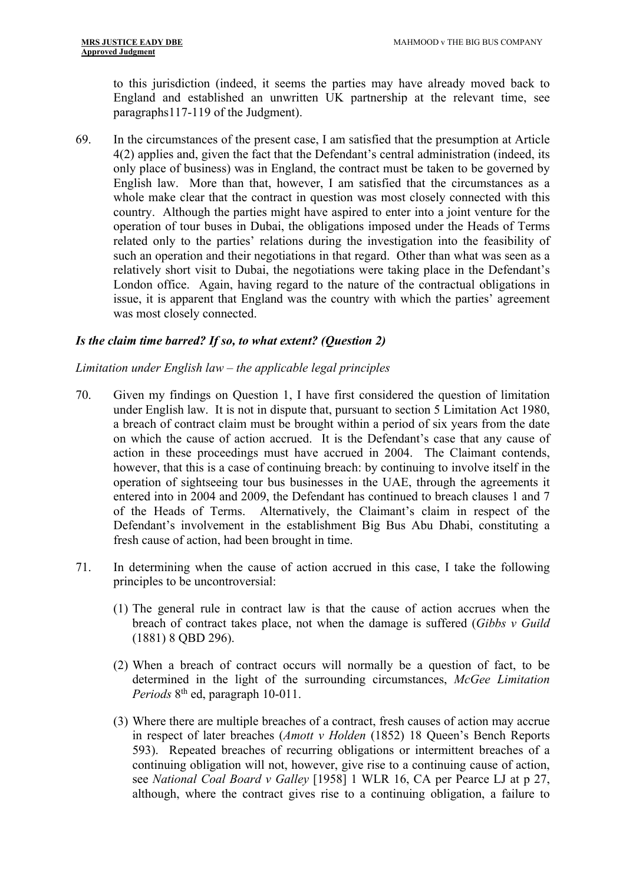to this jurisdiction (indeed, it seems the parties may have already moved back to England and established an unwritten UK partnership at the relevant time, see paragraphs117-119 of the Judgment).

69. In the circumstances of the present case, I am satisfied that the presumption at Article 4(2) applies and, given the fact that the Defendant's central administration (indeed, its only place of business) was in England, the contract must be taken to be governed by English law. More than that, however, I am satisfied that the circumstances as a whole make clear that the contract in question was most closely connected with this country. Although the parties might have aspired to enter into a joint venture for the operation of tour buses in Dubai, the obligations imposed under the Heads of Terms related only to the parties' relations during the investigation into the feasibility of such an operation and their negotiations in that regard. Other than what was seen as a relatively short visit to Dubai, the negotiations were taking place in the Defendant's London office. Again, having regard to the nature of the contractual obligations in issue, it is apparent that England was the country with which the parties' agreement was most closely connected.

### *Is the claim time barred? If so, to what extent? (Question 2)*

*Limitation under English law – the applicable legal principles*

70. Given my findings on Question 1, I have first considered the question of limitation under English law. It is not in dispute that, pursuant to section 5 Limitation Act 1980, a breach of contract claim must be brought within a period of six years from the date on which the cause of action accrued. It is the Defendant's case that any cause of action in these proceedings must have accrued in 2004. The Claimant contends, however, that this is a case of continuing breach: by continuing to involve itself in the operation of sightseeing tour bus businesses in the UAE, through the agreements it entered into in 2004 and 2009, the Defendant has continued to breach clauses 1 and 7 of the Heads of Terms. Alternatively, the Claimant's claim in respect of the Defendant's involvement in the establishment Big Bus Abu Dhabi, constituting a fresh cause of action, had been brought in time.

71. In determining when the cause of action accrued in this case, I take the following principles to be uncontroversial:

    (1) The general rule in contract law is that the cause of action accrues when the breach of contract takes place, not when the damage is suffered (*Gibbs v Guild* (1881) 8 QBD 296).

    (2) When a breach of contract occurs will normally be a question of fact, to be determined in the light of the surrounding circumstances, *McGee Limitation Periods* 8th ed, paragraph 10-011.

    (3) Where there are multiple breaches of a contract, fresh causes of action may accrue in respect of later breaches (*Amott v Holden* (1852) 18 Queen's Bench Reports 593). Repeated breaches of recurring obligations or intermittent breaches of a continuing obligation will not, however, give rise to a continuing cause of action, see *National Coal Board v Galley* [1958] 1 WLR 16, CA per Pearce LJ at p 27, although, where the contract gives rise to a continuing obligation, a failure to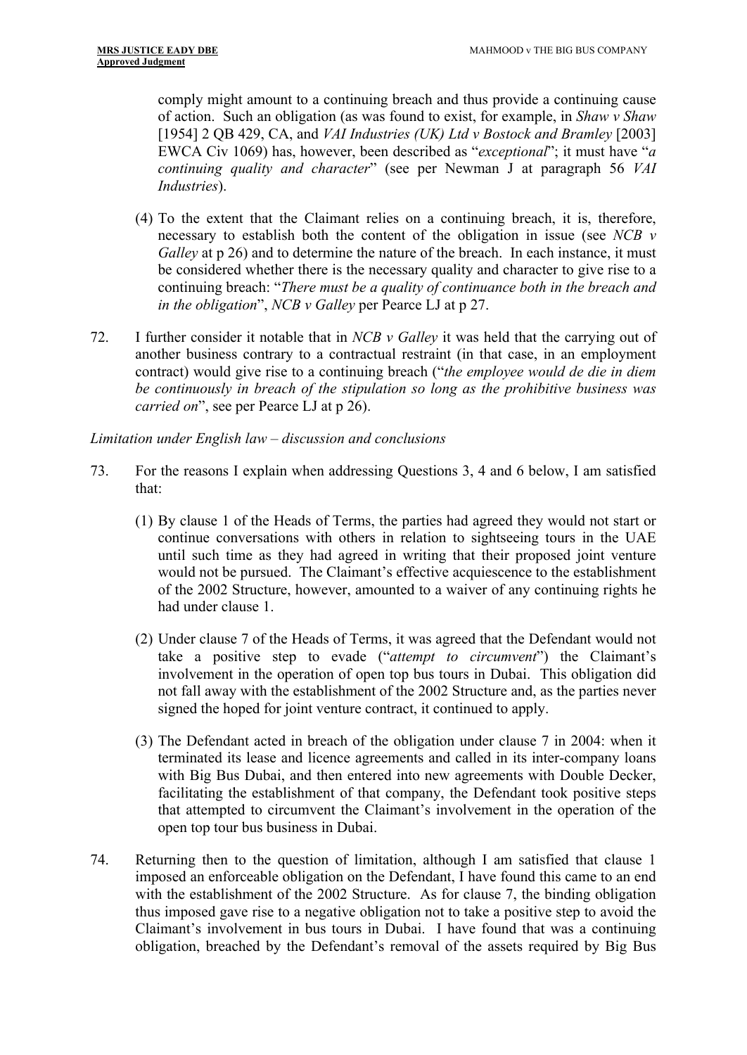comply might amount to a continuing breach and thus provide a continuing cause of action. Such an obligation (as was found to exist, for example, in *Shaw v Shaw* [1954] 2 QB 429, CA, and *VAI Industries (UK) Ltd v Bostock and Bramley* [2003] EWCA Civ 1069) has, however, been described as "*exceptional*"; it must have "*a continuing quality and character*" (see per Newman J at paragraph 56 *VAI Industries*).

(4) To the extent that the Claimant relies on a continuing breach, it is, therefore, necessary to establish both the content of the obligation in issue (see *NCB v Galley* at p 26) and to determine the nature of the breach. In each instance, it must be considered whether there is the necessary quality and character to give rise to a continuing breach: "*There must be a quality of continuance both in the breach and in the obligation*", *NCB v Galley* per Pearce LJ at p 27.

72. I further consider it notable that in *NCB v Galley* it was held that the carrying out of another business contrary to a contractual restraint (in that case, in an employment contract) would give rise to a continuing breach ("*the employee would de die in diem be continuously in breach of the stipulation so long as the prohibitive business was carried on*", see per Pearce LJ at p 26).

*Limitation under English law – discussion and conclusions*

73. For the reasons I explain when addressing Questions 3, 4 and 6 below, I am satisfied that:

(1) By clause 1 of the Heads of Terms, the parties had agreed they would not start or continue conversations with others in relation to sightseeing tours in the UAE until such time as they had agreed in writing that their proposed joint venture would not be pursued. The Claimant's effective acquiescence to the establishment of the 2002 Structure, however, amounted to a waiver of any continuing rights he had under clause 1.

(2) Under clause 7 of the Heads of Terms, it was agreed that the Defendant would not take a positive step to evade ("*attempt to circumvent*") the Claimant's involvement in the operation of open top bus tours in Dubai. This obligation did not fall away with the establishment of the 2002 Structure and, as the parties never signed the hoped for joint venture contract, it continued to apply.

(3) The Defendant acted in breach of the obligation under clause 7 in 2004: when it terminated its lease and licence agreements and called in its inter-company loans with Big Bus Dubai, and then entered into new agreements with Double Decker, facilitating the establishment of that company, the Defendant took positive steps that attempted to circumvent the Claimant's involvement in the operation of the open top tour bus business in Dubai.

74. Returning then to the question of limitation, although I am satisfied that clause 1 imposed an enforceable obligation on the Defendant, I have found this came to an end with the establishment of the 2002 Structure. As for clause 7, the binding obligation thus imposed gave rise to a negative obligation not to take a positive step to avoid the Claimant's involvement in bus tours in Dubai. I have found that was a continuing obligation, breached by the Defendant's removal of the assets required by Big Bus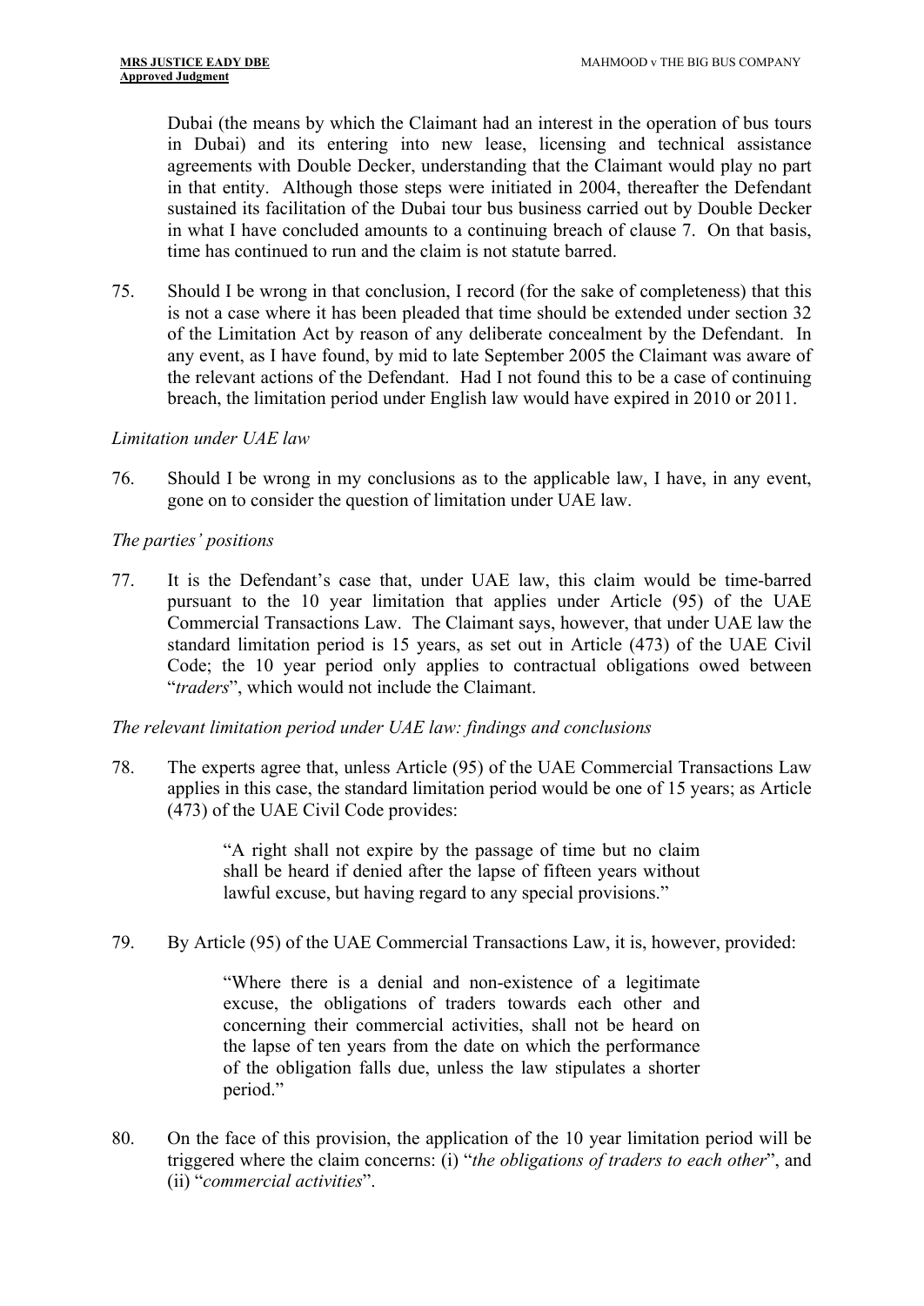Dubai (the means by which the Claimant had an interest in the operation of bus tours in Dubai) and its entering into new lease, licensing and technical assistance agreements with Double Decker, understanding that the Claimant would play no part in that entity. Although those steps were initiated in 2004, thereafter the Defendant sustained its facilitation of the Dubai tour bus business carried out by Double Decker in what I have concluded amounts to a continuing breach of clause 7. On that basis, time has continued to run and the claim is not statute barred.

75. Should I be wrong in that conclusion, I record (for the sake of completeness) that this is not a case where it has been pleaded that time should be extended under section 32 of the Limitation Act by reason of any deliberate concealment by the Defendant. In any event, as I have found, by mid to late September 2005 the Claimant was aware of the relevant actions of the Defendant. Had I not found this to be a case of continuing breach, the limitation period under English law would have expired in 2010 or 2011.

*Limitation under UAE law*

76. Should I be wrong in my conclusions as to the applicable law, I have, in any event, gone on to consider the question of limitation under UAE law.

*The parties' positions*

77. It is the Defendant's case that, under UAE law, this claim would be time-barred pursuant to the 10 year limitation that applies under Article (95) of the UAE Commercial Transactions Law. The Claimant says, however, that under UAE law the standard limitation period is 15 years, as set out in Article (473) of the UAE Civil Code; the 10 year period only applies to contractual obligations owed between "*traders*", which would not include the Claimant.

*The relevant limitation period under UAE law: findings and conclusions*

78. The experts agree that, unless Article (95) of the UAE Commercial Transactions Law applies in this case, the standard limitation period would be one of 15 years; as Article (473) of the UAE Civil Code provides:

> "A right shall not expire by the passage of time but no claim shall be heard if denied after the lapse of fifteen years without lawful excuse, but having regard to any special provisions."

79. By Article (95) of the UAE Commercial Transactions Law, it is, however, provided:

> "Where there is a denial and non-existence of a legitimate excuse, the obligations of traders towards each other and concerning their commercial activities, shall not be heard on the lapse of ten years from the date on which the performance of the obligation falls due, unless the law stipulates a shorter period."

80. On the face of this provision, the application of the 10 year limitation period will be triggered where the claim concerns: (i) "*the obligations of traders to each other*", and (ii) "*commercial activities*".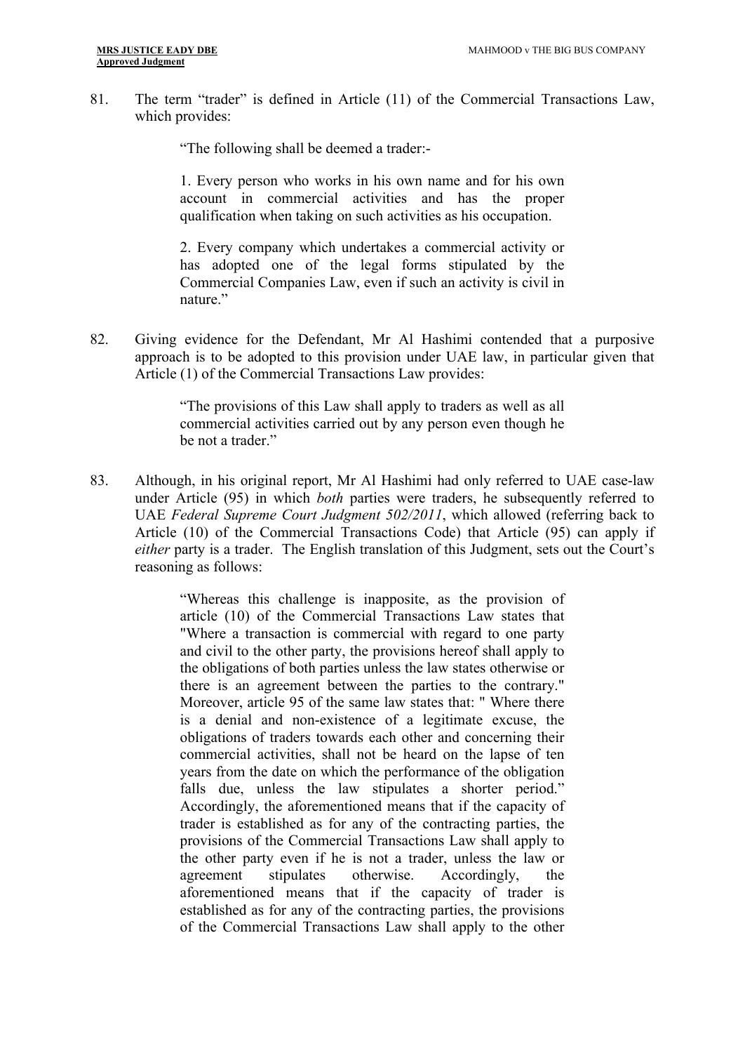81. The term "trader" is defined in Article (11) of the Commercial Transactions Law, which provides:

> "The following shall be deemed a trader:-
>
> 1. Every person who works in his own name and for his own account in commercial activities and has the proper qualification when taking on such activities as his occupation.
>
> 2. Every company which undertakes a commercial activity or has adopted one of the legal forms stipulated by the Commercial Companies Law, even if such an activity is civil in nature."

82. Giving evidence for the Defendant, Mr Al Hashimi contended that a purposive approach is to be adopted to this provision under UAE law, in particular given that Article (1) of the Commercial Transactions Law provides:

> "The provisions of this Law shall apply to traders as well as all commercial activities carried out by any person even though he be not a trader."

83. Although, in his original report, Mr Al Hashimi had only referred to UAE case-law under Article (95) in which *both* parties were traders, he subsequently referred to UAE *Federal Supreme Court Judgment 502/2011*, which allowed (referring back to Article (10) of the Commercial Transactions Code) that Article (95) can apply if *either* party is a trader. The English translation of this Judgment, sets out the Court's reasoning as follows:

> "Whereas this challenge is inapposite, as the provision of article (10) of the Commercial Transactions Law states that "Where a transaction is commercial with regard to one party and civil to the other party, the provisions hereof shall apply to the obligations of both parties unless the law states otherwise or there is an agreement between the parties to the contrary." Moreover, article 95 of the same law states that: " Where there is a denial and non-existence of a legitimate excuse, the obligations of traders towards each other and concerning their commercial activities, shall not be heard on the lapse of ten years from the date on which the performance of the obligation falls due, unless the law stipulates a shorter period." Accordingly, the aforementioned means that if the capacity of trader is established as for any of the contracting parties, the provisions of the Commercial Transactions Law shall apply to the other party even if he is not a trader, unless the law or agreement stipulates otherwise. Accordingly, the aforementioned means that if the capacity of trader is established as for any of the contracting parties, the provisions of the Commercial Transactions Law shall apply to the other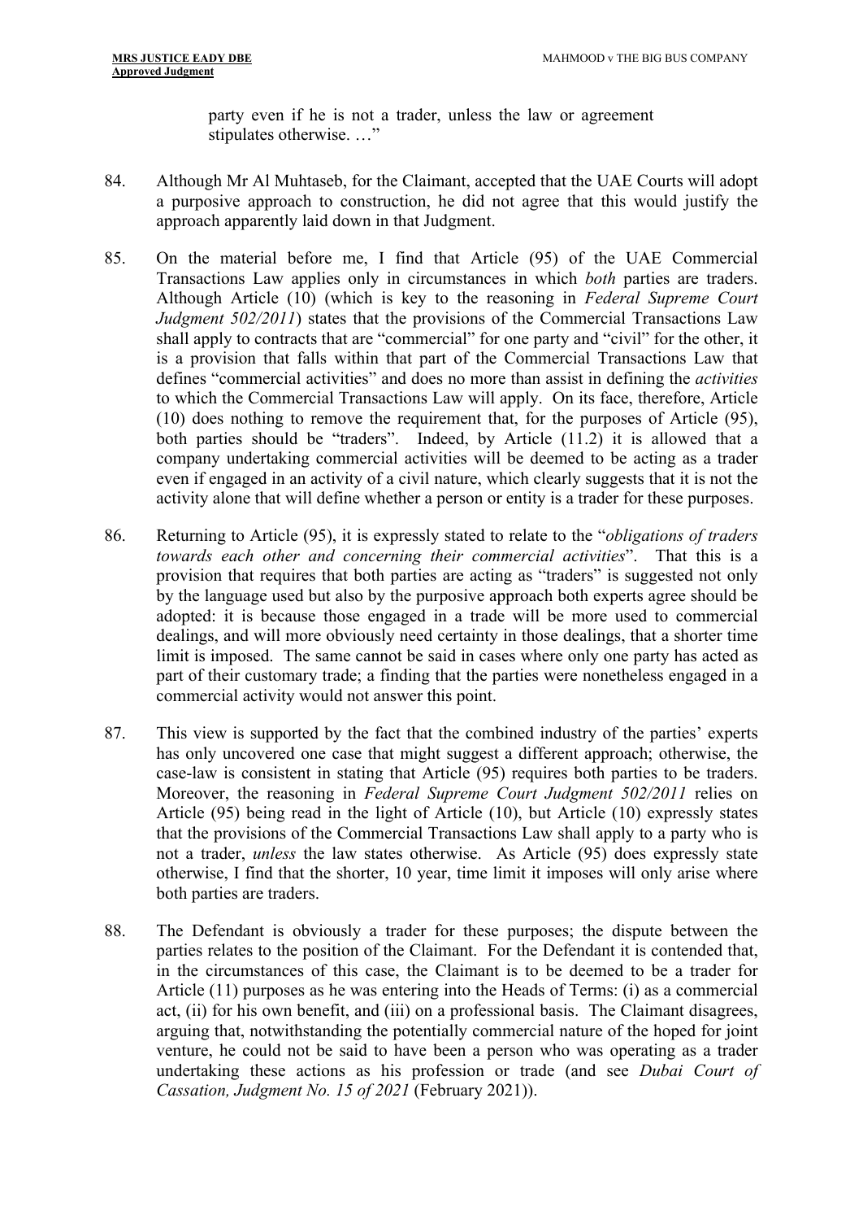party even if he is not a trader, unless the law or agreement stipulates otherwise. …"

84. Although Mr Al Muhtaseb, for the Claimant, accepted that the UAE Courts will adopt a purposive approach to construction, he did not agree that this would justify the approach apparently laid down in that Judgment.

85. On the material before me, I find that Article (95) of the UAE Commercial Transactions Law applies only in circumstances in which *both* parties are traders. Although Article (10) (which is key to the reasoning in *Federal Supreme Court Judgment 502/2011*) states that the provisions of the Commercial Transactions Law shall apply to contracts that are "commercial" for one party and "civil" for the other, it is a provision that falls within that part of the Commercial Transactions Law that defines "commercial activities" and does no more than assist in defining the *activities* to which the Commercial Transactions Law will apply. On its face, therefore, Article (10) does nothing to remove the requirement that, for the purposes of Article (95), both parties should be "traders". Indeed, by Article (11.2) it is allowed that a company undertaking commercial activities will be deemed to be acting as a trader even if engaged in an activity of a civil nature, which clearly suggests that it is not the activity alone that will define whether a person or entity is a trader for these purposes.

86. Returning to Article (95), it is expressly stated to relate to the "*obligations of traders towards each other and concerning their commercial activities*". That this is a provision that requires that both parties are acting as "traders" is suggested not only by the language used but also by the purposive approach both experts agree should be adopted: it is because those engaged in a trade will be more used to commercial dealings, and will more obviously need certainty in those dealings, that a shorter time limit is imposed. The same cannot be said in cases where only one party has acted as part of their customary trade; a finding that the parties were nonetheless engaged in a commercial activity would not answer this point.

87. This view is supported by the fact that the combined industry of the parties' experts has only uncovered one case that might suggest a different approach; otherwise, the case-law is consistent in stating that Article (95) requires both parties to be traders. Moreover, the reasoning in *Federal Supreme Court Judgment 502/2011* relies on Article (95) being read in the light of Article (10), but Article (10) expressly states that the provisions of the Commercial Transactions Law shall apply to a party who is not a trader, *unless* the law states otherwise. As Article (95) does expressly state otherwise, I find that the shorter, 10 year, time limit it imposes will only arise where both parties are traders.

88. The Defendant is obviously a trader for these purposes; the dispute between the parties relates to the position of the Claimant. For the Defendant it is contended that, in the circumstances of this case, the Claimant is to be deemed to be a trader for Article (11) purposes as he was entering into the Heads of Terms: (i) as a commercial act, (ii) for his own benefit, and (iii) on a professional basis. The Claimant disagrees, arguing that, notwithstanding the potentially commercial nature of the hoped for joint venture, he could not be said to have been a person who was operating as a trader undertaking these actions as his profession or trade (and see *Dubai Court of Cassation, Judgment No. 15 of 2021* (February 2021)).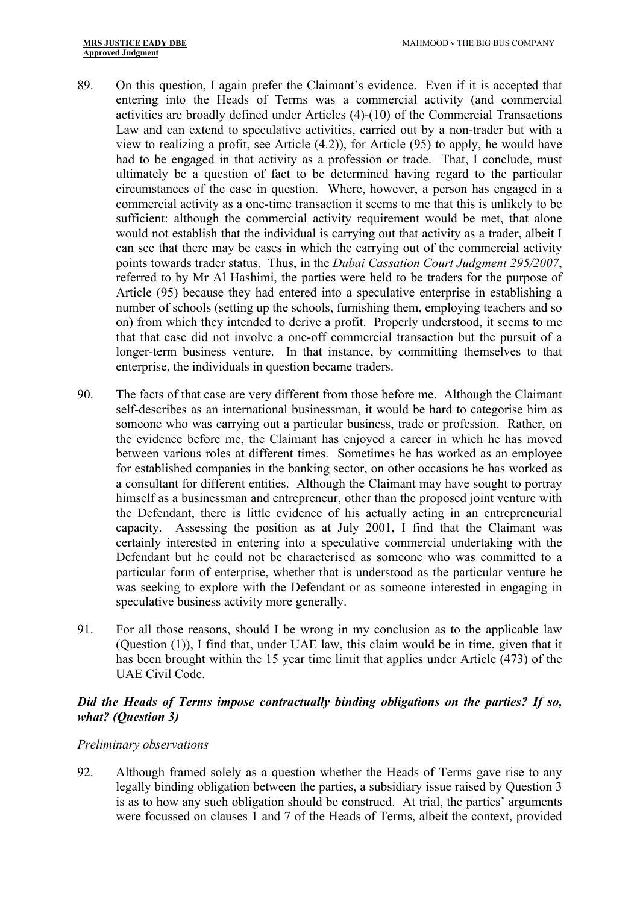89. On this question, I again prefer the Claimant's evidence. Even if it is accepted that entering into the Heads of Terms was a commercial activity (and commercial activities are broadly defined under Articles (4)-(10) of the Commercial Transactions Law and can extend to speculative activities, carried out by a non-trader but with a view to realizing a profit, see Article (4.2)), for Article (95) to apply, he would have had to be engaged in that activity as a profession or trade. That, I conclude, must ultimately be a question of fact to be determined having regard to the particular circumstances of the case in question. Where, however, a person has engaged in a commercial activity as a one-time transaction it seems to me that this is unlikely to be sufficient: although the commercial activity requirement would be met, that alone would not establish that the individual is carrying out that activity as a trader, albeit I can see that there may be cases in which the carrying out of the commercial activity points towards trader status. Thus, in the *Dubai Cassation Court Judgment 295/2007*, referred to by Mr Al Hashimi, the parties were held to be traders for the purpose of Article (95) because they had entered into a speculative enterprise in establishing a number of schools (setting up the schools, furnishing them, employing teachers and so on) from which they intended to derive a profit. Properly understood, it seems to me that that case did not involve a one-off commercial transaction but the pursuit of a longer-term business venture. In that instance, by committing themselves to that enterprise, the individuals in question became traders.

90. The facts of that case are very different from those before me. Although the Claimant self-describes as an international businessman, it would be hard to categorise him as someone who was carrying out a particular business, trade or profession. Rather, on the evidence before me, the Claimant has enjoyed a career in which he has moved between various roles at different times. Sometimes he has worked as an employee for established companies in the banking sector, on other occasions he has worked as a consultant for different entities. Although the Claimant may have sought to portray himself as a businessman and entrepreneur, other than the proposed joint venture with the Defendant, there is little evidence of his actually acting in an entrepreneurial capacity. Assessing the position as at July 2001, I find that the Claimant was certainly interested in entering into a speculative commercial undertaking with the Defendant but he could not be characterised as someone who was committed to a particular form of enterprise, whether that is understood as the particular venture he was seeking to explore with the Defendant or as someone interested in engaging in speculative business activity more generally.

91. For all those reasons, should I be wrong in my conclusion as to the applicable law (Question (1)), I find that, under UAE law, this claim would be in time, given that it has been brought within the 15 year time limit that applies under Article (473) of the UAE Civil Code.

### *Did the Heads of Terms impose contractually binding obligations on the parties? If so, what? (Question 3)*

*Preliminary observations*

92. Although framed solely as a question whether the Heads of Terms gave rise to any legally binding obligation between the parties, a subsidiary issue raised by Question 3 is as to how any such obligation should be construed. At trial, the parties' arguments were focussed on clauses 1 and 7 of the Heads of Terms, albeit the context, provided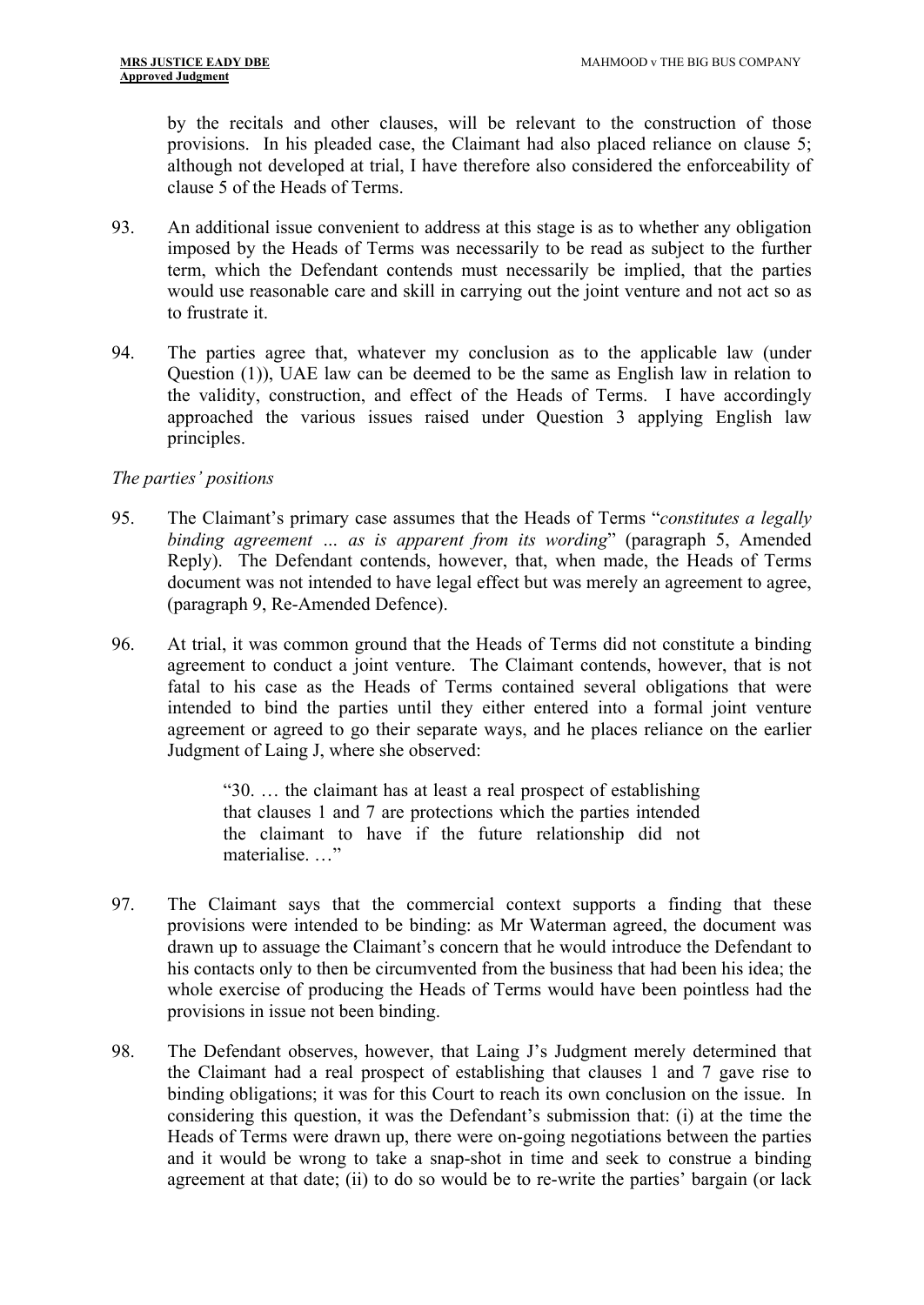by the recitals and other clauses, will be relevant to the construction of those provisions. In his pleaded case, the Claimant had also placed reliance on clause 5; although not developed at trial, I have therefore also considered the enforceability of clause 5 of the Heads of Terms.

93. An additional issue convenient to address at this stage is as to whether any obligation imposed by the Heads of Terms was necessarily to be read as subject to the further term, which the Defendant contends must necessarily be implied, that the parties would use reasonable care and skill in carrying out the joint venture and not act so as to frustrate it.

94. The parties agree that, whatever my conclusion as to the applicable law (under Question (1)), UAE law can be deemed to be the same as English law in relation to the validity, construction, and effect of the Heads of Terms. I have accordingly approached the various issues raised under Question 3 applying English law principles.

*The parties' positions*

95. The Claimant's primary case assumes that the Heads of Terms "*constitutes a legally binding agreement … as is apparent from its wording*" (paragraph 5, Amended Reply). The Defendant contends, however, that, when made, the Heads of Terms document was not intended to have legal effect but was merely an agreement to agree, (paragraph 9, Re-Amended Defence).

96. At trial, it was common ground that the Heads of Terms did not constitute a binding agreement to conduct a joint venture. The Claimant contends, however, that is not fatal to his case as the Heads of Terms contained several obligations that were intended to bind the parties until they either entered into a formal joint venture agreement or agreed to go their separate ways, and he places reliance on the earlier Judgment of Laing J, where she observed:

> "30. … the claimant has at least a real prospect of establishing that clauses 1 and 7 are protections which the parties intended the claimant to have if the future relationship did not materialise. …"

97. The Claimant says that the commercial context supports a finding that these provisions were intended to be binding: as Mr Waterman agreed, the document was drawn up to assuage the Claimant's concern that he would introduce the Defendant to his contacts only to then be circumvented from the business that had been his idea; the whole exercise of producing the Heads of Terms would have been pointless had the provisions in issue not been binding.

98. The Defendant observes, however, that Laing J's Judgment merely determined that the Claimant had a real prospect of establishing that clauses 1 and 7 gave rise to binding obligations; it was for this Court to reach its own conclusion on the issue. In considering this question, it was the Defendant's submission that: (i) at the time the Heads of Terms were drawn up, there were on-going negotiations between the parties and it would be wrong to take a snap-shot in time and seek to construe a binding agreement at that date; (ii) to do so would be to re-write the parties' bargain (or lack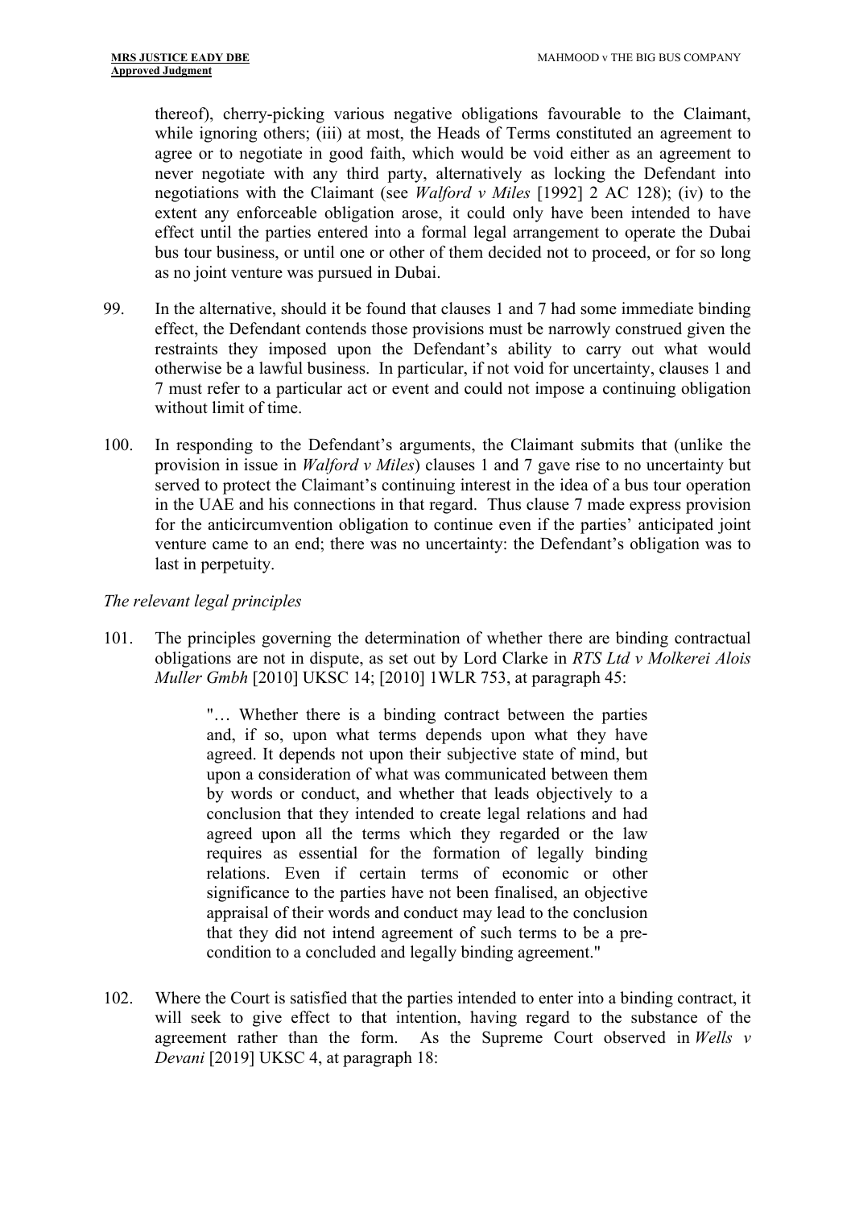thereof), cherry-picking various negative obligations favourable to the Claimant, while ignoring others; (iii) at most, the Heads of Terms constituted an agreement to agree or to negotiate in good faith, which would be void either as an agreement to never negotiate with any third party, alternatively as locking the Defendant into negotiations with the Claimant (see *Walford v Miles* [1992] 2 AC 128); (iv) to the extent any enforceable obligation arose, it could only have been intended to have effect until the parties entered into a formal legal arrangement to operate the Dubai bus tour business, or until one or other of them decided not to proceed, or for so long as no joint venture was pursued in Dubai.

99. In the alternative, should it be found that clauses 1 and 7 had some immediate binding effect, the Defendant contends those provisions must be narrowly construed given the restraints they imposed upon the Defendant's ability to carry out what would otherwise be a lawful business. In particular, if not void for uncertainty, clauses 1 and 7 must refer to a particular act or event and could not impose a continuing obligation without limit of time.

100. In responding to the Defendant's arguments, the Claimant submits that (unlike the provision in issue in *Walford v Miles*) clauses 1 and 7 gave rise to no uncertainty but served to protect the Claimant's continuing interest in the idea of a bus tour operation in the UAE and his connections in that regard. Thus clause 7 made express provision for the anticircumvention obligation to continue even if the parties' anticipated joint venture came to an end; there was no uncertainty: the Defendant's obligation was to last in perpetuity.

*The relevant legal principles*

101. The principles governing the determination of whether there are binding contractual obligations are not in dispute, as set out by Lord Clarke in *RTS Ltd v Molkerei Alois Muller Gmbh* [2010] UKSC 14; [2010] 1WLR 753, at paragraph 45:

> "… Whether there is a binding contract between the parties and, if so, upon what terms depends upon what they have agreed. It depends not upon their subjective state of mind, but upon a consideration of what was communicated between them by words or conduct, and whether that leads objectively to a conclusion that they intended to create legal relations and had agreed upon all the terms which they regarded or the law requires as essential for the formation of legally binding relations. Even if certain terms of economic or other significance to the parties have not been finalised, an objective appraisal of their words and conduct may lead to the conclusion that they did not intend agreement of such terms to be a pre-condition to a concluded and legally binding agreement."

102. Where the Court is satisfied that the parties intended to enter into a binding contract, it will seek to give effect to that intention, having regard to the substance of the agreement rather than the form. As the Supreme Court observed in *Wells v Devani* [2019] UKSC 4, at paragraph 18: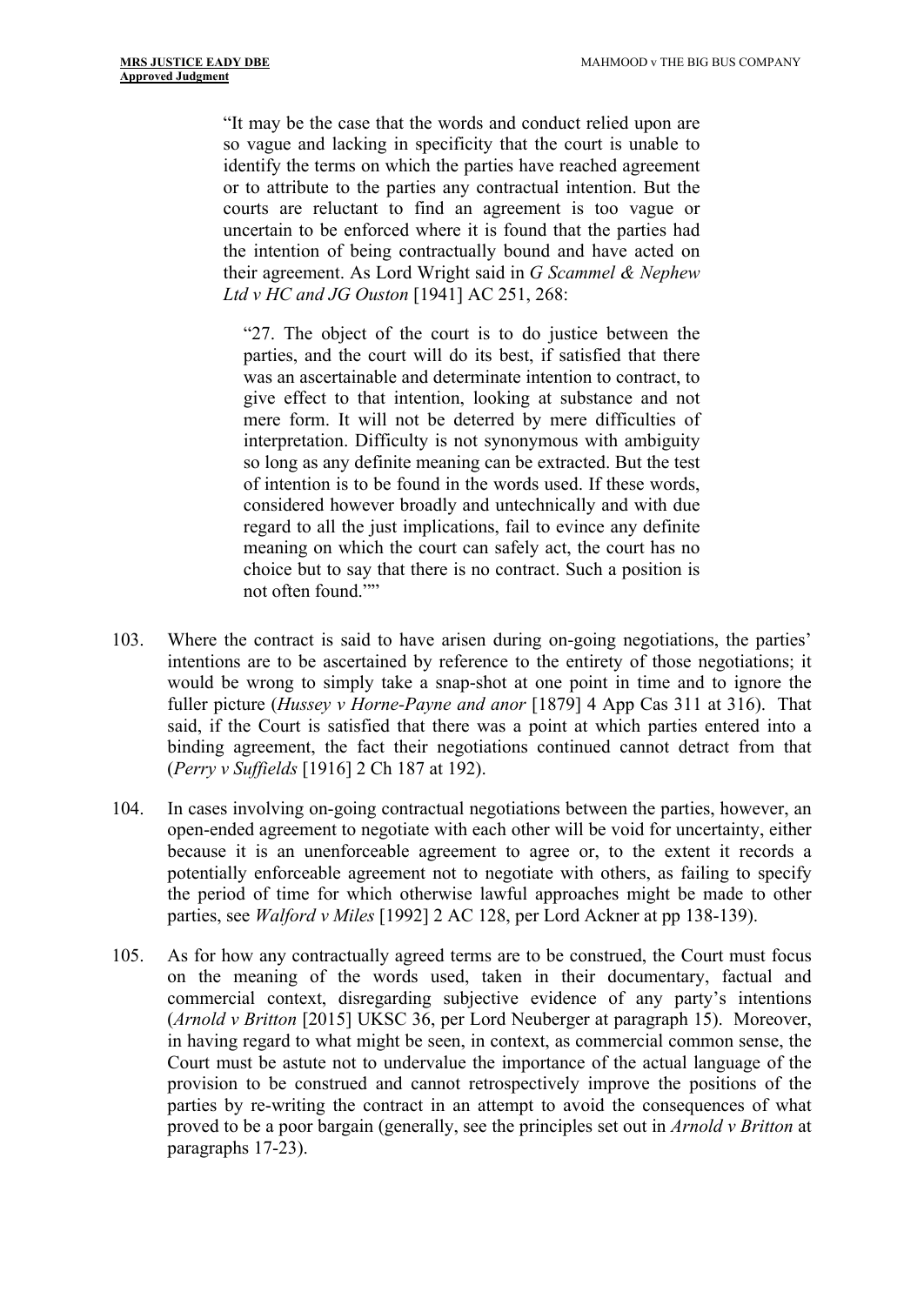> "It may be the case that the words and conduct relied upon are so vague and lacking in specificity that the court is unable to identify the terms on which the parties have reached agreement or to attribute to the parties any contractual intention. But the courts are reluctant to find an agreement is too vague or uncertain to be enforced where it is found that the parties had the intention of being contractually bound and have acted on their agreement. As Lord Wright said in *G Scammel & Nephew Ltd v HC and JG Ouston* [1941] AC 251, 268:
>
> > "27. The object of the court is to do justice between the parties, and the court will do its best, if satisfied that there was an ascertainable and determinate intention to contract, to give effect to that intention, looking at substance and not mere form. It will not be deterred by mere difficulties of interpretation. Difficulty is not synonymous with ambiguity so long as any definite meaning can be extracted. But the test of intention is to be found in the words used. If these words, considered however broadly and untechnically and with due regard to all the just implications, fail to evince any definite meaning on which the court can safely act, the court has no choice but to say that there is no contract. Such a position is not often found.""

103. Where the contract is said to have arisen during on-going negotiations, the parties' intentions are to be ascertained by reference to the entirety of those negotiations; it would be wrong to simply take a snap-shot at one point in time and to ignore the fuller picture (*Hussey v Horne-Payne and anor* [1879] 4 App Cas 311 at 316). That said, if the Court is satisfied that there was a point at which parties entered into a binding agreement, the fact their negotiations continued cannot detract from that (*Perry v Suffields* [1916] 2 Ch 187 at 192).

104. In cases involving on-going contractual negotiations between the parties, however, an open-ended agreement to negotiate with each other will be void for uncertainty, either because it is an unenforceable agreement to agree or, to the extent it records a potentially enforceable agreement not to negotiate with others, as failing to specify the period of time for which otherwise lawful approaches might be made to other parties, see *Walford v Miles* [1992] 2 AC 128, per Lord Ackner at pp 138-139).

105. As for how any contractually agreed terms are to be construed, the Court must focus on the meaning of the words used, taken in their documentary, factual and commercial context, disregarding subjective evidence of any party's intentions (*Arnold v Britton* [2015] UKSC 36, per Lord Neuberger at paragraph 15). Moreover, in having regard to what might be seen, in context, as commercial common sense, the Court must be astute not to undervalue the importance of the actual language of the provision to be construed and cannot retrospectively improve the positions of the parties by re-writing the contract in an attempt to avoid the consequences of what proved to be a poor bargain (generally, see the principles set out in *Arnold v Britton* at paragraphs 17-23).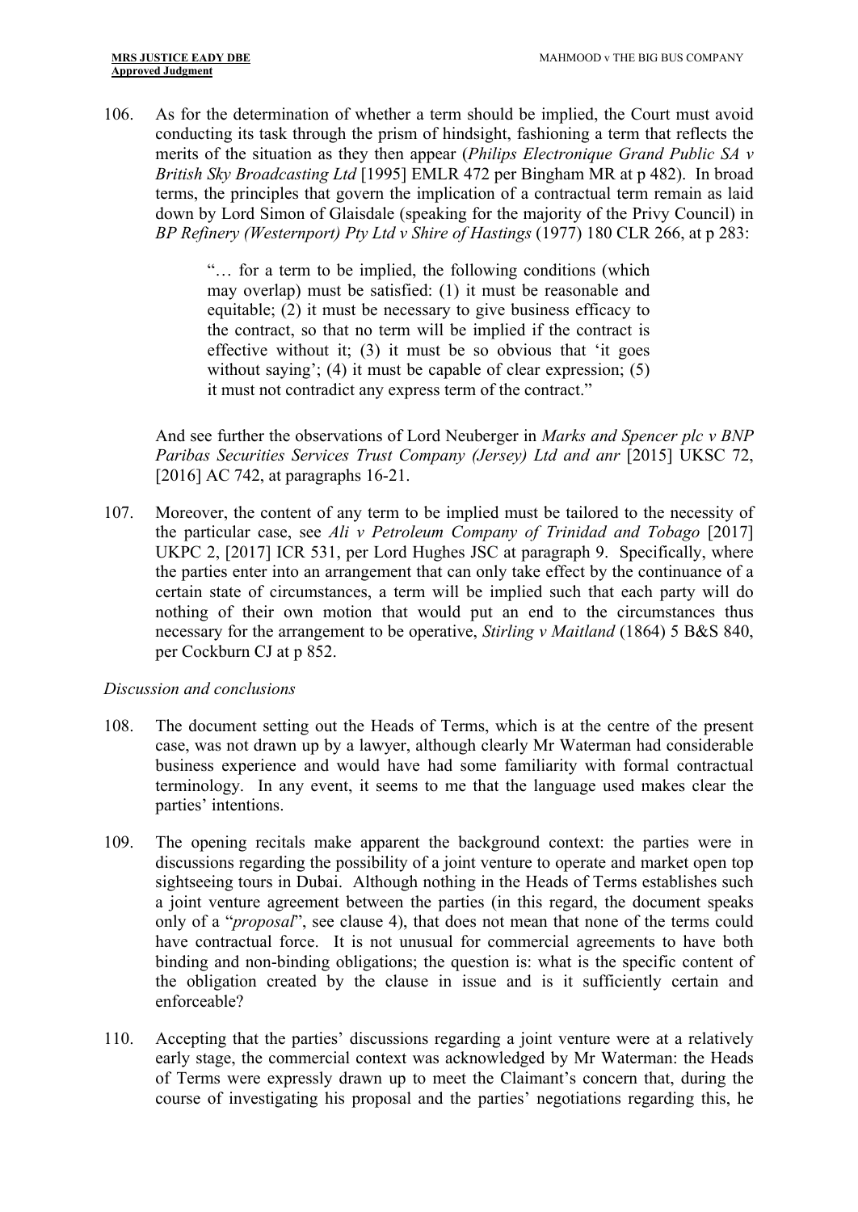106. As for the determination of whether a term should be implied, the Court must avoid conducting its task through the prism of hindsight, fashioning a term that reflects the merits of the situation as they then appear (*Philips Electronique Grand Public SA v British Sky Broadcasting Ltd* [1995] EMLR 472 per Bingham MR at p 482). In broad terms, the principles that govern the implication of a contractual term remain as laid down by Lord Simon of Glaisdale (speaking for the majority of the Privy Council) in *BP Refinery (Westernport) Pty Ltd v Shire of Hastings* (1977) 180 CLR 266, at p 283:

> "… for a term to be implied, the following conditions (which may overlap) must be satisfied: (1) it must be reasonable and equitable; (2) it must be necessary to give business efficacy to the contract, so that no term will be implied if the contract is effective without it; (3) it must be so obvious that 'it goes without saying'; (4) it must be capable of clear expression; (5) it must not contradict any express term of the contract."

And see further the observations of Lord Neuberger in *Marks and Spencer plc v BNP Paribas Securities Services Trust Company (Jersey) Ltd and anr* [2015] UKSC 72, [2016] AC 742, at paragraphs 16-21.

107. Moreover, the content of any term to be implied must be tailored to the necessity of the particular case, see *Ali v Petroleum Company of Trinidad and Tobago* [2017] UKPC 2, [2017] ICR 531, per Lord Hughes JSC at paragraph 9. Specifically, where the parties enter into an arrangement that can only take effect by the continuance of a certain state of circumstances, a term will be implied such that each party will do nothing of their own motion that would put an end to the circumstances thus necessary for the arrangement to be operative, *Stirling v Maitland* (1864) 5 B&S 840, per Cockburn CJ at p 852.

*Discussion and conclusions*

108. The document setting out the Heads of Terms, which is at the centre of the present case, was not drawn up by a lawyer, although clearly Mr Waterman had considerable business experience and would have had some familiarity with formal contractual terminology. In any event, it seems to me that the language used makes clear the parties' intentions.

109. The opening recitals make apparent the background context: the parties were in discussions regarding the possibility of a joint venture to operate and market open top sightseeing tours in Dubai. Although nothing in the Heads of Terms establishes such a joint venture agreement between the parties (in this regard, the document speaks only of a "*proposal*", see clause 4), that does not mean that none of the terms could have contractual force. It is not unusual for commercial agreements to have both binding and non-binding obligations; the question is: what is the specific content of the obligation created by the clause in issue and is it sufficiently certain and enforceable?

110. Accepting that the parties' discussions regarding a joint venture were at a relatively early stage, the commercial context was acknowledged by Mr Waterman: the Heads of Terms were expressly drawn up to meet the Claimant's concern that, during the course of investigating his proposal and the parties' negotiations regarding this, he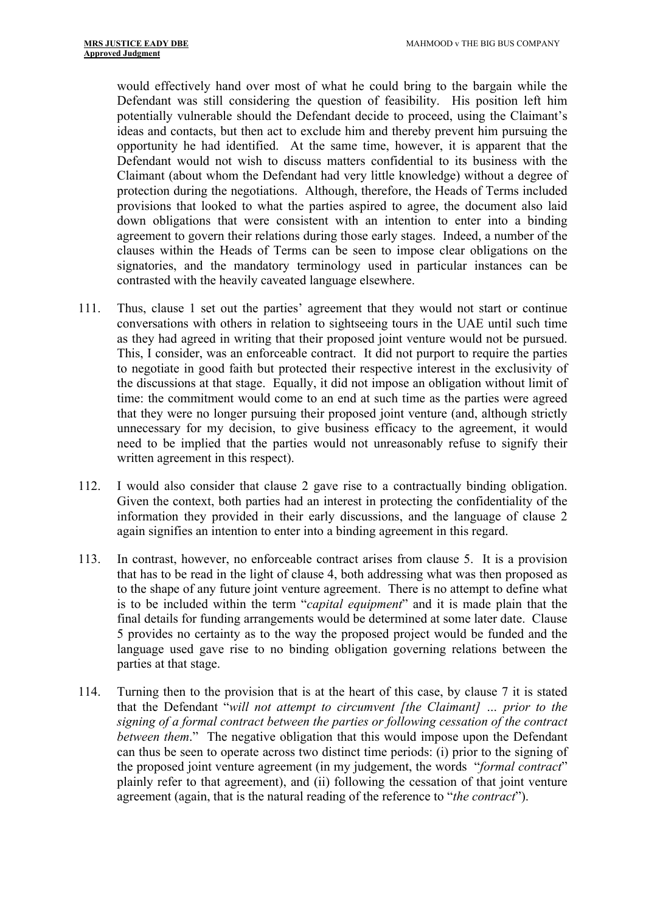would effectively hand over most of what he could bring to the bargain while the Defendant was still considering the question of feasibility. His position left him potentially vulnerable should the Defendant decide to proceed, using the Claimant's ideas and contacts, but then act to exclude him and thereby prevent him pursuing the opportunity he had identified. At the same time, however, it is apparent that the Defendant would not wish to discuss matters confidential to its business with the Claimant (about whom the Defendant had very little knowledge) without a degree of protection during the negotiations. Although, therefore, the Heads of Terms included provisions that looked to what the parties aspired to agree, the document also laid down obligations that were consistent with an intention to enter into a binding agreement to govern their relations during those early stages. Indeed, a number of the clauses within the Heads of Terms can be seen to impose clear obligations on the signatories, and the mandatory terminology used in particular instances can be contrasted with the heavily caveated language elsewhere.

111. Thus, clause 1 set out the parties' agreement that they would not start or continue conversations with others in relation to sightseeing tours in the UAE until such time as they had agreed in writing that their proposed joint venture would not be pursued. This, I consider, was an enforceable contract. It did not purport to require the parties to negotiate in good faith but protected their respective interest in the exclusivity of the discussions at that stage. Equally, it did not impose an obligation without limit of time: the commitment would come to an end at such time as the parties were agreed that they were no longer pursuing their proposed joint venture (and, although strictly unnecessary for my decision, to give business efficacy to the agreement, it would need to be implied that the parties would not unreasonably refuse to signify their written agreement in this respect).

112. I would also consider that clause 2 gave rise to a contractually binding obligation. Given the context, both parties had an interest in protecting the confidentiality of the information they provided in their early discussions, and the language of clause 2 again signifies an intention to enter into a binding agreement in this regard.

113. In contrast, however, no enforceable contract arises from clause 5. It is a provision that has to be read in the light of clause 4, both addressing what was then proposed as to the shape of any future joint venture agreement. There is no attempt to define what is to be included within the term "*capital equipment*" and it is made plain that the final details for funding arrangements would be determined at some later date. Clause 5 provides no certainty as to the way the proposed project would be funded and the language used gave rise to no binding obligation governing relations between the parties at that stage.

114. Turning then to the provision that is at the heart of this case, by clause 7 it is stated that the Defendant "*will not attempt to circumvent [the Claimant] … prior to the signing of a formal contract between the parties or following cessation of the contract between them*." The negative obligation that this would impose upon the Defendant can thus be seen to operate across two distinct time periods: (i) prior to the signing of the proposed joint venture agreement (in my judgement, the words "*formal contract*" plainly refer to that agreement), and (ii) following the cessation of that joint venture agreement (again, that is the natural reading of the reference to "*the contract*").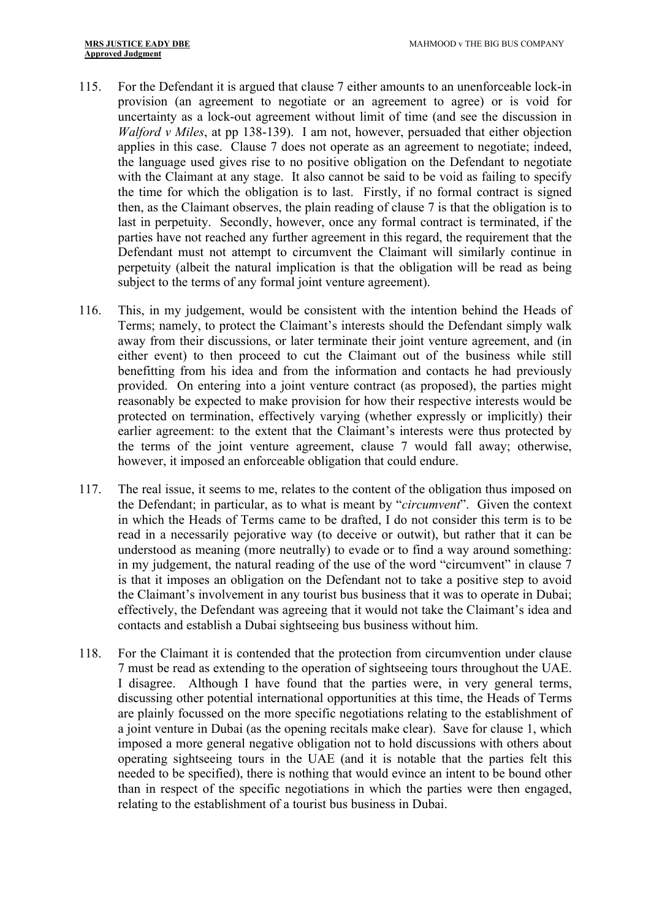115. For the Defendant it is argued that clause 7 either amounts to an unenforceable lock-in provision (an agreement to negotiate or an agreement to agree) or is void for uncertainty as a lock-out agreement without limit of time (and see the discussion in *Walford v Miles*, at pp 138-139). I am not, however, persuaded that either objection applies in this case. Clause 7 does not operate as an agreement to negotiate; indeed, the language used gives rise to no positive obligation on the Defendant to negotiate with the Claimant at any stage. It also cannot be said to be void as failing to specify the time for which the obligation is to last. Firstly, if no formal contract is signed then, as the Claimant observes, the plain reading of clause 7 is that the obligation is to last in perpetuity. Secondly, however, once any formal contract is terminated, if the parties have not reached any further agreement in this regard, the requirement that the Defendant must not attempt to circumvent the Claimant will similarly continue in perpetuity (albeit the natural implication is that the obligation will be read as being subject to the terms of any formal joint venture agreement).

116. This, in my judgement, would be consistent with the intention behind the Heads of Terms; namely, to protect the Claimant's interests should the Defendant simply walk away from their discussions, or later terminate their joint venture agreement, and (in either event) to then proceed to cut the Claimant out of the business while still benefitting from his idea and from the information and contacts he had previously provided. On entering into a joint venture contract (as proposed), the parties might reasonably be expected to make provision for how their respective interests would be protected on termination, effectively varying (whether expressly or implicitly) their earlier agreement: to the extent that the Claimant's interests were thus protected by the terms of the joint venture agreement, clause 7 would fall away; otherwise, however, it imposed an enforceable obligation that could endure.

117. The real issue, it seems to me, relates to the content of the obligation thus imposed on the Defendant; in particular, as to what is meant by "*circumvent*". Given the context in which the Heads of Terms came to be drafted, I do not consider this term is to be read in a necessarily pejorative way (to deceive or outwit), but rather that it can be understood as meaning (more neutrally) to evade or to find a way around something: in my judgement, the natural reading of the use of the word "circumvent" in clause 7 is that it imposes an obligation on the Defendant not to take a positive step to avoid the Claimant's involvement in any tourist bus business that it was to operate in Dubai; effectively, the Defendant was agreeing that it would not take the Claimant's idea and contacts and establish a Dubai sightseeing bus business without him.

118. For the Claimant it is contended that the protection from circumvention under clause 7 must be read as extending to the operation of sightseeing tours throughout the UAE. I disagree. Although I have found that the parties were, in very general terms, discussing other potential international opportunities at this time, the Heads of Terms are plainly focussed on the more specific negotiations relating to the establishment of a joint venture in Dubai (as the opening recitals make clear). Save for clause 1, which imposed a more general negative obligation not to hold discussions with others about operating sightseeing tours in the UAE (and it is notable that the parties felt this needed to be specified), there is nothing that would evince an intent to be bound other than in respect of the specific negotiations in which the parties were then engaged, relating to the establishment of a tourist bus business in Dubai.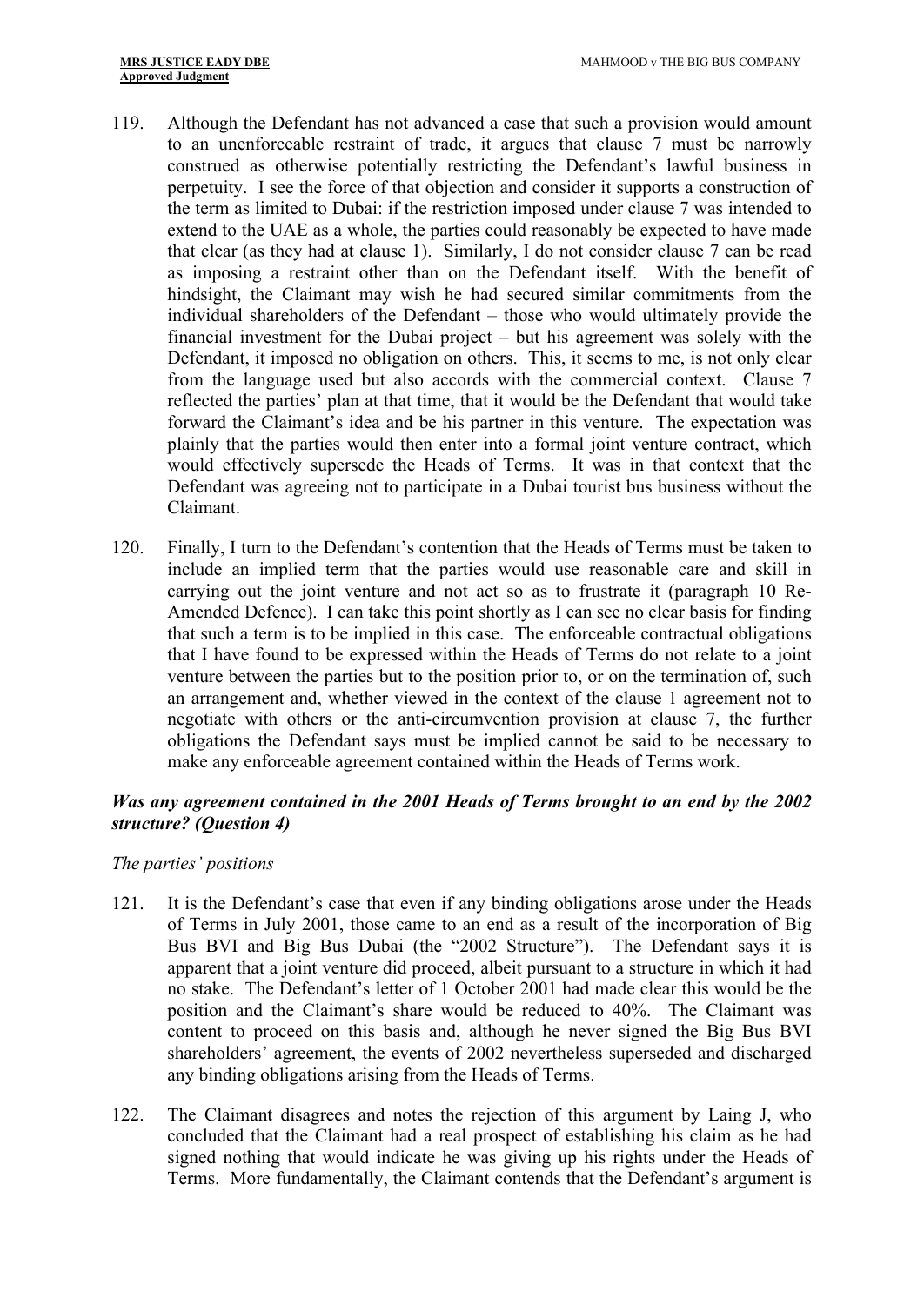119. Although the Defendant has not advanced a case that such a provision would amount to an unenforceable restraint of trade, it argues that clause 7 must be narrowly construed as otherwise potentially restricting the Defendant's lawful business in perpetuity. I see the force of that objection and consider it supports a construction of the term as limited to Dubai: if the restriction imposed under clause 7 was intended to extend to the UAE as a whole, the parties could reasonably be expected to have made that clear (as they had at clause 1). Similarly, I do not consider clause 7 can be read as imposing a restraint other than on the Defendant itself. With the benefit of hindsight, the Claimant may wish he had secured similar commitments from the individual shareholders of the Defendant – those who would ultimately provide the financial investment for the Dubai project – but his agreement was solely with the Defendant, it imposed no obligation on others. This, it seems to me, is not only clear from the language used but also accords with the commercial context. Clause 7 reflected the parties' plan at that time, that it would be the Defendant that would take forward the Claimant's idea and be his partner in this venture. The expectation was plainly that the parties would then enter into a formal joint venture contract, which would effectively supersede the Heads of Terms. It was in that context that the Defendant was agreeing not to participate in a Dubai tourist bus business without the Claimant.

120. Finally, I turn to the Defendant's contention that the Heads of Terms must be taken to include an implied term that the parties would use reasonable care and skill in carrying out the joint venture and not act so as to frustrate it (paragraph 10 Re-Amended Defence). I can take this point shortly as I can see no clear basis for finding that such a term is to be implied in this case. The enforceable contractual obligations that I have found to be expressed within the Heads of Terms do not relate to a joint venture between the parties but to the position prior to, or on the termination of, such an arrangement and, whether viewed in the context of the clause 1 agreement not to negotiate with others or the anti-circumvention provision at clause 7, the further obligations the Defendant says must be implied cannot be said to be necessary to make any enforceable agreement contained within the Heads of Terms work.

### *Was any agreement contained in the 2001 Heads of Terms brought to an end by the 2002 structure? (Question 4)*

*The parties' positions*

121. It is the Defendant's case that even if any binding obligations arose under the Heads of Terms in July 2001, those came to an end as a result of the incorporation of Big Bus BVI and Big Bus Dubai (the "2002 Structure"). The Defendant says it is apparent that a joint venture did proceed, albeit pursuant to a structure in which it had no stake. The Defendant's letter of 1 October 2001 had made clear this would be the position and the Claimant's share would be reduced to 40%. The Claimant was content to proceed on this basis and, although he never signed the Big Bus BVI shareholders' agreement, the events of 2002 nevertheless superseded and discharged any binding obligations arising from the Heads of Terms.

122. The Claimant disagrees and notes the rejection of this argument by Laing J, who concluded that the Claimant had a real prospect of establishing his claim as he had signed nothing that would indicate he was giving up his rights under the Heads of Terms. More fundamentally, the Claimant contends that the Defendant's argument is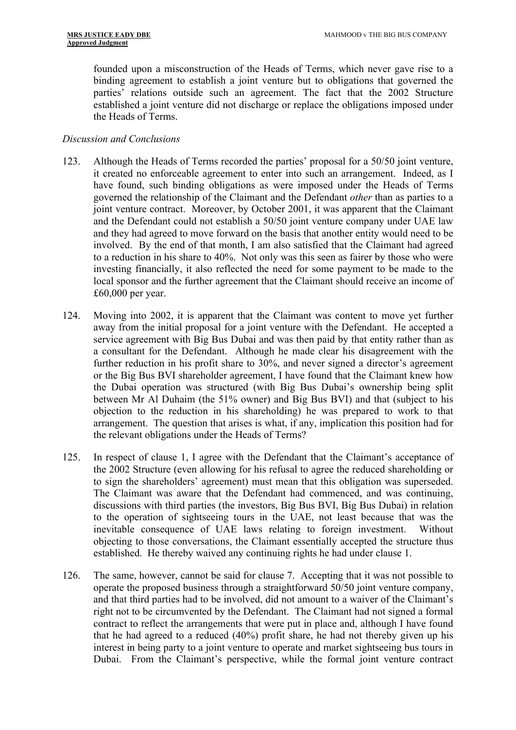founded upon a misconstruction of the Heads of Terms, which never gave rise to a binding agreement to establish a joint venture but to obligations that governed the parties' relations outside such an agreement. The fact that the 2002 Structure established a joint venture did not discharge or replace the obligations imposed under the Heads of Terms.

*Discussion and Conclusions*

123. Although the Heads of Terms recorded the parties' proposal for a 50/50 joint venture, it created no enforceable agreement to enter into such an arrangement. Indeed, as I have found, such binding obligations as were imposed under the Heads of Terms governed the relationship of the Claimant and the Defendant *other* than as parties to a joint venture contract. Moreover, by October 2001, it was apparent that the Claimant and the Defendant could not establish a 50/50 joint venture company under UAE law and they had agreed to move forward on the basis that another entity would need to be involved. By the end of that month, I am also satisfied that the Claimant had agreed to a reduction in his share to 40%. Not only was this seen as fairer by those who were investing financially, it also reflected the need for some payment to be made to the local sponsor and the further agreement that the Claimant should receive an income of £60,000 per year.

124. Moving into 2002, it is apparent that the Claimant was content to move yet further away from the initial proposal for a joint venture with the Defendant. He accepted a service agreement with Big Bus Dubai and was then paid by that entity rather than as a consultant for the Defendant. Although he made clear his disagreement with the further reduction in his profit share to 30%, and never signed a director's agreement or the Big Bus BVI shareholder agreement, I have found that the Claimant knew how the Dubai operation was structured (with Big Bus Dubai's ownership being split between Mr Al Duhaim (the 51% owner) and Big Bus BVI) and that (subject to his objection to the reduction in his shareholding) he was prepared to work to that arrangement. The question that arises is what, if any, implication this position had for the relevant obligations under the Heads of Terms?

125. In respect of clause 1, I agree with the Defendant that the Claimant's acceptance of the 2002 Structure (even allowing for his refusal to agree the reduced shareholding or to sign the shareholders' agreement) must mean that this obligation was superseded. The Claimant was aware that the Defendant had commenced, and was continuing, discussions with third parties (the investors, Big Bus BVI, Big Bus Dubai) in relation to the operation of sightseeing tours in the UAE, not least because that was the inevitable consequence of UAE laws relating to foreign investment. Without objecting to those conversations, the Claimant essentially accepted the structure thus established. He thereby waived any continuing rights he had under clause 1.

126. The same, however, cannot be said for clause 7. Accepting that it was not possible to operate the proposed business through a straightforward 50/50 joint venture company, and that third parties had to be involved, did not amount to a waiver of the Claimant's right not to be circumvented by the Defendant. The Claimant had not signed a formal contract to reflect the arrangements that were put in place and, although I have found that he had agreed to a reduced (40%) profit share, he had not thereby given up his interest in being party to a joint venture to operate and market sightseeing bus tours in Dubai. From the Claimant's perspective, while the formal joint venture contract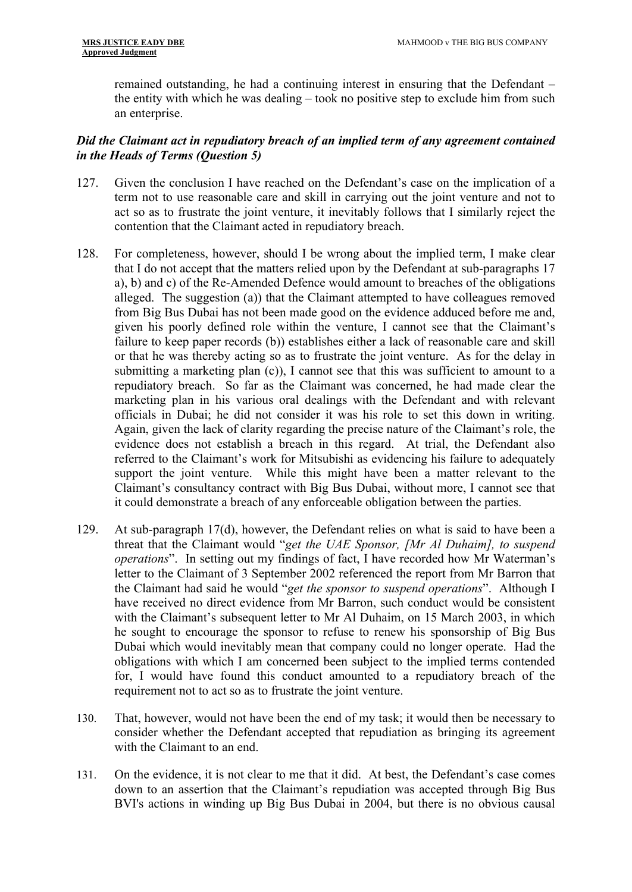remained outstanding, he had a continuing interest in ensuring that the Defendant – the entity with which he was dealing – took no positive step to exclude him from such an enterprise.

### *Did the Claimant act in repudiatory breach of an implied term of any agreement contained in the Heads of Terms (Question 5)*

127. Given the conclusion I have reached on the Defendant's case on the implication of a term not to use reasonable care and skill in carrying out the joint venture and not to act so as to frustrate the joint venture, it inevitably follows that I similarly reject the contention that the Claimant acted in repudiatory breach.

128. For completeness, however, should I be wrong about the implied term, I make clear that I do not accept that the matters relied upon by the Defendant at sub-paragraphs 17 a), b) and c) of the Re-Amended Defence would amount to breaches of the obligations alleged. The suggestion (a)) that the Claimant attempted to have colleagues removed from Big Bus Dubai has not been made good on the evidence adduced before me and, given his poorly defined role within the venture, I cannot see that the Claimant's failure to keep paper records (b)) establishes either a lack of reasonable care and skill or that he was thereby acting so as to frustrate the joint venture. As for the delay in submitting a marketing plan (c)), I cannot see that this was sufficient to amount to a repudiatory breach. So far as the Claimant was concerned, he had made clear the marketing plan in his various oral dealings with the Defendant and with relevant officials in Dubai; he did not consider it was his role to set this down in writing. Again, given the lack of clarity regarding the precise nature of the Claimant's role, the evidence does not establish a breach in this regard. At trial, the Defendant also referred to the Claimant's work for Mitsubishi as evidencing his failure to adequately support the joint venture. While this might have been a matter relevant to the Claimant's consultancy contract with Big Bus Dubai, without more, I cannot see that it could demonstrate a breach of any enforceable obligation between the parties.

129. At sub-paragraph 17(d), however, the Defendant relies on what is said to have been a threat that the Claimant would "*get the UAE Sponsor, [Mr Al Duhaim], to suspend operations*". In setting out my findings of fact, I have recorded how Mr Waterman's letter to the Claimant of 3 September 2002 referenced the report from Mr Barron that the Claimant had said he would "*get the sponsor to suspend operations*". Although I have received no direct evidence from Mr Barron, such conduct would be consistent with the Claimant's subsequent letter to Mr Al Duhaim, on 15 March 2003, in which he sought to encourage the sponsor to refuse to renew his sponsorship of Big Bus Dubai which would inevitably mean that company could no longer operate. Had the obligations with which I am concerned been subject to the implied terms contended for, I would have found this conduct amounted to a repudiatory breach of the requirement not to act so as to frustrate the joint venture.

130. That, however, would not have been the end of my task; it would then be necessary to consider whether the Defendant accepted that repudiation as bringing its agreement with the Claimant to an end.

131. On the evidence, it is not clear to me that it did. At best, the Defendant's case comes down to an assertion that the Claimant's repudiation was accepted through Big Bus BVI's actions in winding up Big Bus Dubai in 2004, but there is no obvious causal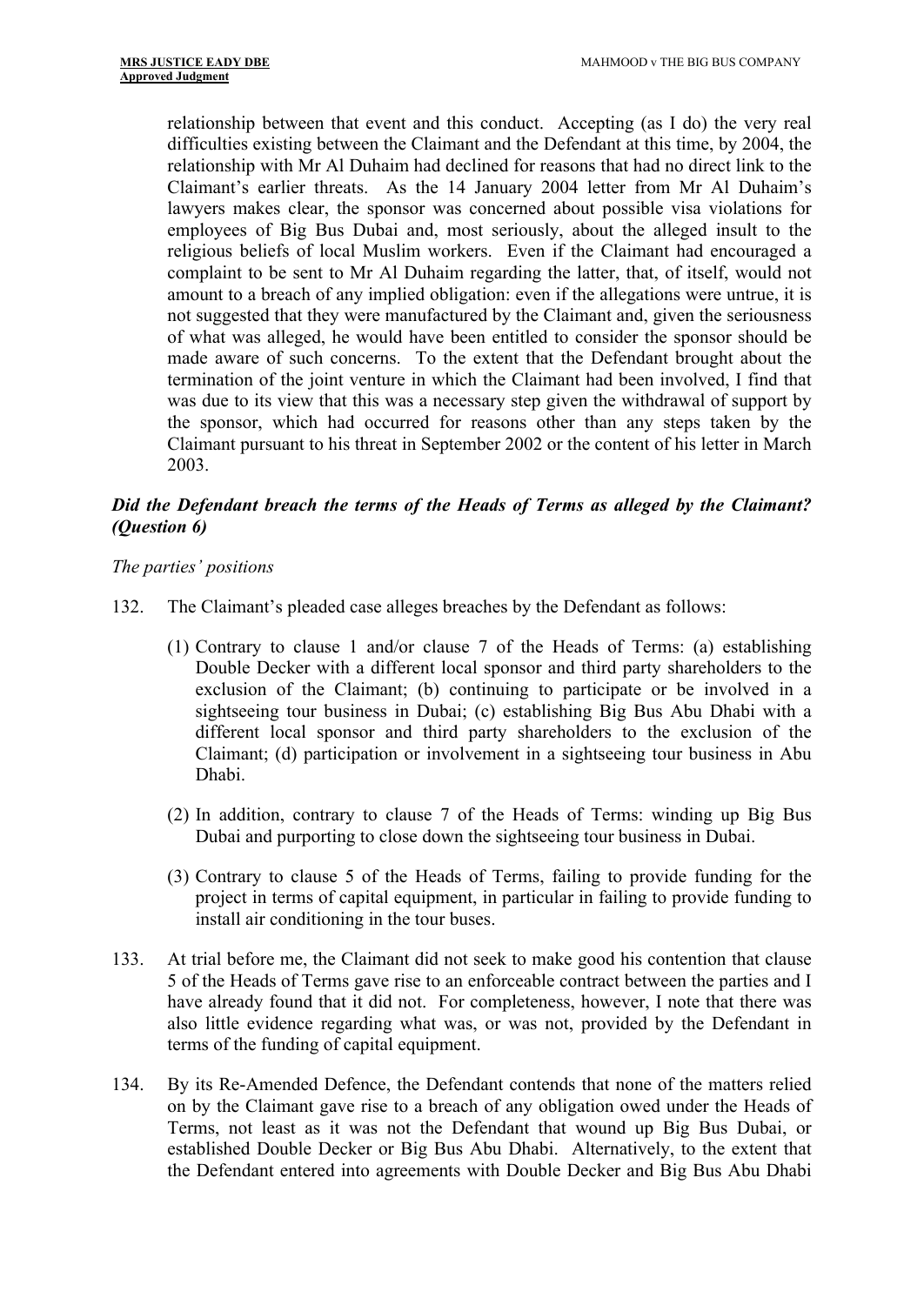relationship between that event and this conduct. Accepting (as I do) the very real difficulties existing between the Claimant and the Defendant at this time, by 2004, the relationship with Mr Al Duhaim had declined for reasons that had no direct link to the Claimant's earlier threats. As the 14 January 2004 letter from Mr Al Duhaim's lawyers makes clear, the sponsor was concerned about possible visa violations for employees of Big Bus Dubai and, most seriously, about the alleged insult to the religious beliefs of local Muslim workers. Even if the Claimant had encouraged a complaint to be sent to Mr Al Duhaim regarding the latter, that, of itself, would not amount to a breach of any implied obligation: even if the allegations were untrue, it is not suggested that they were manufactured by the Claimant and, given the seriousness of what was alleged, he would have been entitled to consider the sponsor should be made aware of such concerns. To the extent that the Defendant brought about the termination of the joint venture in which the Claimant had been involved, I find that was due to its view that this was a necessary step given the withdrawal of support by the sponsor, which had occurred for reasons other than any steps taken by the Claimant pursuant to his threat in September 2002 or the content of his letter in March 2003.

### *Did the Defendant breach the terms of the Heads of Terms as alleged by the Claimant? (Question 6)*

*The parties' positions*

132. The Claimant's pleaded case alleges breaches by the Defendant as follows:

   (1) Contrary to clause 1 and/or clause 7 of the Heads of Terms: (a) establishing Double Decker with a different local sponsor and third party shareholders to the exclusion of the Claimant; (b) continuing to participate or be involved in a sightseeing tour business in Dubai; (c) establishing Big Bus Abu Dhabi with a different local sponsor and third party shareholders to the exclusion of the Claimant; (d) participation or involvement in a sightseeing tour business in Abu Dhabi.

   (2) In addition, contrary to clause 7 of the Heads of Terms: winding up Big Bus Dubai and purporting to close down the sightseeing tour business in Dubai.

   (3) Contrary to clause 5 of the Heads of Terms, failing to provide funding for the project in terms of capital equipment, in particular in failing to provide funding to install air conditioning in the tour buses.

133. At trial before me, the Claimant did not seek to make good his contention that clause 5 of the Heads of Terms gave rise to an enforceable contract between the parties and I have already found that it did not. For completeness, however, I note that there was also little evidence regarding what was, or was not, provided by the Defendant in terms of the funding of capital equipment.

134. By its Re-Amended Defence, the Defendant contends that none of the matters relied on by the Claimant gave rise to a breach of any obligation owed under the Heads of Terms, not least as it was not the Defendant that wound up Big Bus Dubai, or established Double Decker or Big Bus Abu Dhabi. Alternatively, to the extent that the Defendant entered into agreements with Double Decker and Big Bus Abu Dhabi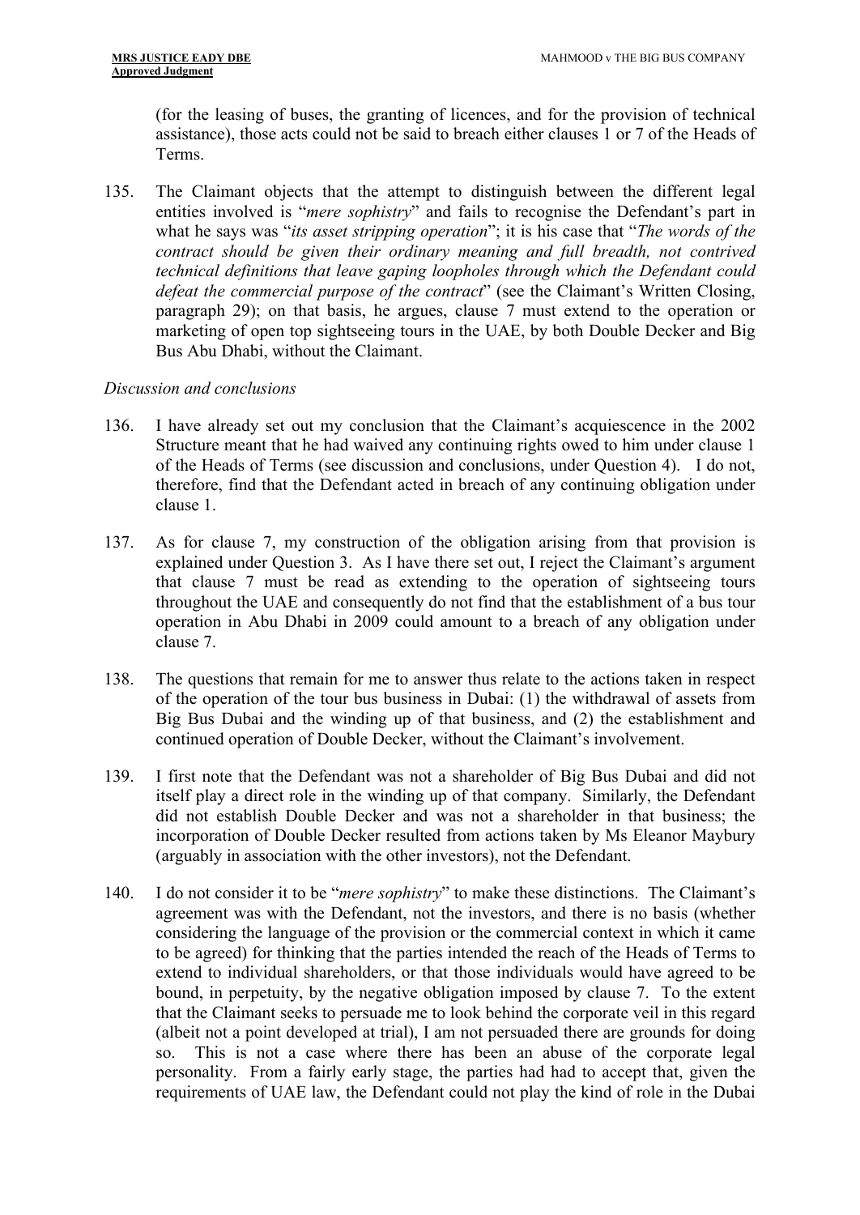(for the leasing of buses, the granting of licences, and for the provision of technical assistance), those acts could not be said to breach either clauses 1 or 7 of the Heads of Terms.

135. The Claimant objects that the attempt to distinguish between the different legal entities involved is "*mere sophistry*" and fails to recognise the Defendant's part in what he says was "*its asset stripping operation*"; it is his case that "*The words of the contract should be given their ordinary meaning and full breadth, not contrived technical definitions that leave gaping loopholes through which the Defendant could defeat the commercial purpose of the contract*" (see the Claimant's Written Closing, paragraph 29); on that basis, he argues, clause 7 must extend to the operation or marketing of open top sightseeing tours in the UAE, by both Double Decker and Big Bus Abu Dhabi, without the Claimant.

*Discussion and conclusions*

136. I have already set out my conclusion that the Claimant's acquiescence in the 2002 Structure meant that he had waived any continuing rights owed to him under clause 1 of the Heads of Terms (see discussion and conclusions, under Question 4). I do not, therefore, find that the Defendant acted in breach of any continuing obligation under clause 1.

137. As for clause 7, my construction of the obligation arising from that provision is explained under Question 3. As I have there set out, I reject the Claimant's argument that clause 7 must be read as extending to the operation of sightseeing tours throughout the UAE and consequently do not find that the establishment of a bus tour operation in Abu Dhabi in 2009 could amount to a breach of any obligation under clause 7.

138. The questions that remain for me to answer thus relate to the actions taken in respect of the operation of the tour bus business in Dubai: (1) the withdrawal of assets from Big Bus Dubai and the winding up of that business, and (2) the establishment and continued operation of Double Decker, without the Claimant's involvement.

139. I first note that the Defendant was not a shareholder of Big Bus Dubai and did not itself play a direct role in the winding up of that company. Similarly, the Defendant did not establish Double Decker and was not a shareholder in that business; the incorporation of Double Decker resulted from actions taken by Ms Eleanor Maybury (arguably in association with the other investors), not the Defendant.

140. I do not consider it to be "*mere sophistry*" to make these distinctions. The Claimant's agreement was with the Defendant, not the investors, and there is no basis (whether considering the language of the provision or the commercial context in which it came to be agreed) for thinking that the parties intended the reach of the Heads of Terms to extend to individual shareholders, or that those individuals would have agreed to be bound, in perpetuity, by the negative obligation imposed by clause 7. To the extent that the Claimant seeks to persuade me to look behind the corporate veil in this regard (albeit not a point developed at trial), I am not persuaded there are grounds for doing so. This is not a case where there has been an abuse of the corporate legal personality. From a fairly early stage, the parties had had to accept that, given the requirements of UAE law, the Defendant could not play the kind of role in the Dubai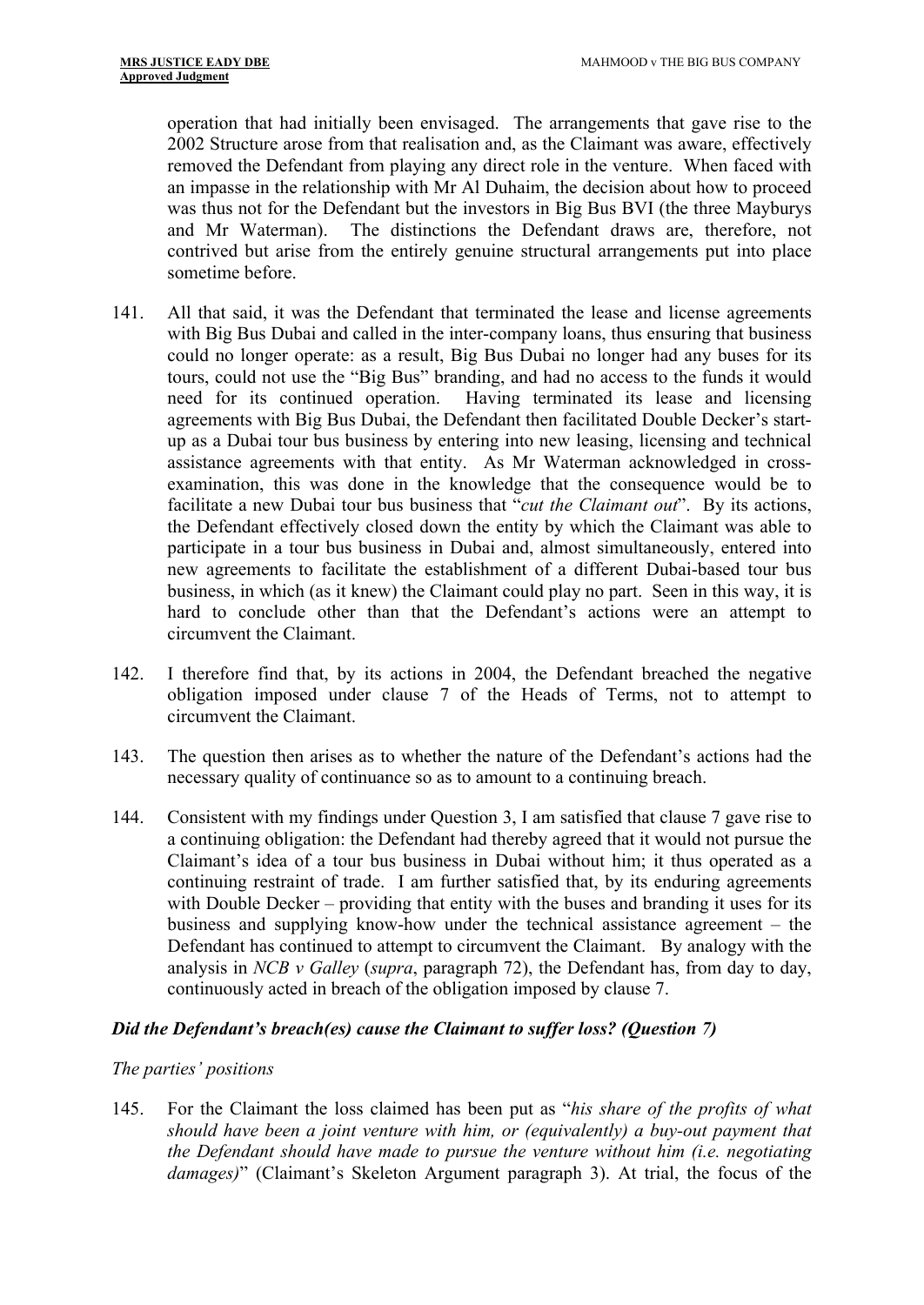operation that had initially been envisaged. The arrangements that gave rise to the 2002 Structure arose from that realisation and, as the Claimant was aware, effectively removed the Defendant from playing any direct role in the venture. When faced with an impasse in the relationship with Mr Al Duhaim, the decision about how to proceed was thus not for the Defendant but the investors in Big Bus BVI (the three Mayburys and Mr Waterman). The distinctions the Defendant draws are, therefore, not contrived but arise from the entirely genuine structural arrangements put into place sometime before.

141. All that said, it was the Defendant that terminated the lease and license agreements with Big Bus Dubai and called in the inter-company loans, thus ensuring that business could no longer operate: as a result, Big Bus Dubai no longer had any buses for its tours, could not use the "Big Bus" branding, and had no access to the funds it would need for its continued operation. Having terminated its lease and licensing agreements with Big Bus Dubai, the Defendant then facilitated Double Decker's start-up as a Dubai tour bus business by entering into new leasing, licensing and technical assistance agreements with that entity. As Mr Waterman acknowledged in cross-examination, this was done in the knowledge that the consequence would be to facilitate a new Dubai tour bus business that "*cut the Claimant out*". By its actions, the Defendant effectively closed down the entity by which the Claimant was able to participate in a tour bus business in Dubai and, almost simultaneously, entered into new agreements to facilitate the establishment of a different Dubai-based tour bus business, in which (as it knew) the Claimant could play no part. Seen in this way, it is hard to conclude other than that the Defendant's actions were an attempt to circumvent the Claimant.

142. I therefore find that, by its actions in 2004, the Defendant breached the negative obligation imposed under clause 7 of the Heads of Terms, not to attempt to circumvent the Claimant.

143. The question then arises as to whether the nature of the Defendant's actions had the necessary quality of continuance so as to amount to a continuing breach.

144. Consistent with my findings under Question 3, I am satisfied that clause 7 gave rise to a continuing obligation: the Defendant had thereby agreed that it would not pursue the Claimant's idea of a tour bus business in Dubai without him; it thus operated as a continuing restraint of trade. I am further satisfied that, by its enduring agreements with Double Decker – providing that entity with the buses and branding it uses for its business and supplying know-how under the technical assistance agreement – the Defendant has continued to attempt to circumvent the Claimant. By analogy with the analysis in *NCB v Galley* (*supra*, paragraph 72), the Defendant has, from day to day, continuously acted in breach of the obligation imposed by clause 7.

### *Did the Defendant's breach(es) cause the Claimant to suffer loss? (Question 7)*

#### *The parties' positions*

145. For the Claimant the loss claimed has been put as "*his share of the profits of what should have been a joint venture with him, or (equivalently) a buy-out payment that the Defendant should have made to pursue the venture without him (i.e. negotiating damages)*" (Claimant's Skeleton Argument paragraph 3). At trial, the focus of the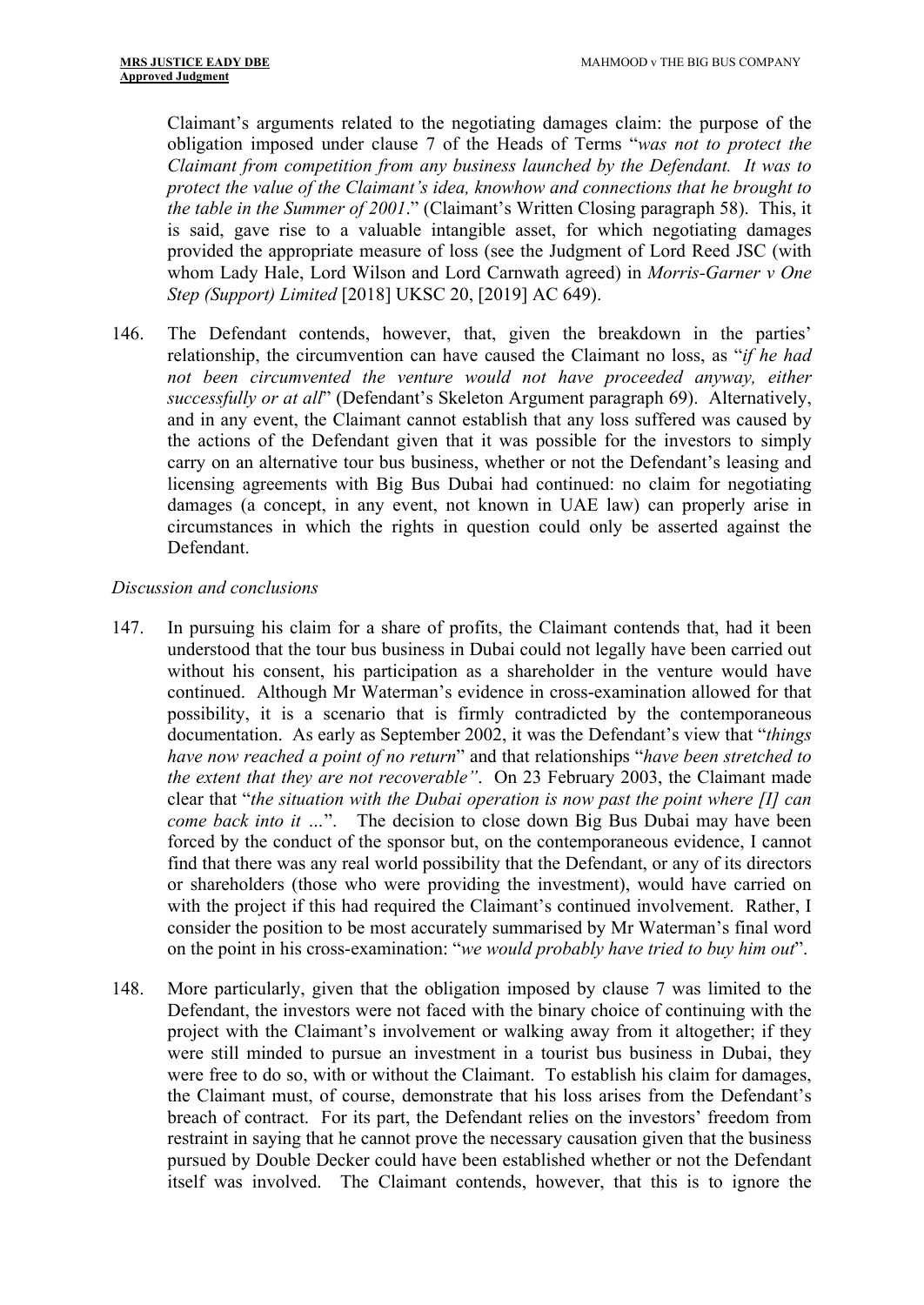Claimant's arguments related to the negotiating damages claim: the purpose of the obligation imposed under clause 7 of the Heads of Terms "*was not to protect the Claimant from competition from any business launched by the Defendant. It was to protect the value of the Claimant's idea, knowhow and connections that he brought to the table in the Summer of 2001*." (Claimant's Written Closing paragraph 58). This, it is said, gave rise to a valuable intangible asset, for which negotiating damages provided the appropriate measure of loss (see the Judgment of Lord Reed JSC (with whom Lady Hale, Lord Wilson and Lord Carnwath agreed) in *Morris-Garner v One Step (Support) Limited* [2018] UKSC 20, [2019] AC 649).

146. The Defendant contends, however, that, given the breakdown in the parties' relationship, the circumvention can have caused the Claimant no loss, as "*if he had not been circumvented the venture would not have proceeded anyway, either successfully or at all*" (Defendant's Skeleton Argument paragraph 69). Alternatively, and in any event, the Claimant cannot establish that any loss suffered was caused by the actions of the Defendant given that it was possible for the investors to simply carry on an alternative tour bus business, whether or not the Defendant's leasing and licensing agreements with Big Bus Dubai had continued: no claim for negotiating damages (a concept, in any event, not known in UAE law) can properly arise in circumstances in which the rights in question could only be asserted against the Defendant.

*Discussion and conclusions*

147. In pursuing his claim for a share of profits, the Claimant contends that, had it been understood that the tour bus business in Dubai could not legally have been carried out without his consent, his participation as a shareholder in the venture would have continued. Although Mr Waterman's evidence in cross-examination allowed for that possibility, it is a scenario that is firmly contradicted by the contemporaneous documentation. As early as September 2002, it was the Defendant's view that "*things have now reached a point of no return*" and that relationships "*have been stretched to the extent that they are not recoverable"*. On 23 February 2003, the Claimant made clear that "*the situation with the Dubai operation is now past the point where [I] can come back into it …*". The decision to close down Big Bus Dubai may have been forced by the conduct of the sponsor but, on the contemporaneous evidence, I cannot find that there was any real world possibility that the Defendant, or any of its directors or shareholders (those who were providing the investment), would have carried on with the project if this had required the Claimant's continued involvement. Rather, I consider the position to be most accurately summarised by Mr Waterman's final word on the point in his cross-examination: "*we would probably have tried to buy him out*".

148. More particularly, given that the obligation imposed by clause 7 was limited to the Defendant, the investors were not faced with the binary choice of continuing with the project with the Claimant's involvement or walking away from it altogether; if they were still minded to pursue an investment in a tourist bus business in Dubai, they were free to do so, with or without the Claimant. To establish his claim for damages, the Claimant must, of course, demonstrate that his loss arises from the Defendant's breach of contract. For its part, the Defendant relies on the investors' freedom from restraint in saying that he cannot prove the necessary causation given that the business pursued by Double Decker could have been established whether or not the Defendant itself was involved. The Claimant contends, however, that this is to ignore the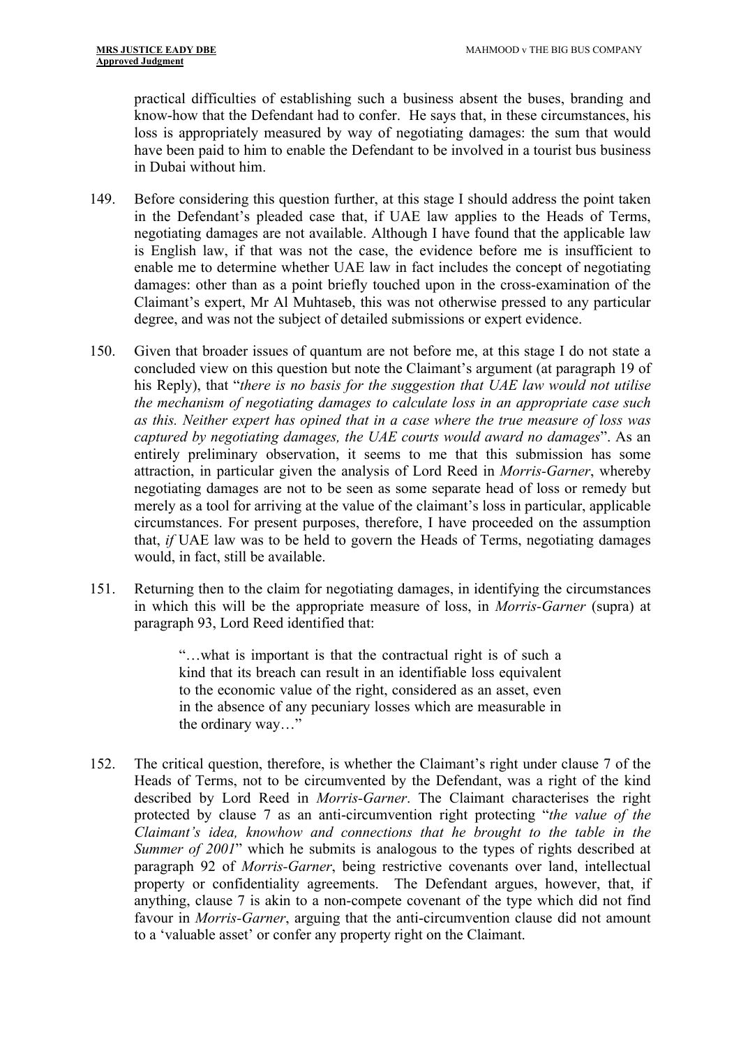practical difficulties of establishing such a business absent the buses, branding and know-how that the Defendant had to confer. He says that, in these circumstances, his loss is appropriately measured by way of negotiating damages: the sum that would have been paid to him to enable the Defendant to be involved in a tourist bus business in Dubai without him.

149. Before considering this question further, at this stage I should address the point taken in the Defendant's pleaded case that, if UAE law applies to the Heads of Terms, negotiating damages are not available. Although I have found that the applicable law is English law, if that was not the case, the evidence before me is insufficient to enable me to determine whether UAE law in fact includes the concept of negotiating damages: other than as a point briefly touched upon in the cross-examination of the Claimant's expert, Mr Al Muhtaseb, this was not otherwise pressed to any particular degree, and was not the subject of detailed submissions or expert evidence.

150. Given that broader issues of quantum are not before me, at this stage I do not state a concluded view on this question but note the Claimant's argument (at paragraph 19 of his Reply), that "*there is no basis for the suggestion that UAE law would not utilise the mechanism of negotiating damages to calculate loss in an appropriate case such as this. Neither expert has opined that in a case where the true measure of loss was captured by negotiating damages, the UAE courts would award no damages*". As an entirely preliminary observation, it seems to me that this submission has some attraction, in particular given the analysis of Lord Reed in *Morris-Garner*, whereby negotiating damages are not to be seen as some separate head of loss or remedy but merely as a tool for arriving at the value of the claimant's loss in particular, applicable circumstances. For present purposes, therefore, I have proceeded on the assumption that, *if* UAE law was to be held to govern the Heads of Terms, negotiating damages would, in fact, still be available.

151. Returning then to the claim for negotiating damages, in identifying the circumstances in which this will be the appropriate measure of loss, in *Morris-Garner* (supra) at paragraph 93, Lord Reed identified that:

> "…what is important is that the contractual right is of such a kind that its breach can result in an identifiable loss equivalent to the economic value of the right, considered as an asset, even in the absence of any pecuniary losses which are measurable in the ordinary way…"

152. The critical question, therefore, is whether the Claimant's right under clause 7 of the Heads of Terms, not to be circumvented by the Defendant, was a right of the kind described by Lord Reed in *Morris-Garner*. The Claimant characterises the right protected by clause 7 as an anti-circumvention right protecting "*the value of the Claimant's idea, knowhow and connections that he brought to the table in the Summer of 2001*" which he submits is analogous to the types of rights described at paragraph 92 of *Morris-Garner*, being restrictive covenants over land, intellectual property or confidentiality agreements. The Defendant argues, however, that, if anything, clause 7 is akin to a non-compete covenant of the type which did not find favour in *Morris-Garner*, arguing that the anti-circumvention clause did not amount to a 'valuable asset' or confer any property right on the Claimant.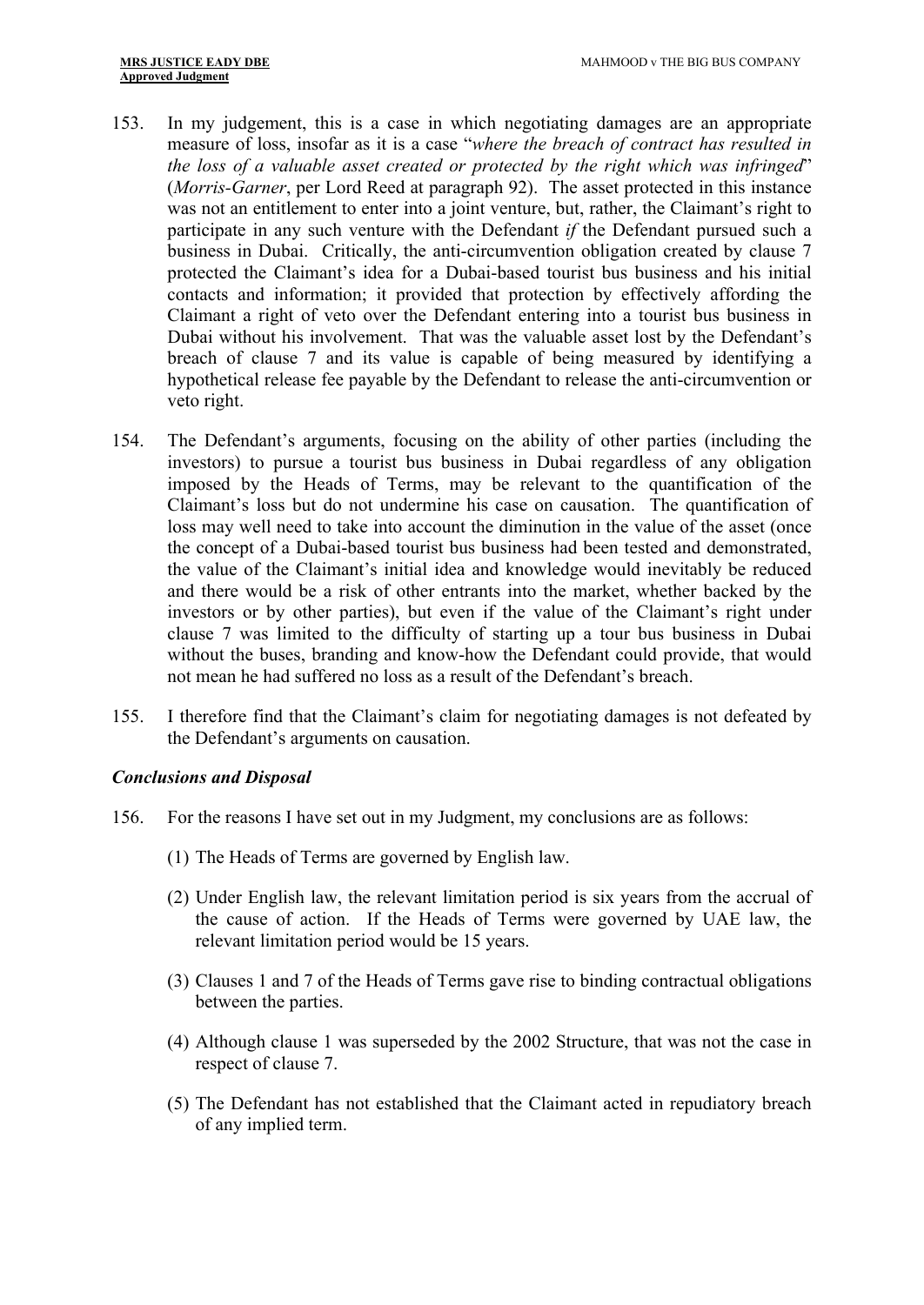153. In my judgement, this is a case in which negotiating damages are an appropriate measure of loss, insofar as it is a case "*where the breach of contract has resulted in the loss of a valuable asset created or protected by the right which was infringed*" (*Morris-Garner*, per Lord Reed at paragraph 92). The asset protected in this instance was not an entitlement to enter into a joint venture, but, rather, the Claimant's right to participate in any such venture with the Defendant *if* the Defendant pursued such a business in Dubai. Critically, the anti-circumvention obligation created by clause 7 protected the Claimant's idea for a Dubai-based tourist bus business and his initial contacts and information; it provided that protection by effectively affording the Claimant a right of veto over the Defendant entering into a tourist bus business in Dubai without his involvement. That was the valuable asset lost by the Defendant's breach of clause 7 and its value is capable of being measured by identifying a hypothetical release fee payable by the Defendant to release the anti-circumvention or veto right.

154. The Defendant's arguments, focusing on the ability of other parties (including the investors) to pursue a tourist bus business in Dubai regardless of any obligation imposed by the Heads of Terms, may be relevant to the quantification of the Claimant's loss but do not undermine his case on causation. The quantification of loss may well need to take into account the diminution in the value of the asset (once the concept of a Dubai-based tourist bus business had been tested and demonstrated, the value of the Claimant's initial idea and knowledge would inevitably be reduced and there would be a risk of other entrants into the market, whether backed by the investors or by other parties), but even if the value of the Claimant's right under clause 7 was limited to the difficulty of starting up a tour bus business in Dubai without the buses, branding and know-how the Defendant could provide, that would not mean he had suffered no loss as a result of the Defendant's breach.

155. I therefore find that the Claimant's claim for negotiating damages is not defeated by the Defendant's arguments on causation.

### *Conclusions and Disposal*

156. For the reasons I have set out in my Judgment, my conclusions are as follows:

    (1) The Heads of Terms are governed by English law.

    (2) Under English law, the relevant limitation period is six years from the accrual of the cause of action. If the Heads of Terms were governed by UAE law, the relevant limitation period would be 15 years.

    (3) Clauses 1 and 7 of the Heads of Terms gave rise to binding contractual obligations between the parties.

    (4) Although clause 1 was superseded by the 2002 Structure, that was not the case in respect of clause 7.

    (5) The Defendant has not established that the Claimant acted in repudiatory breach of any implied term.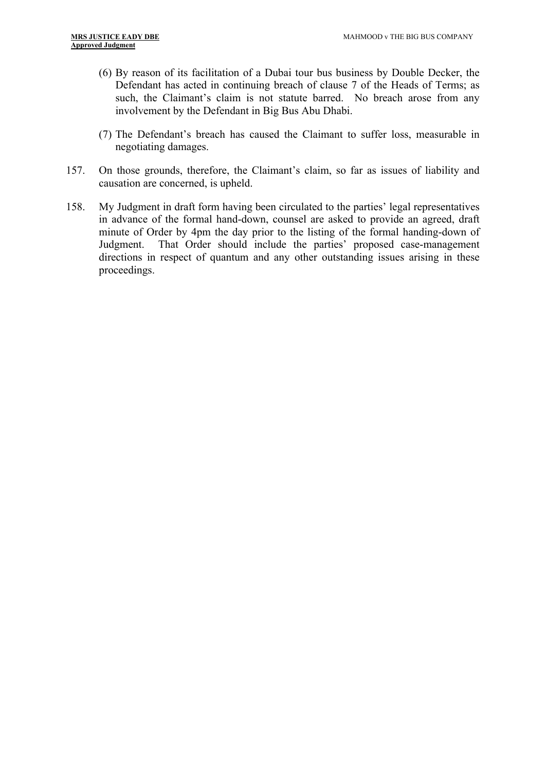(6) By reason of its facilitation of a Dubai tour bus business by Double Decker, the Defendant has acted in continuing breach of clause 7 of the Heads of Terms; as such, the Claimant's claim is not statute barred. No breach arose from any involvement by the Defendant in Big Bus Abu Dhabi.

(7) The Defendant's breach has caused the Claimant to suffer loss, measurable in negotiating damages.

157. On those grounds, therefore, the Claimant's claim, so far as issues of liability and causation are concerned, is upheld.

158. My Judgment in draft form having been circulated to the parties' legal representatives in advance of the formal hand-down, counsel are asked to provide an agreed, draft minute of Order by 4pm the day prior to the listing of the formal handing-down of Judgment. That Order should include the parties' proposed case-management directions in respect of quantum and any other outstanding issues arising in these proceedings.